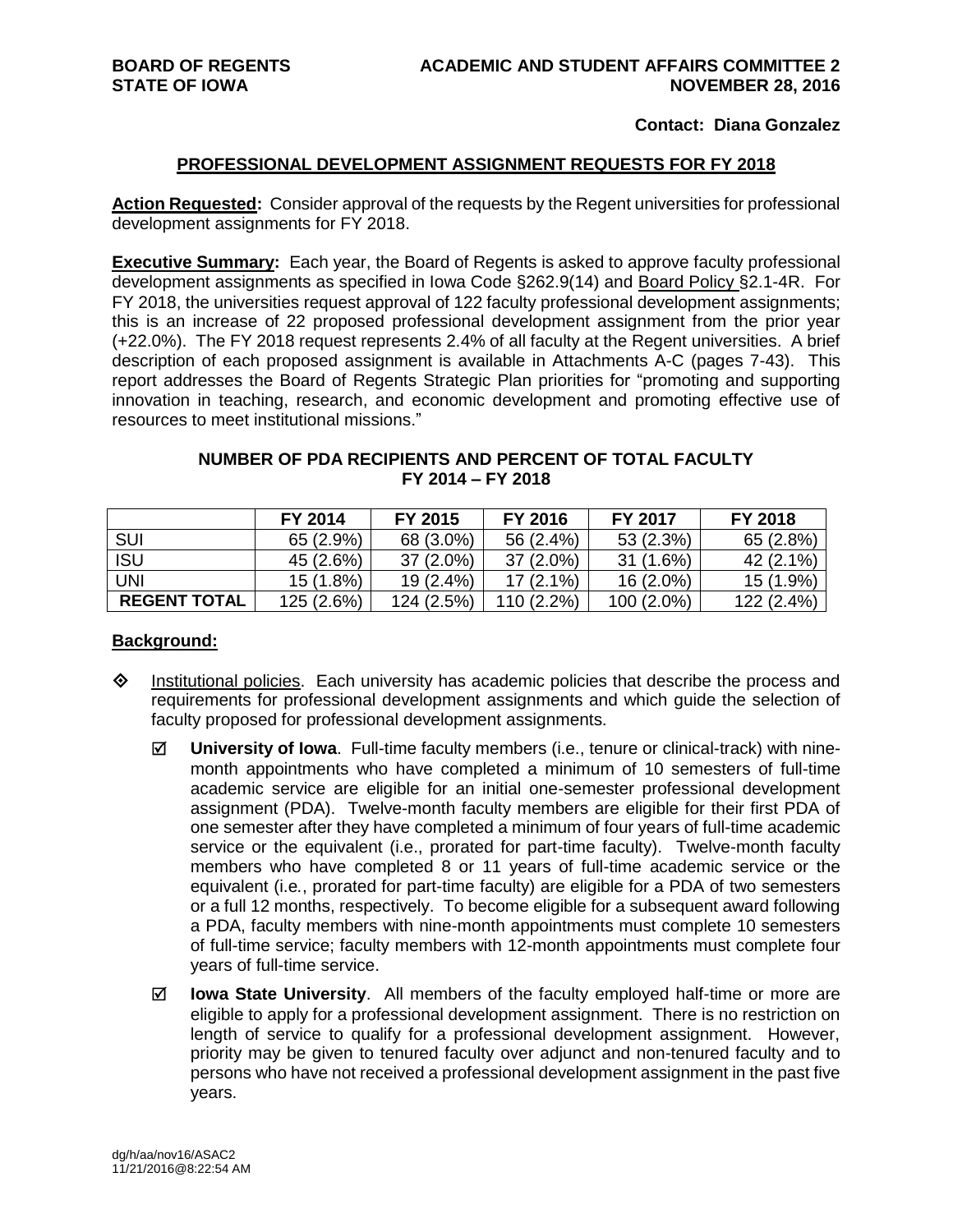**BOARD OF REGENTS**
**STATE OF IOWA**

**ACADEMIC AND STUDENT AFFAIRS COMMITTEE 2**
**NOVEMBER 28, 2016**

**Contact: Diana Gonzalez**

## PROFESSIONAL DEVELOPMENT ASSIGNMENT REQUESTS FOR FY 2018

**Action Requested:** Consider approval of the requests by the Regent universities for professional development assignments for FY 2018.

**Executive Summary:** Each year, the Board of Regents is asked to approve faculty professional development assignments as specified in Iowa Code §262.9(14) and Board Policy §2.1-4R. For FY 2018, the universities request approval of 122 faculty professional development assignments; this is an increase of 22 proposed professional development assignment from the prior year (+22.0%). The FY 2018 request represents 2.4% of all faculty at the Regent universities. A brief description of each proposed assignment is available in Attachments A-C (pages 7-43). This report addresses the Board of Regents Strategic Plan priorities for "promoting and supporting innovation in teaching, research, and economic development and promoting effective use of resources to meet institutional missions."

### NUMBER OF PDA RECIPIENTS AND PERCENT OF TOTAL FACULTY FY 2014 – FY 2018

| | FY 2014 | FY 2015 | FY 2016 | FY 2017 | FY 2018 |
|---|---|---|---|---|---|
| SUI | 65 (2.9%) | 68 (3.0%) | 56 (2.4%) | 53 (2.3%) | 65 (2.8%) |
| ISU | 45 (2.6%) | 37 (2.0%) | 37 (2.0%) | 31 (1.6%) | 42 (2.1%) |
| UNI | 15 (1.8%) | 19 (2.4%) | 17 (2.1%) | 16 (2.0%) | 15 (1.9%) |
| **REGENT TOTAL** | 125 (2.6%) | 124 (2.5%) | 110 (2.2%) | 100 (2.0%) | 122 (2.4%) |

### Background:

- Institutional policies. Each university has academic policies that describe the process and requirements for professional development assignments and which guide the selection of faculty proposed for professional development assignments.
  - ☑ **University of Iowa**. Full-time faculty members (i.e., tenure or clinical-track) with nine-month appointments who have completed a minimum of 10 semesters of full-time academic service are eligible for an initial one-semester professional development assignment (PDA). Twelve-month faculty members are eligible for their first PDA of one semester after they have completed a minimum of four years of full-time academic service or the equivalent (i.e., prorated for part-time faculty). Twelve-month faculty members who have completed 8 or 11 years of full-time academic service or the equivalent (i.e., prorated for part-time faculty) are eligible for a PDA of two semesters or a full 12 months, respectively. To become eligible for a subsequent award following a PDA, faculty members with nine-month appointments must complete 10 semesters of full-time service; faculty members with 12-month appointments must complete four years of full-time service.
  - ☑ **Iowa State University**. All members of the faculty employed half-time or more are eligible to apply for a professional development assignment. There is no restriction on length of service to qualify for a professional development assignment. However, priority may be given to tenured faculty over adjunct and non-tenured faculty and to persons who have not received a professional development assignment in the past five years.

dg/h/aa/nov16/ASAC2
11/21/2016@8:22:54 AM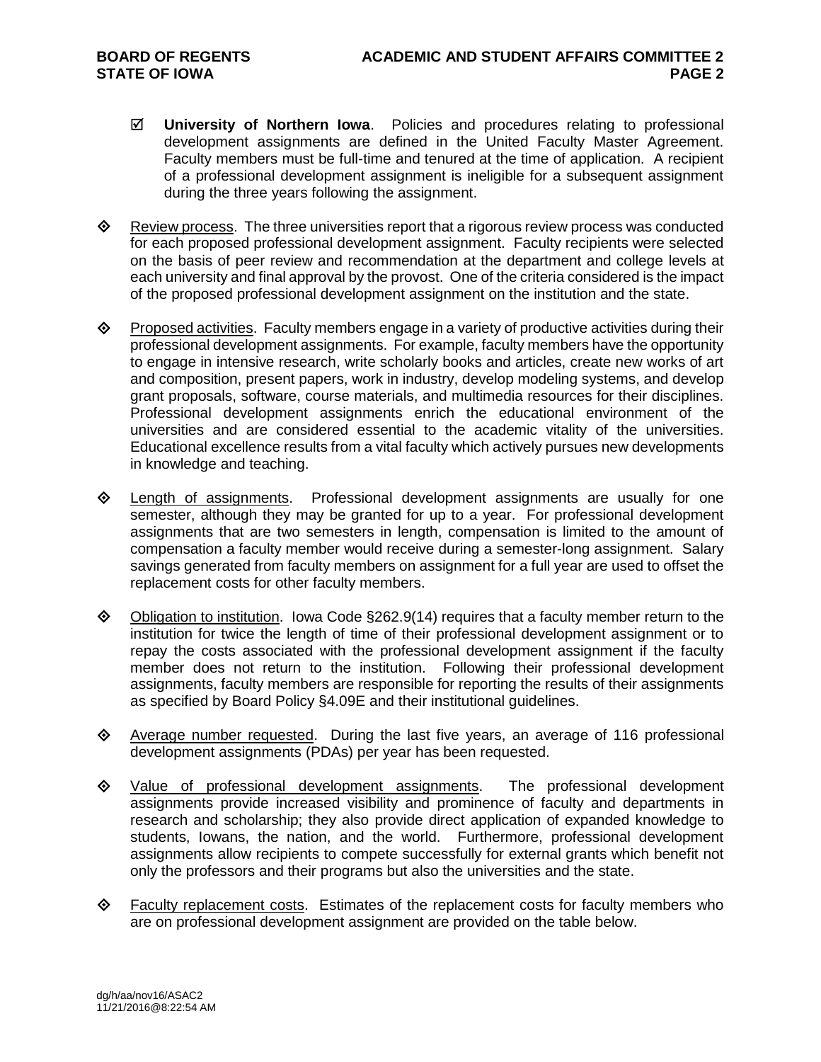- ☑ **University of Northern Iowa**. Policies and procedures relating to professional development assignments are defined in the United Faculty Master Agreement. Faculty members must be full-time and tenured at the time of application. A recipient of a professional development assignment is ineligible for a subsequent assignment during the three years following the assignment.

- ◈ Review process. The three universities report that a rigorous review process was conducted for each proposed professional development assignment. Faculty recipients were selected on the basis of peer review and recommendation at the department and college levels at each university and final approval by the provost. One of the criteria considered is the impact of the proposed professional development assignment on the institution and the state.

- ◈ Proposed activities. Faculty members engage in a variety of productive activities during their professional development assignments. For example, faculty members have the opportunity to engage in intensive research, write scholarly books and articles, create new works of art and composition, present papers, work in industry, develop modeling systems, and develop grant proposals, software, course materials, and multimedia resources for their disciplines. Professional development assignments enrich the educational environment of the universities and are considered essential to the academic vitality of the universities. Educational excellence results from a vital faculty which actively pursues new developments in knowledge and teaching.

- ◈ Length of assignments. Professional development assignments are usually for one semester, although they may be granted for up to a year. For professional development assignments that are two semesters in length, compensation is limited to the amount of compensation a faculty member would receive during a semester-long assignment. Salary savings generated from faculty members on assignment for a full year are used to offset the replacement costs for other faculty members.

- ◈ Obligation to institution. Iowa Code §262.9(14) requires that a faculty member return to the institution for twice the length of time of their professional development assignment or to repay the costs associated with the professional development assignment if the faculty member does not return to the institution. Following their professional development assignments, faculty members are responsible for reporting the results of their assignments as specified by Board Policy §4.09E and their institutional guidelines.

- ◈ Average number requested. During the last five years, an average of 116 professional development assignments (PDAs) per year has been requested.

- ◈ Value of professional development assignments. The professional development assignments provide increased visibility and prominence of faculty and departments in research and scholarship; they also provide direct application of expanded knowledge to students, Iowans, the nation, and the world. Furthermore, professional development assignments allow recipients to compete successfully for external grants which benefit not only the professors and their programs but also the universities and the state.

- ◈ Faculty replacement costs. Estimates of the replacement costs for faculty members who are on professional development assignment are provided on the table below.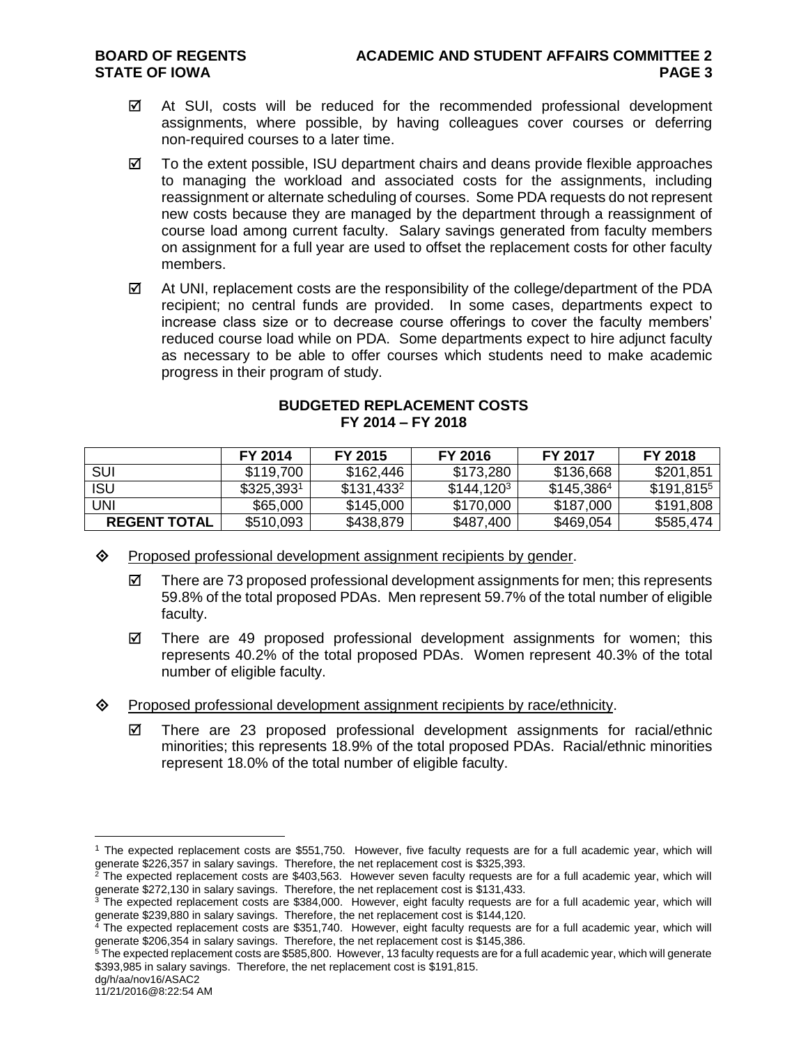- ☑ At SUI, costs will be reduced for the recommended professional development assignments, where possible, by having colleagues cover courses or deferring non-required courses to a later time.
- ☑ To the extent possible, ISU department chairs and deans provide flexible approaches to managing the workload and associated costs for the assignments, including reassignment or alternate scheduling of courses. Some PDA requests do not represent new costs because they are managed by the department through a reassignment of course load among current faculty. Salary savings generated from faculty members on assignment for a full year are used to offset the replacement costs for other faculty members.
- ☑ At UNI, replacement costs are the responsibility of the college/department of the PDA recipient; no central funds are provided. In some cases, departments expect to increase class size or to decrease course offerings to cover the faculty members' reduced course load while on PDA. Some departments expect to hire adjunct faculty as necessary to be able to offer courses which students need to make academic progress in their program of study.

**BUDGETED REPLACEMENT COSTS**
**FY 2014 – FY 2018**

| | FY 2014 | FY 2015 | FY 2016 | FY 2017 | FY 2018 |
|---|---|---|---|---|---|
| SUI | $119,700 | $162,446 | $173,280 | $136,668 | $201,851 |
| ISU | $325,393[1] | $131,433[2] | $144,120[3] | $145,386[4] | $191,815[5] |
| UNI | $65,000 | $145,000 | $170,000 | $187,000 | $191,808 |
| **REGENT TOTAL** | $510,093 | $438,879 | $487,400 | $469,054 | $585,474 |

◈ Proposed professional development assignment recipients by gender.

- ☑ There are 73 proposed professional development assignments for men; this represents 59.8% of the total proposed PDAs. Men represent 59.7% of the total number of eligible faculty.
- ☑ There are 49 proposed professional development assignments for women; this represents 40.2% of the total proposed PDAs. Women represent 40.3% of the total number of eligible faculty.

◈ Proposed professional development assignment recipients by race/ethnicity.

- ☑ There are 23 proposed professional development assignments for racial/ethnic minorities; this represents 18.9% of the total proposed PDAs. Racial/ethnic minorities represent 18.0% of the total number of eligible faculty.

---

[1] The expected replacement costs are $551,750. However, five faculty requests are for a full academic year, which will generate $226,357 in salary savings. Therefore, the net replacement cost is $325,393.

[2] The expected replacement costs are $403,563. However seven faculty requests are for a full academic year, which will generate $272,130 in salary savings. Therefore, the net replacement cost is $131,433.

[3] The expected replacement costs are $384,000. However, eight faculty requests are for a full academic year, which will generate $239,880 in salary savings. Therefore, the net replacement cost is $144,120.

[4] The expected replacement costs are $351,740. However, eight faculty requests are for a full academic year, which will generate $206,354 in salary savings. Therefore, the net replacement cost is $145,386.

[5] The expected replacement costs are $585,800. However, 13 faculty requests are for a full academic year, which will generate $393,985 in salary savings. Therefore, the net replacement cost is $191,815.

dg/h/aa/nov16/ASAC2
11/21/2016@8:22:54 AM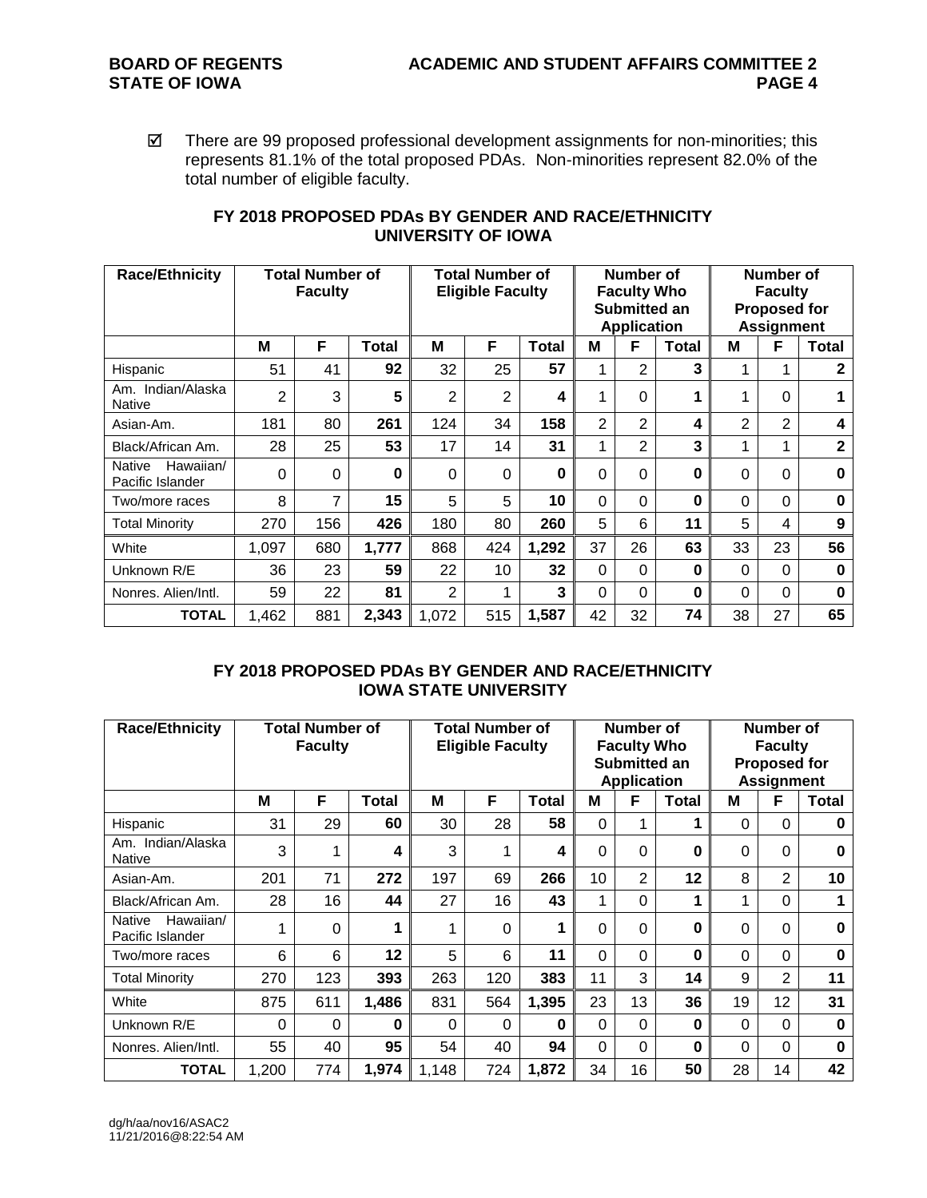- ☑ There are 99 proposed professional development assignments for non-minorities; this represents 81.1% of the total proposed PDAs. Non-minorities represent 82.0% of the total number of eligible faculty.

### FY 2018 PROPOSED PDAs BY GENDER AND RACE/ETHNICITY UNIVERSITY OF IOWA

| Race/Ethnicity | Total Number of Faculty | | | Total Number of Eligible Faculty | | | Number of Faculty Who Submitted an Application | | | Number of Faculty Proposed for Assignment | | |
|---|---|---|---|---|---|---|---|---|---|---|---|---|
| | M | F | Total | M | F | Total | M | F | Total | M | F | Total |
| Hispanic | 51 | 41 | **92** | 32 | 25 | **57** | 1 | 2 | **3** | 1 | 1 | **2** |
| Am. Indian/Alaska Native | 2 | 3 | **5** | 2 | 2 | **4** | 1 | 0 | **1** | 1 | 0 | **1** |
| Asian-Am. | 181 | 80 | **261** | 124 | 34 | **158** | 2 | 2 | **4** | 2 | 2 | **4** |
| Black/African Am. | 28 | 25 | **53** | 17 | 14 | **31** | 1 | 2 | **3** | 1 | 1 | **2** |
| Native Hawaiian/ Pacific Islander | 0 | 0 | **0** | 0 | 0 | **0** | 0 | 0 | **0** | 0 | 0 | **0** |
| Two/more races | 8 | 7 | **15** | 5 | 5 | **10** | 0 | 0 | **0** | 0 | 0 | **0** |
| Total Minority | 270 | 156 | **426** | 180 | 80 | **260** | 5 | 6 | **11** | 5 | 4 | **9** |
| White | 1,097 | 680 | **1,777** | 868 | 424 | **1,292** | 37 | 26 | **63** | 33 | 23 | **56** |
| Unknown R/E | 36 | 23 | **59** | 22 | 10 | **32** | 0 | 0 | **0** | 0 | 0 | **0** |
| Nonres. Alien/Intl. | 59 | 22 | **81** | 2 | 1 | **3** | 0 | 0 | **0** | 0 | 0 | **0** |
| **TOTAL** | 1,462 | 881 | **2,343** | 1,072 | 515 | **1,587** | 42 | 32 | **74** | 38 | 27 | **65** |

### FY 2018 PROPOSED PDAs BY GENDER AND RACE/ETHNICITY IOWA STATE UNIVERSITY

| Race/Ethnicity | Total Number of Faculty | | | Total Number of Eligible Faculty | | | Number of Faculty Who Submitted an Application | | | Number of Faculty Proposed for Assignment | | |
|---|---|---|---|---|---|---|---|---|---|---|---|---|
| | M | F | Total | M | F | Total | M | F | Total | M | F | Total |
| Hispanic | 31 | 29 | **60** | 30 | 28 | **58** | 0 | 1 | **1** | 0 | 0 | **0** |
| Am. Indian/Alaska Native | 3 | 1 | **4** | 3 | 1 | **4** | 0 | 0 | **0** | 0 | 0 | **0** |
| Asian-Am. | 201 | 71 | **272** | 197 | 69 | **266** | 10 | 2 | **12** | 8 | 2 | **10** |
| Black/African Am. | 28 | 16 | **44** | 27 | 16 | **43** | 1 | 0 | **1** | 1 | 0 | **1** |
| Native Hawaiian/ Pacific Islander | 1 | 0 | **1** | 1 | 0 | **1** | 0 | 0 | **0** | 0 | 0 | **0** |
| Two/more races | 6 | 6 | **12** | 5 | 6 | **11** | 0 | 0 | **0** | 0 | 0 | **0** |
| Total Minority | 270 | 123 | **393** | 263 | 120 | **383** | 11 | 3 | **14** | 9 | 2 | **11** |
| White | 875 | 611 | **1,486** | 831 | 564 | **1,395** | 23 | 13 | **36** | 19 | 12 | **31** |
| Unknown R/E | 0 | 0 | **0** | 0 | 0 | **0** | 0 | 0 | **0** | 0 | 0 | **0** |
| Nonres. Alien/Intl. | 55 | 40 | **95** | 54 | 40 | **94** | 0 | 0 | **0** | 0 | 0 | **0** |
| **TOTAL** | 1,200 | 774 | **1,974** | 1,148 | 724 | **1,872** | 34 | 16 | **50** | 28 | 14 | **42** |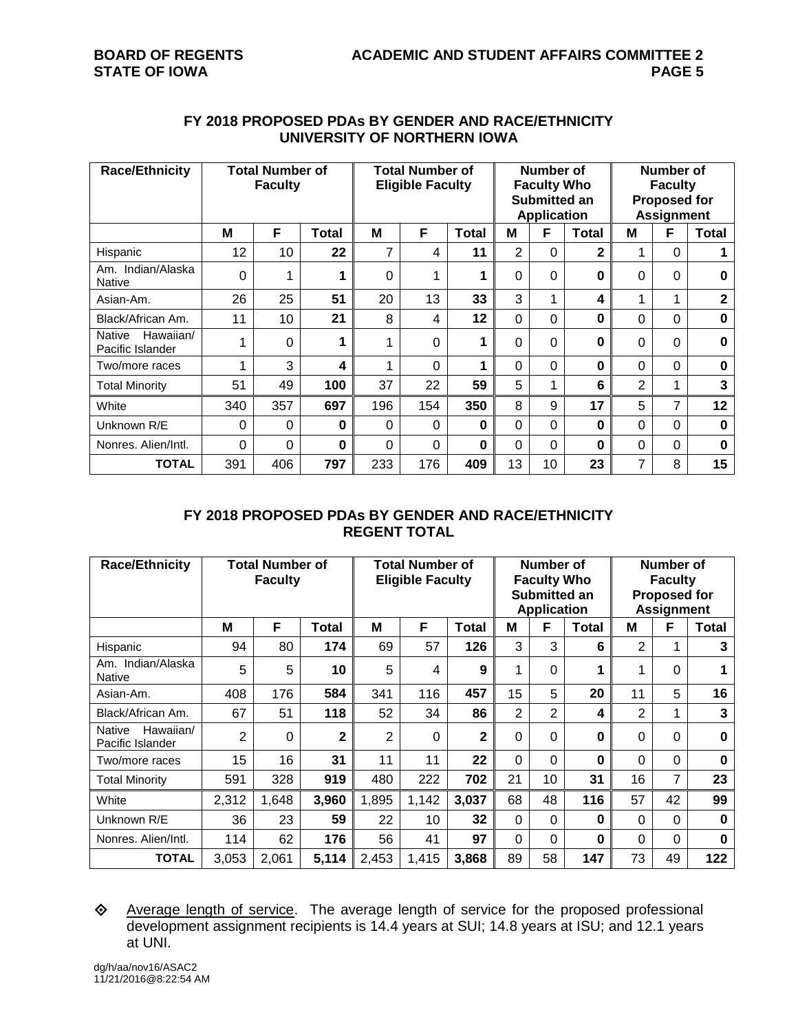## FY 2018 PROPOSED PDAs BY GENDER AND RACE/ETHNICITY UNIVERSITY OF NORTHERN IOWA

| Race/Ethnicity | Total Number of Faculty | | | Total Number of Eligible Faculty | | | Number of Faculty Who Submitted an Application | | | Number of Faculty Proposed for Assignment | | |
|---|---|---|---|---|---|---|---|---|---|---|---|---|
| | M | F | Total | M | F | Total | M | F | Total | M | F | Total |
| Hispanic | 12 | 10 | **22** | 7 | 4 | **11** | 2 | 0 | **2** | 1 | 0 | **1** |
| Am. Indian/Alaska Native | 0 | 1 | **1** | 0 | 1 | **1** | 0 | 0 | **0** | 0 | 0 | **0** |
| Asian-Am. | 26 | 25 | **51** | 20 | 13 | **33** | 3 | 1 | **4** | 1 | 1 | **2** |
| Black/African Am. | 11 | 10 | **21** | 8 | 4 | **12** | 0 | 0 | **0** | 0 | 0 | **0** |
| Native Hawaiian/ Pacific Islander | 1 | 0 | **1** | 1 | 0 | **1** | 0 | 0 | **0** | 0 | 0 | **0** |
| Two/more races | 1 | 3 | **4** | 1 | 0 | **1** | 0 | 0 | **0** | 0 | 0 | **0** |
| Total Minority | 51 | 49 | **100** | 37 | 22 | **59** | 5 | 1 | **6** | 2 | 1 | **3** |
| White | 340 | 357 | **697** | 196 | 154 | **350** | 8 | 9 | **17** | 5 | 7 | **12** |
| Unknown R/E | 0 | 0 | **0** | 0 | 0 | **0** | 0 | 0 | **0** | 0 | 0 | **0** |
| Nonres. Alien/Intl. | 0 | 0 | **0** | 0 | 0 | **0** | 0 | 0 | **0** | 0 | 0 | **0** |
| **TOTAL** | 391 | 406 | **797** | 233 | 176 | **409** | 13 | 10 | **23** | 7 | 8 | **15** |

## FY 2018 PROPOSED PDAs BY GENDER AND RACE/ETHNICITY REGENT TOTAL

| Race/Ethnicity | Total Number of Faculty | | | Total Number of Eligible Faculty | | | Number of Faculty Who Submitted an Application | | | Number of Faculty Proposed for Assignment | | |
|---|---|---|---|---|---|---|---|---|---|---|---|---|
| | M | F | Total | M | F | Total | M | F | Total | M | F | Total |
| Hispanic | 94 | 80 | **174** | 69 | 57 | **126** | 3 | 3 | **6** | 2 | 1 | **3** |
| Am. Indian/Alaska Native | 5 | 5 | **10** | 5 | 4 | **9** | 1 | 0 | **1** | 1 | 0 | **1** |
| Asian-Am. | 408 | 176 | **584** | 341 | 116 | **457** | 15 | 5 | **20** | 11 | 5 | **16** |
| Black/African Am. | 67 | 51 | **118** | 52 | 34 | **86** | 2 | 2 | **4** | 2 | 1 | **3** |
| Native Hawaiian/ Pacific Islander | 2 | 0 | **2** | 2 | 0 | **2** | 0 | 0 | **0** | 0 | 0 | **0** |
| Two/more races | 15 | 16 | **31** | 11 | 11 | **22** | 0 | 0 | **0** | 0 | 0 | **0** |
| Total Minority | 591 | 328 | **919** | 480 | 222 | **702** | 21 | 10 | **31** | 16 | 7 | **23** |
| White | 2,312 | 1,648 | **3,960** | 1,895 | 1,142 | **3,037** | 68 | 48 | **116** | 57 | 42 | **99** |
| Unknown R/E | 36 | 23 | **59** | 22 | 10 | **32** | 0 | 0 | **0** | 0 | 0 | **0** |
| Nonres. Alien/Intl. | 114 | 62 | **176** | 56 | 41 | **97** | 0 | 0 | **0** | 0 | 0 | **0** |
| **TOTAL** | 3,053 | 2,061 | **5,114** | 2,453 | 1,415 | **3,868** | 89 | 58 | **147** | 73 | 49 | **122** |

- Average length of service. The average length of service for the proposed professional development assignment recipients is 14.4 years at SUI; 14.8 years at ISU; and 12.1 years at UNI.

dg/h/aa/nov16/ASAC2
11/21/2016@8:22:54 AM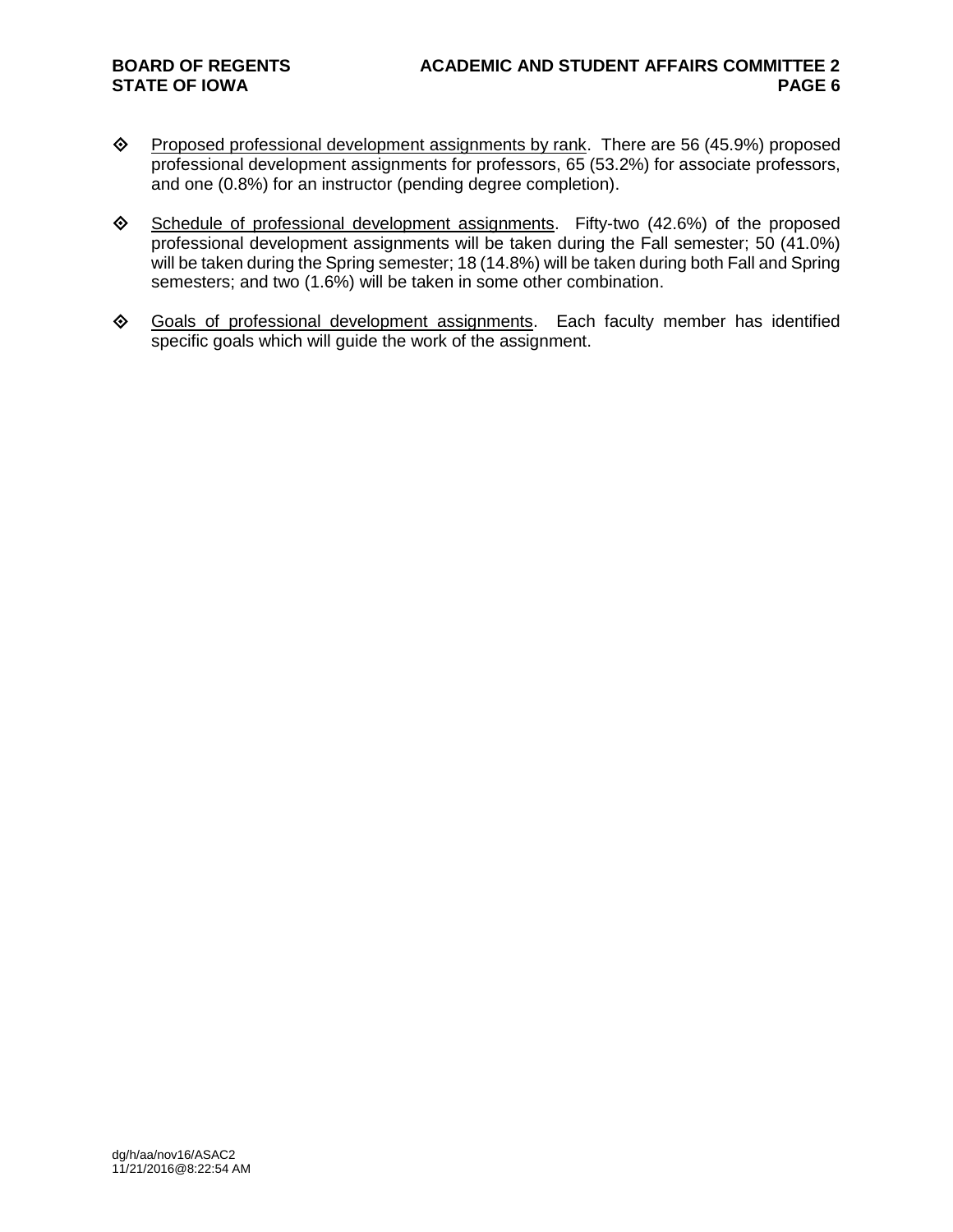- Proposed professional development assignments by rank. There are 56 (45.9%) proposed professional development assignments for professors, 65 (53.2%) for associate professors, and one (0.8%) for an instructor (pending degree completion).

- Schedule of professional development assignments. Fifty-two (42.6%) of the proposed professional development assignments will be taken during the Fall semester; 50 (41.0%) will be taken during the Spring semester; 18 (14.8%) will be taken during both Fall and Spring semesters; and two (1.6%) will be taken in some other combination.

- Goals of professional development assignments. Each faculty member has identified specific goals which will guide the work of the assignment.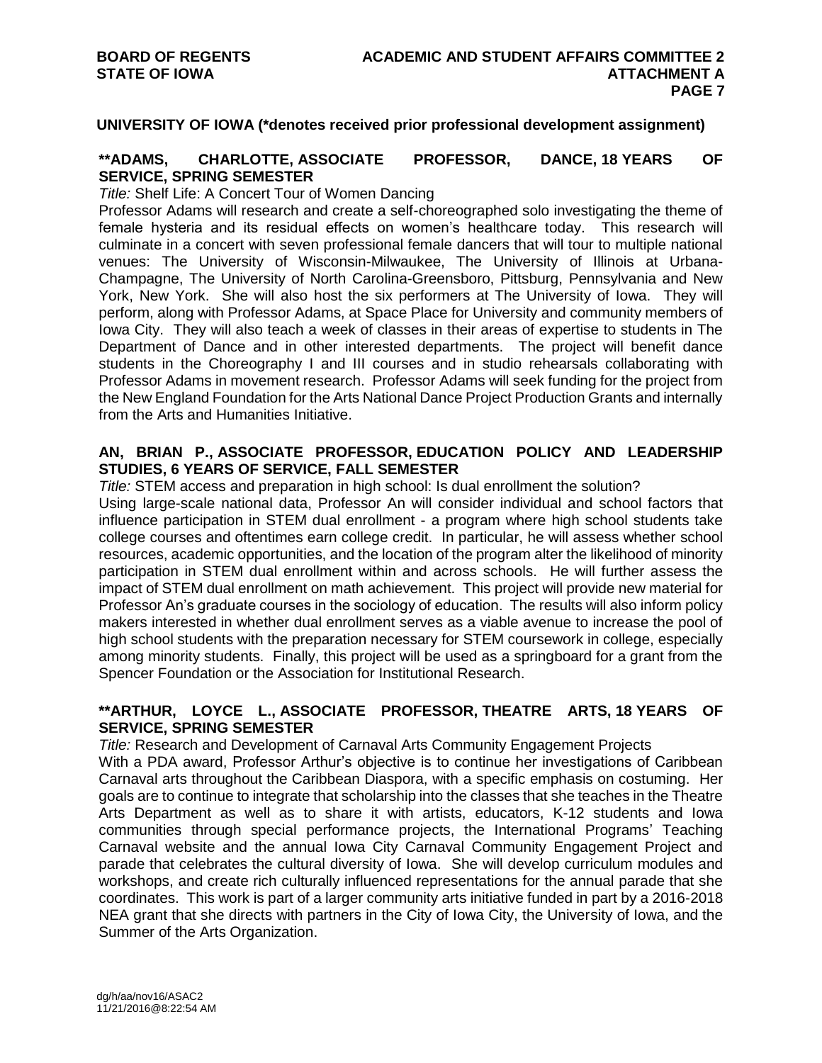**UNIVERSITY OF IOWA (\*denotes received prior professional development assignment)**

### **ADAMS, CHARLOTTE, ASSOCIATE PROFESSOR, DANCE, 18 YEARS OF SERVICE, SPRING SEMESTER

*Title:* Shelf Life: A Concert Tour of Women Dancing

Professor Adams will research and create a self-choreographed solo investigating the theme of female hysteria and its residual effects on women's healthcare today. This research will culminate in a concert with seven professional female dancers that will tour to multiple national venues: The University of Wisconsin-Milwaukee, The University of Illinois at Urbana-Champagne, The University of North Carolina-Greensboro, Pittsburg, Pennsylvania and New York, New York. She will also host the six performers at The University of Iowa. They will perform, along with Professor Adams, at Space Place for University and community members of Iowa City. They will also teach a week of classes in their areas of expertise to students in The Department of Dance and in other interested departments. The project will benefit dance students in the Choreography I and III courses and in studio rehearsals collaborating with Professor Adams in movement research. Professor Adams will seek funding for the project from the New England Foundation for the Arts National Dance Project Production Grants and internally from the Arts and Humanities Initiative.

### AN, BRIAN P., ASSOCIATE PROFESSOR, EDUCATION POLICY AND LEADERSHIP STUDIES, 6 YEARS OF SERVICE, FALL SEMESTER

*Title:* STEM access and preparation in high school: Is dual enrollment the solution?

Using large-scale national data, Professor An will consider individual and school factors that influence participation in STEM dual enrollment - a program where high school students take college courses and oftentimes earn college credit. In particular, he will assess whether school resources, academic opportunities, and the location of the program alter the likelihood of minority participation in STEM dual enrollment within and across schools. He will further assess the impact of STEM dual enrollment on math achievement. This project will provide new material for Professor An's graduate courses in the sociology of education. The results will also inform policy makers interested in whether dual enrollment serves as a viable avenue to increase the pool of high school students with the preparation necessary for STEM coursework in college, especially among minority students. Finally, this project will be used as a springboard for a grant from the Spencer Foundation or the Association for Institutional Research.

### **ARTHUR, LOYCE L., ASSOCIATE PROFESSOR, THEATRE ARTS, 18 YEARS OF SERVICE, SPRING SEMESTER

*Title:* Research and Development of Carnaval Arts Community Engagement Projects

With a PDA award, Professor Arthur's objective is to continue her investigations of Caribbean Carnaval arts throughout the Caribbean Diaspora, with a specific emphasis on costuming. Her goals are to continue to integrate that scholarship into the classes that she teaches in the Theatre Arts Department as well as to share it with artists, educators, K-12 students and Iowa communities through special performance projects, the International Programs' Teaching Carnaval website and the annual Iowa City Carnaval Community Engagement Project and parade that celebrates the cultural diversity of Iowa. She will develop curriculum modules and workshops, and create rich culturally influenced representations for the annual parade that she coordinates. This work is part of a larger community arts initiative funded in part by a 2016-2018 NEA grant that she directs with partners in the City of Iowa City, the University of Iowa, and the Summer of the Arts Organization.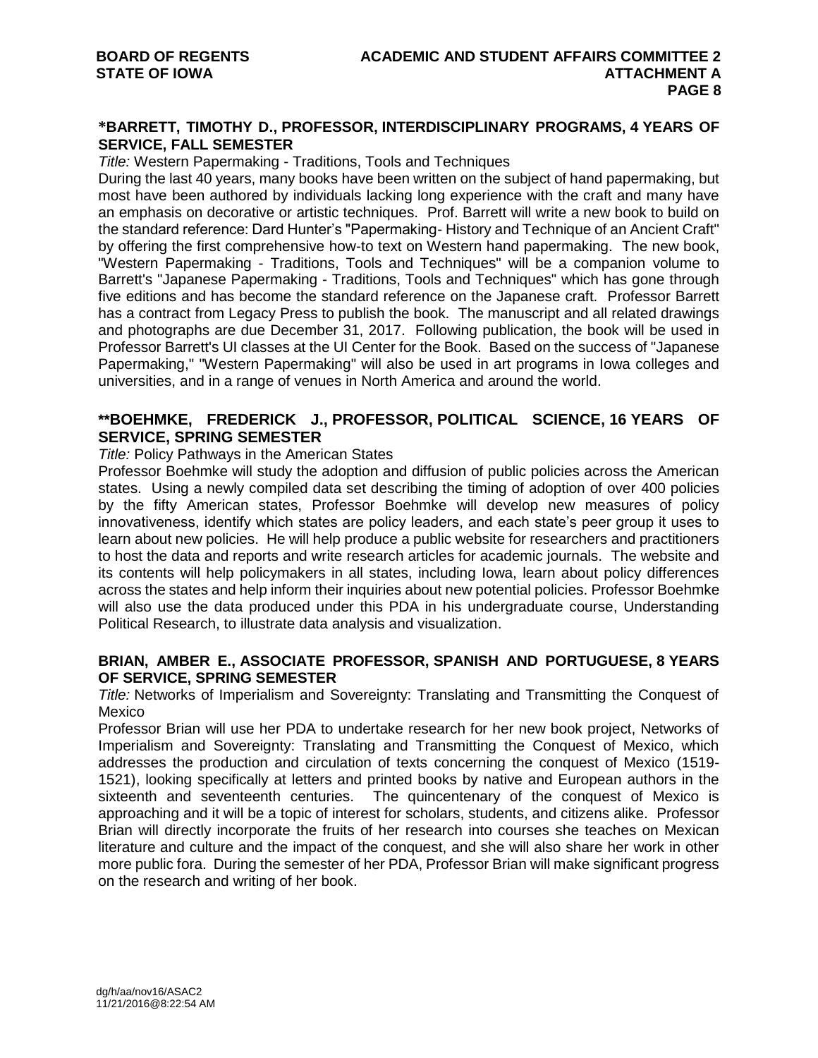**\*BARRETT, TIMOTHY D., PROFESSOR, INTERDISCIPLINARY PROGRAMS, 4 YEARS OF SERVICE, FALL SEMESTER**

*Title:* Western Papermaking - Traditions, Tools and Techniques

During the last 40 years, many books have been written on the subject of hand papermaking, but most have been authored by individuals lacking long experience with the craft and many have an emphasis on decorative or artistic techniques. Prof. Barrett will write a new book to build on the standard reference: Dard Hunter's "Papermaking- History and Technique of an Ancient Craft" by offering the first comprehensive how-to text on Western hand papermaking. The new book, "Western Papermaking - Traditions, Tools and Techniques" will be a companion volume to Barrett's "Japanese Papermaking - Traditions, Tools and Techniques" which has gone through five editions and has become the standard reference on the Japanese craft. Professor Barrett has a contract from Legacy Press to publish the book. The manuscript and all related drawings and photographs are due December 31, 2017. Following publication, the book will be used in Professor Barrett's UI classes at the UI Center for the Book. Based on the success of "Japanese Papermaking," "Western Papermaking" will also be used in art programs in Iowa colleges and universities, and in a range of venues in North America and around the world.

**\*\*BOEHMKE, FREDERICK J., PROFESSOR, POLITICAL SCIENCE, 16 YEARS OF SERVICE, SPRING SEMESTER**

*Title:* Policy Pathways in the American States

Professor Boehmke will study the adoption and diffusion of public policies across the American states. Using a newly compiled data set describing the timing of adoption of over 400 policies by the fifty American states, Professor Boehmke will develop new measures of policy innovativeness, identify which states are policy leaders, and each state's peer group it uses to learn about new policies. He will help produce a public website for researchers and practitioners to host the data and reports and write research articles for academic journals. The website and its contents will help policymakers in all states, including Iowa, learn about policy differences across the states and help inform their inquiries about new potential policies. Professor Boehmke will also use the data produced under this PDA in his undergraduate course, Understanding Political Research, to illustrate data analysis and visualization.

**BRIAN, AMBER E., ASSOCIATE PROFESSOR, SPANISH AND PORTUGUESE, 8 YEARS OF SERVICE, SPRING SEMESTER**

*Title:* Networks of Imperialism and Sovereignty: Translating and Transmitting the Conquest of Mexico

Professor Brian will use her PDA to undertake research for her new book project, Networks of Imperialism and Sovereignty: Translating and Transmitting the Conquest of Mexico, which addresses the production and circulation of texts concerning the conquest of Mexico (1519-1521), looking specifically at letters and printed books by native and European authors in the sixteenth and seventeenth centuries. The quincentenary of the conquest of Mexico is approaching and it will be a topic of interest for scholars, students, and citizens alike. Professor Brian will directly incorporate the fruits of her research into courses she teaches on Mexican literature and culture and the impact of the conquest, and she will also share her work in other more public fora. During the semester of her PDA, Professor Brian will make significant progress on the research and writing of her book.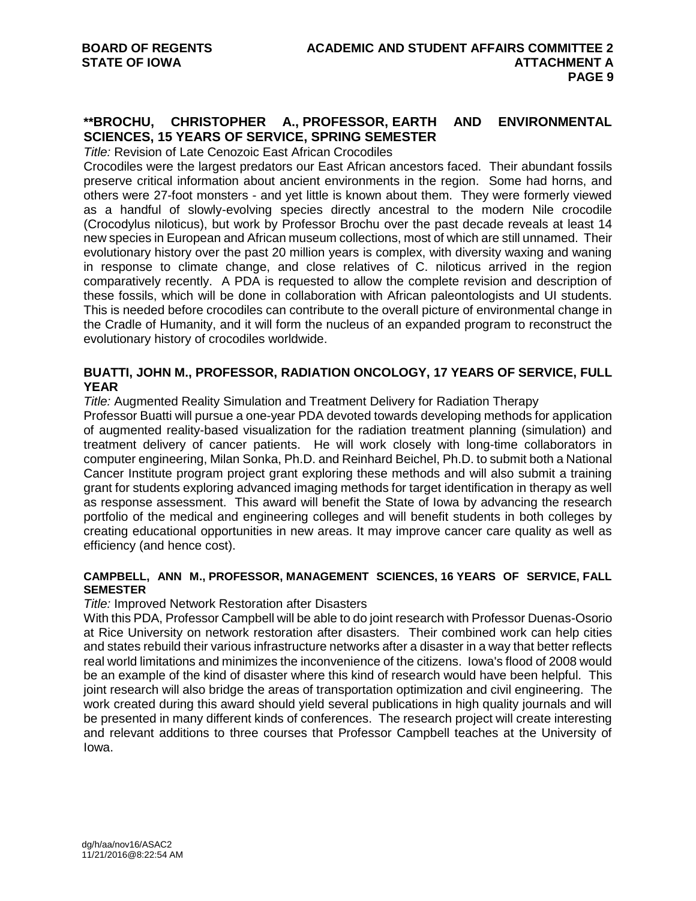**\*\*BROCHU, CHRISTOPHER A., PROFESSOR, EARTH AND ENVIRONMENTAL SCIENCES, 15 YEARS OF SERVICE, SPRING SEMESTER**

*Title:* Revision of Late Cenozoic East African Crocodiles

Crocodiles were the largest predators our East African ancestors faced. Their abundant fossils preserve critical information about ancient environments in the region. Some had horns, and others were 27-foot monsters - and yet little is known about them. They were formerly viewed as a handful of slowly-evolving species directly ancestral to the modern Nile crocodile (Crocodylus niloticus), but work by Professor Brochu over the past decade reveals at least 14 new species in European and African museum collections, most of which are still unnamed. Their evolutionary history over the past 20 million years is complex, with diversity waxing and waning in response to climate change, and close relatives of C. niloticus arrived in the region comparatively recently. A PDA is requested to allow the complete revision and description of these fossils, which will be done in collaboration with African paleontologists and UI students. This is needed before crocodiles can contribute to the overall picture of environmental change in the Cradle of Humanity, and it will form the nucleus of an expanded program to reconstruct the evolutionary history of crocodiles worldwide.

**BUATTI, JOHN M., PROFESSOR, RADIATION ONCOLOGY, 17 YEARS OF SERVICE, FULL YEAR**

*Title:* Augmented Reality Simulation and Treatment Delivery for Radiation Therapy

Professor Buatti will pursue a one-year PDA devoted towards developing methods for application of augmented reality-based visualization for the radiation treatment planning (simulation) and treatment delivery of cancer patients. He will work closely with long-time collaborators in computer engineering, Milan Sonka, Ph.D. and Reinhard Beichel, Ph.D. to submit both a National Cancer Institute program project grant exploring these methods and will also submit a training grant for students exploring advanced imaging methods for target identification in therapy as well as response assessment. This award will benefit the State of Iowa by advancing the research portfolio of the medical and engineering colleges and will benefit students in both colleges by creating educational opportunities in new areas. It may improve cancer care quality as well as efficiency (and hence cost).

**CAMPBELL, ANN M., PROFESSOR, MANAGEMENT SCIENCES, 16 YEARS OF SERVICE, FALL SEMESTER**

*Title:* Improved Network Restoration after Disasters

With this PDA, Professor Campbell will be able to do joint research with Professor Duenas-Osorio at Rice University on network restoration after disasters. Their combined work can help cities and states rebuild their various infrastructure networks after a disaster in a way that better reflects real world limitations and minimizes the inconvenience of the citizens. Iowa's flood of 2008 would be an example of the kind of disaster where this kind of research would have been helpful. This joint research will also bridge the areas of transportation optimization and civil engineering. The work created during this award should yield several publications in high quality journals and will be presented in many different kinds of conferences. The research project will create interesting and relevant additions to three courses that Professor Campbell teaches at the University of Iowa.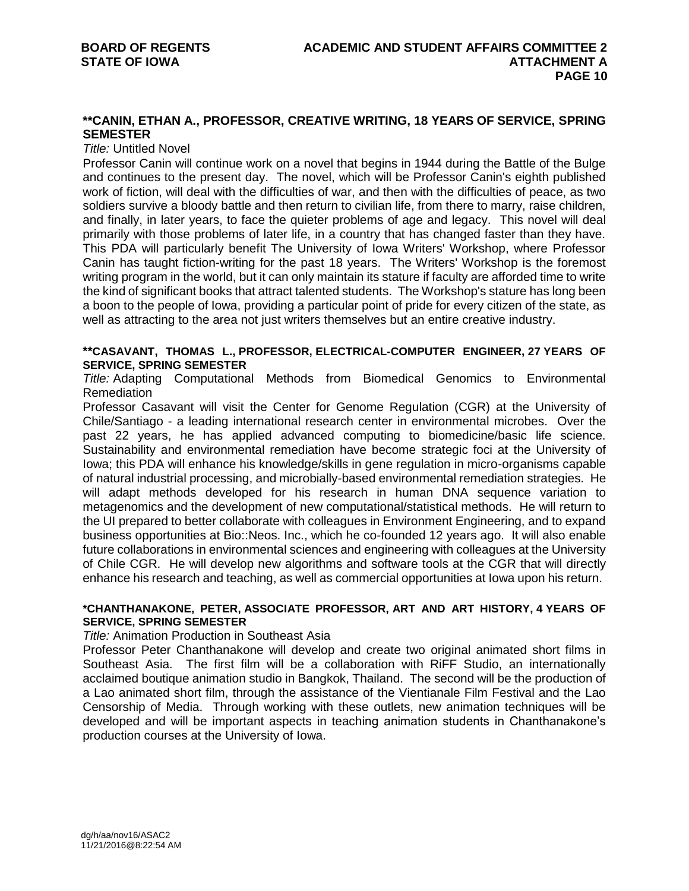**\*\*CANIN, ETHAN A., PROFESSOR, CREATIVE WRITING, 18 YEARS OF SERVICE, SPRING SEMESTER**

*Title:* Untitled Novel

Professor Canin will continue work on a novel that begins in 1944 during the Battle of the Bulge and continues to the present day. The novel, which will be Professor Canin's eighth published work of fiction, will deal with the difficulties of war, and then with the difficulties of peace, as two soldiers survive a bloody battle and then return to civilian life, from there to marry, raise children, and finally, in later years, to face the quieter problems of age and legacy. This novel will deal primarily with those problems of later life, in a country that has changed faster than they have. This PDA will particularly benefit The University of Iowa Writers' Workshop, where Professor Canin has taught fiction-writing for the past 18 years. The Writers' Workshop is the foremost writing program in the world, but it can only maintain its stature if faculty are afforded time to write the kind of significant books that attract talented students. The Workshop's stature has long been a boon to the people of Iowa, providing a particular point of pride for every citizen of the state, as well as attracting to the area not just writers themselves but an entire creative industry.

**\*\*CASAVANT, THOMAS L., PROFESSOR, ELECTRICAL-COMPUTER ENGINEER, 27 YEARS OF SERVICE, SPRING SEMESTER**

*Title:* Adapting Computational Methods from Biomedical Genomics to Environmental Remediation

Professor Casavant will visit the Center for Genome Regulation (CGR) at the University of Chile/Santiago - a leading international research center in environmental microbes. Over the past 22 years, he has applied advanced computing to biomedicine/basic life science. Sustainability and environmental remediation have become strategic foci at the University of Iowa; this PDA will enhance his knowledge/skills in gene regulation in micro-organisms capable of natural industrial processing, and microbially-based environmental remediation strategies. He will adapt methods developed for his research in human DNA sequence variation to metagenomics and the development of new computational/statistical methods. He will return to the UI prepared to better collaborate with colleagues in Environment Engineering, and to expand business opportunities at Bio::Neos. Inc., which he co-founded 12 years ago. It will also enable future collaborations in environmental sciences and engineering with colleagues at the University of Chile CGR. He will develop new algorithms and software tools at the CGR that will directly enhance his research and teaching, as well as commercial opportunities at Iowa upon his return.

**\*CHANTHANAKONE, PETER, ASSOCIATE PROFESSOR, ART AND ART HISTORY, 4 YEARS OF SERVICE, SPRING SEMESTER**

*Title:* Animation Production in Southeast Asia

Professor Peter Chanthanakone will develop and create two original animated short films in Southeast Asia. The first film will be a collaboration with RiFF Studio, an internationally acclaimed boutique animation studio in Bangkok, Thailand. The second will be the production of a Lao animated short film, through the assistance of the Vientianale Film Festival and the Lao Censorship of Media. Through working with these outlets, new animation techniques will be developed and will be important aspects in teaching animation students in Chanthanakone's production courses at the University of Iowa.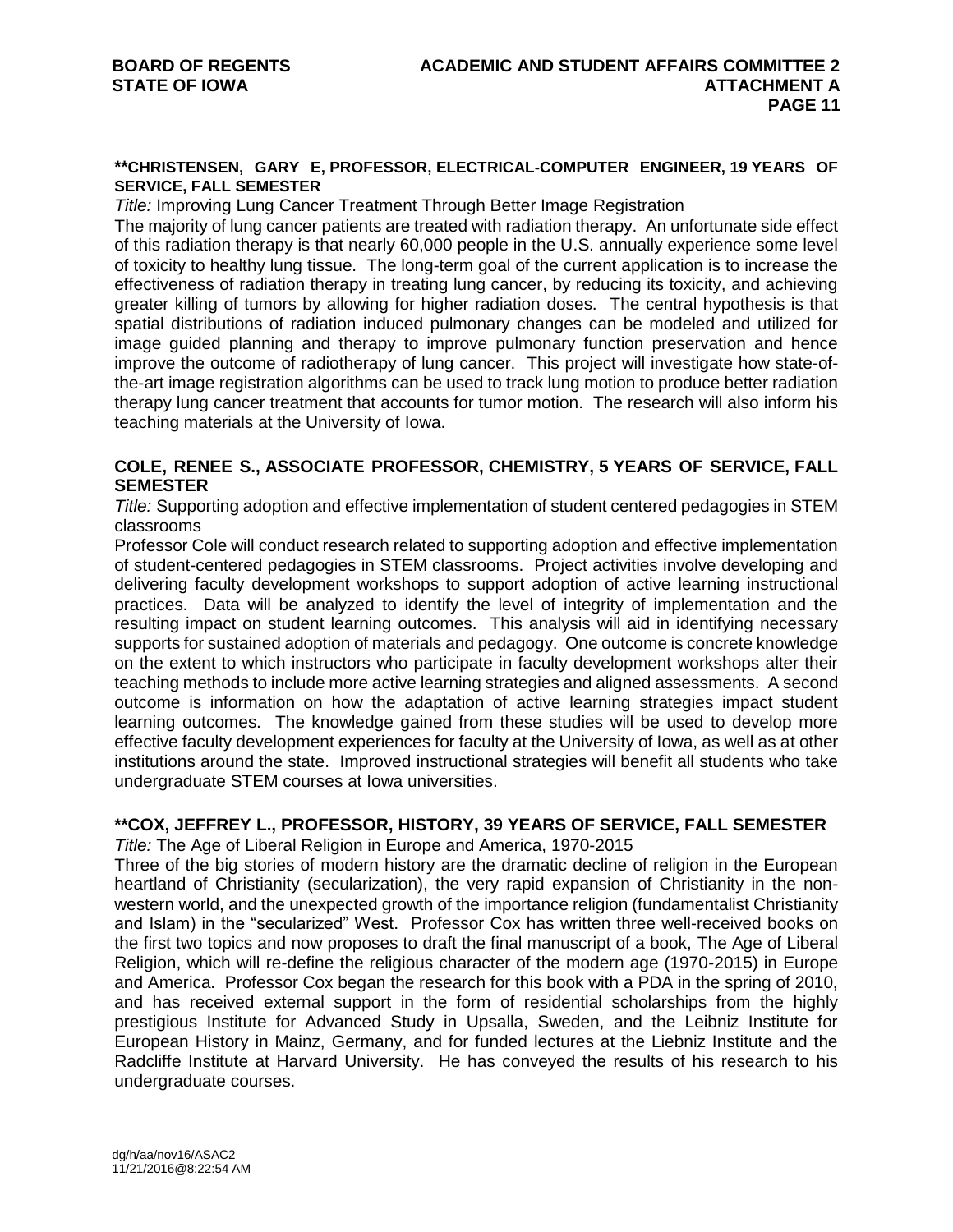**\*\*CHRISTENSEN, GARY E, PROFESSOR, ELECTRICAL-COMPUTER ENGINEER, 19 YEARS OF SERVICE, FALL SEMESTER**

*Title:* Improving Lung Cancer Treatment Through Better Image Registration

The majority of lung cancer patients are treated with radiation therapy. An unfortunate side effect of this radiation therapy is that nearly 60,000 people in the U.S. annually experience some level of toxicity to healthy lung tissue. The long-term goal of the current application is to increase the effectiveness of radiation therapy in treating lung cancer, by reducing its toxicity, and achieving greater killing of tumors by allowing for higher radiation doses. The central hypothesis is that spatial distributions of radiation induced pulmonary changes can be modeled and utilized for image guided planning and therapy to improve pulmonary function preservation and hence improve the outcome of radiotherapy of lung cancer. This project will investigate how state-of-the-art image registration algorithms can be used to track lung motion to produce better radiation therapy lung cancer treatment that accounts for tumor motion. The research will also inform his teaching materials at the University of Iowa.

**COLE, RENEE S., ASSOCIATE PROFESSOR, CHEMISTRY, 5 YEARS OF SERVICE, FALL SEMESTER**

*Title:* Supporting adoption and effective implementation of student centered pedagogies in STEM classrooms

Professor Cole will conduct research related to supporting adoption and effective implementation of student-centered pedagogies in STEM classrooms. Project activities involve developing and delivering faculty development workshops to support adoption of active learning instructional practices. Data will be analyzed to identify the level of integrity of implementation and the resulting impact on student learning outcomes. This analysis will aid in identifying necessary supports for sustained adoption of materials and pedagogy. One outcome is concrete knowledge on the extent to which instructors who participate in faculty development workshops alter their teaching methods to include more active learning strategies and aligned assessments. A second outcome is information on how the adaptation of active learning strategies impact student learning outcomes. The knowledge gained from these studies will be used to develop more effective faculty development experiences for faculty at the University of Iowa, as well as at other institutions around the state. Improved instructional strategies will benefit all students who take undergraduate STEM courses at Iowa universities.

**\*\*COX, JEFFREY L., PROFESSOR, HISTORY, 39 YEARS OF SERVICE, FALL SEMESTER**

*Title:* The Age of Liberal Religion in Europe and America, 1970-2015

Three of the big stories of modern history are the dramatic decline of religion in the European heartland of Christianity (secularization), the very rapid expansion of Christianity in the non-western world, and the unexpected growth of the importance religion (fundamentalist Christianity and Islam) in the "secularized" West. Professor Cox has written three well-received books on the first two topics and now proposes to draft the final manuscript of a book, The Age of Liberal Religion, which will re-define the religious character of the modern age (1970-2015) in Europe and America. Professor Cox began the research for this book with a PDA in the spring of 2010, and has received external support in the form of residential scholarships from the highly prestigious Institute for Advanced Study in Upsalla, Sweden, and the Leibniz Institute for European History in Mainz, Germany, and for funded lectures at the Liebniz Institute and the Radcliffe Institute at Harvard University. He has conveyed the results of his research to his undergraduate courses.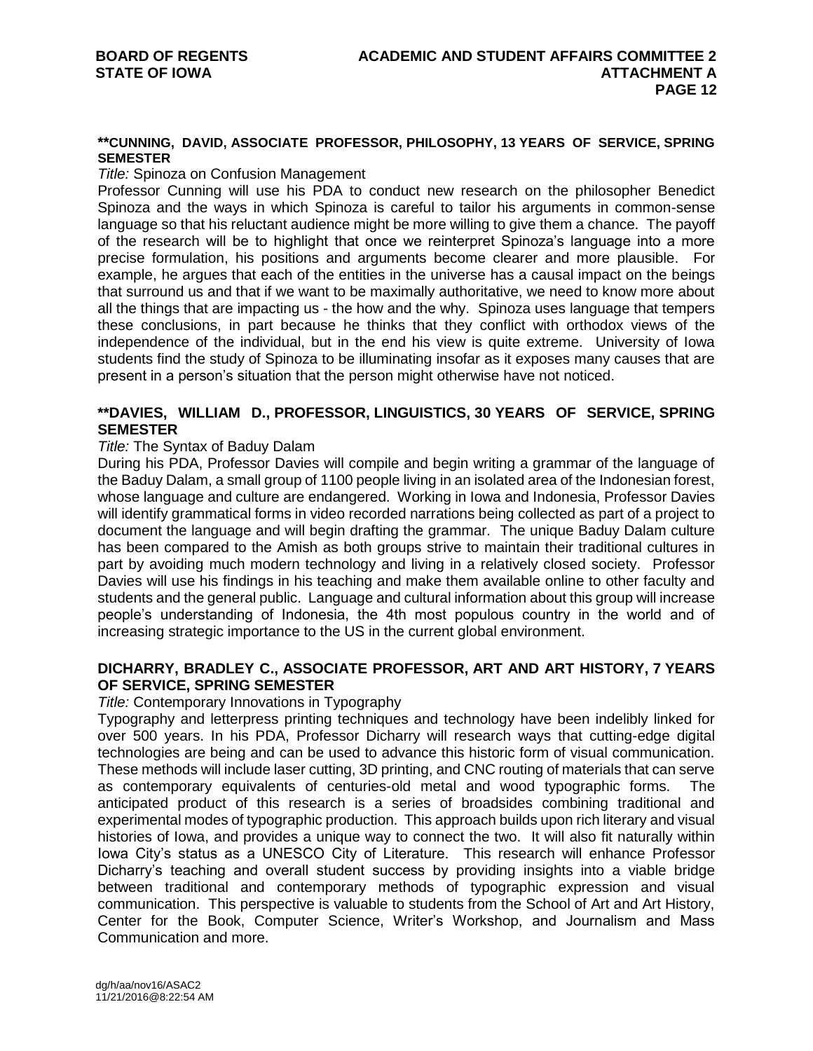**\*\*CUNNING, DAVID, ASSOCIATE PROFESSOR, PHILOSOPHY, 13 YEARS OF SERVICE, SPRING SEMESTER**

*Title:* Spinoza on Confusion Management

Professor Cunning will use his PDA to conduct new research on the philosopher Benedict Spinoza and the ways in which Spinoza is careful to tailor his arguments in common-sense language so that his reluctant audience might be more willing to give them a chance. The payoff of the research will be to highlight that once we reinterpret Spinoza's language into a more precise formulation, his positions and arguments become clearer and more plausible. For example, he argues that each of the entities in the universe has a causal impact on the beings that surround us and that if we want to be maximally authoritative, we need to know more about all the things that are impacting us - the how and the why. Spinoza uses language that tempers these conclusions, in part because he thinks that they conflict with orthodox views of the independence of the individual, but in the end his view is quite extreme. University of Iowa students find the study of Spinoza to be illuminating insofar as it exposes many causes that are present in a person's situation that the person might otherwise have not noticed.

**\*\*DAVIES, WILLIAM D., PROFESSOR, LINGUISTICS, 30 YEARS OF SERVICE, SPRING SEMESTER**

*Title:* The Syntax of Baduy Dalam

During his PDA, Professor Davies will compile and begin writing a grammar of the language of the Baduy Dalam, a small group of 1100 people living in an isolated area of the Indonesian forest, whose language and culture are endangered. Working in Iowa and Indonesia, Professor Davies will identify grammatical forms in video recorded narrations being collected as part of a project to document the language and will begin drafting the grammar. The unique Baduy Dalam culture has been compared to the Amish as both groups strive to maintain their traditional cultures in part by avoiding much modern technology and living in a relatively closed society. Professor Davies will use his findings in his teaching and make them available online to other faculty and students and the general public. Language and cultural information about this group will increase people's understanding of Indonesia, the 4th most populous country in the world and of increasing strategic importance to the US in the current global environment.

**DICHARRY, BRADLEY C., ASSOCIATE PROFESSOR, ART AND ART HISTORY, 7 YEARS OF SERVICE, SPRING SEMESTER**

*Title:* Contemporary Innovations in Typography

Typography and letterpress printing techniques and technology have been indelibly linked for over 500 years. In his PDA, Professor Dicharry will research ways that cutting-edge digital technologies are being and can be used to advance this historic form of visual communication. These methods will include laser cutting, 3D printing, and CNC routing of materials that can serve as contemporary equivalents of centuries-old metal and wood typographic forms. The anticipated product of this research is a series of broadsides combining traditional and experimental modes of typographic production. This approach builds upon rich literary and visual histories of Iowa, and provides a unique way to connect the two. It will also fit naturally within Iowa City's status as a UNESCO City of Literature. This research will enhance Professor Dicharry's teaching and overall student success by providing insights into a viable bridge between traditional and contemporary methods of typographic expression and visual communication. This perspective is valuable to students from the School of Art and Art History, Center for the Book, Computer Science, Writer's Workshop, and Journalism and Mass Communication and more.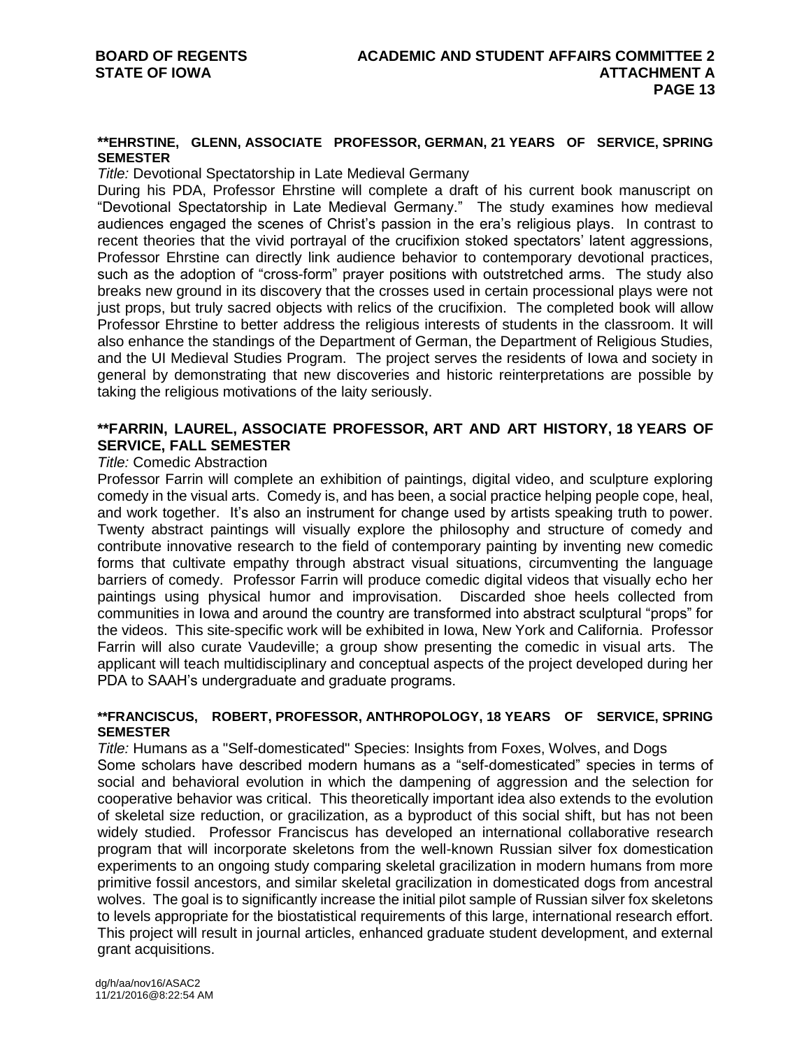**\*\*EHRSTINE, GLENN, ASSOCIATE PROFESSOR, GERMAN, 21 YEARS OF SERVICE, SPRING SEMESTER**

*Title:* Devotional Spectatorship in Late Medieval Germany

During his PDA, Professor Ehrstine will complete a draft of his current book manuscript on "Devotional Spectatorship in Late Medieval Germany." The study examines how medieval audiences engaged the scenes of Christ's passion in the era's religious plays. In contrast to recent theories that the vivid portrayal of the crucifixion stoked spectators' latent aggressions, Professor Ehrstine can directly link audience behavior to contemporary devotional practices, such as the adoption of "cross-form" prayer positions with outstretched arms. The study also breaks new ground in its discovery that the crosses used in certain processional plays were not just props, but truly sacred objects with relics of the crucifixion. The completed book will allow Professor Ehrstine to better address the religious interests of students in the classroom. It will also enhance the standings of the Department of German, the Department of Religious Studies, and the UI Medieval Studies Program. The project serves the residents of Iowa and society in general by demonstrating that new discoveries and historic reinterpretations are possible by taking the religious motivations of the laity seriously.

**\*\*FARRIN, LAUREL, ASSOCIATE PROFESSOR, ART AND ART HISTORY, 18 YEARS OF SERVICE, FALL SEMESTER**

*Title:* Comedic Abstraction

Professor Farrin will complete an exhibition of paintings, digital video, and sculpture exploring comedy in the visual arts. Comedy is, and has been, a social practice helping people cope, heal, and work together. It's also an instrument for change used by artists speaking truth to power. Twenty abstract paintings will visually explore the philosophy and structure of comedy and contribute innovative research to the field of contemporary painting by inventing new comedic forms that cultivate empathy through abstract visual situations, circumventing the language barriers of comedy. Professor Farrin will produce comedic digital videos that visually echo her paintings using physical humor and improvisation. Discarded shoe heels collected from communities in Iowa and around the country are transformed into abstract sculptural "props" for the videos. This site-specific work will be exhibited in Iowa, New York and California. Professor Farrin will also curate Vaudeville; a group show presenting the comedic in visual arts. The applicant will teach multidisciplinary and conceptual aspects of the project developed during her PDA to SAAH's undergraduate and graduate programs.

**\*\*FRANCISCUS, ROBERT, PROFESSOR, ANTHROPOLOGY, 18 YEARS OF SERVICE, SPRING SEMESTER**

*Title:* Humans as a "Self-domesticated" Species: Insights from Foxes, Wolves, and Dogs

Some scholars have described modern humans as a "self-domesticated" species in terms of social and behavioral evolution in which the dampening of aggression and the selection for cooperative behavior was critical. This theoretically important idea also extends to the evolution of skeletal size reduction, or gracilization, as a byproduct of this social shift, but has not been widely studied. Professor Franciscus has developed an international collaborative research program that will incorporate skeletons from the well-known Russian silver fox domestication experiments to an ongoing study comparing skeletal gracilization in modern humans from more primitive fossil ancestors, and similar skeletal gracilization in domesticated dogs from ancestral wolves. The goal is to significantly increase the initial pilot sample of Russian silver fox skeletons to levels appropriate for the biostatistical requirements of this large, international research effort. This project will result in journal articles, enhanced graduate student development, and external grant acquisitions.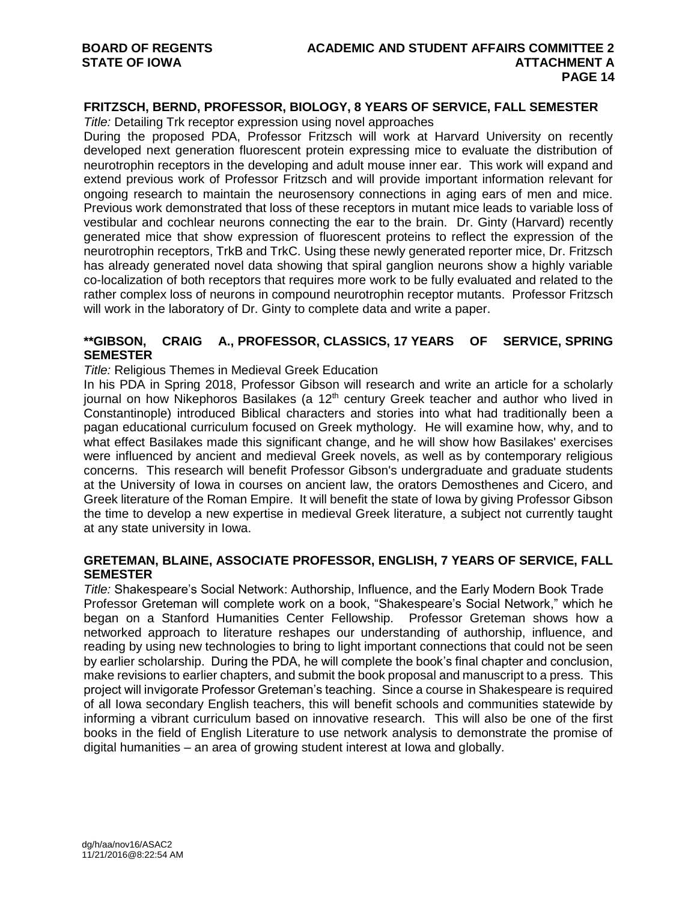### FRITZSCH, BERND, PROFESSOR, BIOLOGY, 8 YEARS OF SERVICE, FALL SEMESTER

*Title:* Detailing Trk receptor expression using novel approaches

During the proposed PDA, Professor Fritzsch will work at Harvard University on recently developed next generation fluorescent protein expressing mice to evaluate the distribution of neurotrophin receptors in the developing and adult mouse inner ear. This work will expand and extend previous work of Professor Fritzsch and will provide important information relevant for ongoing research to maintain the neurosensory connections in aging ears of men and mice. Previous work demonstrated that loss of these receptors in mutant mice leads to variable loss of vestibular and cochlear neurons connecting the ear to the brain. Dr. Ginty (Harvard) recently generated mice that show expression of fluorescent proteins to reflect the expression of the neurotrophin receptors, TrkB and TrkC. Using these newly generated reporter mice, Dr. Fritzsch has already generated novel data showing that spiral ganglion neurons show a highly variable co-localization of both receptors that requires more work to be fully evaluated and related to the rather complex loss of neurons in compound neurotrophin receptor mutants. Professor Fritzsch will work in the laboratory of Dr. Ginty to complete data and write a paper.

### **GIBSON, CRAIG A., PROFESSOR, CLASSICS, 17 YEARS OF SERVICE, SPRING SEMESTER

*Title:* Religious Themes in Medieval Greek Education

In his PDA in Spring 2018, Professor Gibson will research and write an article for a scholarly journal on how Nikephoros Basilakes (a 12th century Greek teacher and author who lived in Constantinople) introduced Biblical characters and stories into what had traditionally been a pagan educational curriculum focused on Greek mythology. He will examine how, why, and to what effect Basilakes made this significant change, and he will show how Basilakes' exercises were influenced by ancient and medieval Greek novels, as well as by contemporary religious concerns. This research will benefit Professor Gibson's undergraduate and graduate students at the University of Iowa in courses on ancient law, the orators Demosthenes and Cicero, and Greek literature of the Roman Empire. It will benefit the state of Iowa by giving Professor Gibson the time to develop a new expertise in medieval Greek literature, a subject not currently taught at any state university in Iowa.

### GRETEMAN, BLAINE, ASSOCIATE PROFESSOR, ENGLISH, 7 YEARS OF SERVICE, FALL SEMESTER

*Title:* Shakespeare's Social Network: Authorship, Influence, and the Early Modern Book Trade

Professor Greteman will complete work on a book, "Shakespeare's Social Network," which he began on a Stanford Humanities Center Fellowship. Professor Greteman shows how a networked approach to literature reshapes our understanding of authorship, influence, and reading by using new technologies to bring to light important connections that could not be seen by earlier scholarship. During the PDA, he will complete the book's final chapter and conclusion, make revisions to earlier chapters, and submit the book proposal and manuscript to a press. This project will invigorate Professor Greteman's teaching. Since a course in Shakespeare is required of all Iowa secondary English teachers, this will benefit schools and communities statewide by informing a vibrant curriculum based on innovative research. This will also be one of the first books in the field of English Literature to use network analysis to demonstrate the promise of digital humanities – an area of growing student interest at Iowa and globally.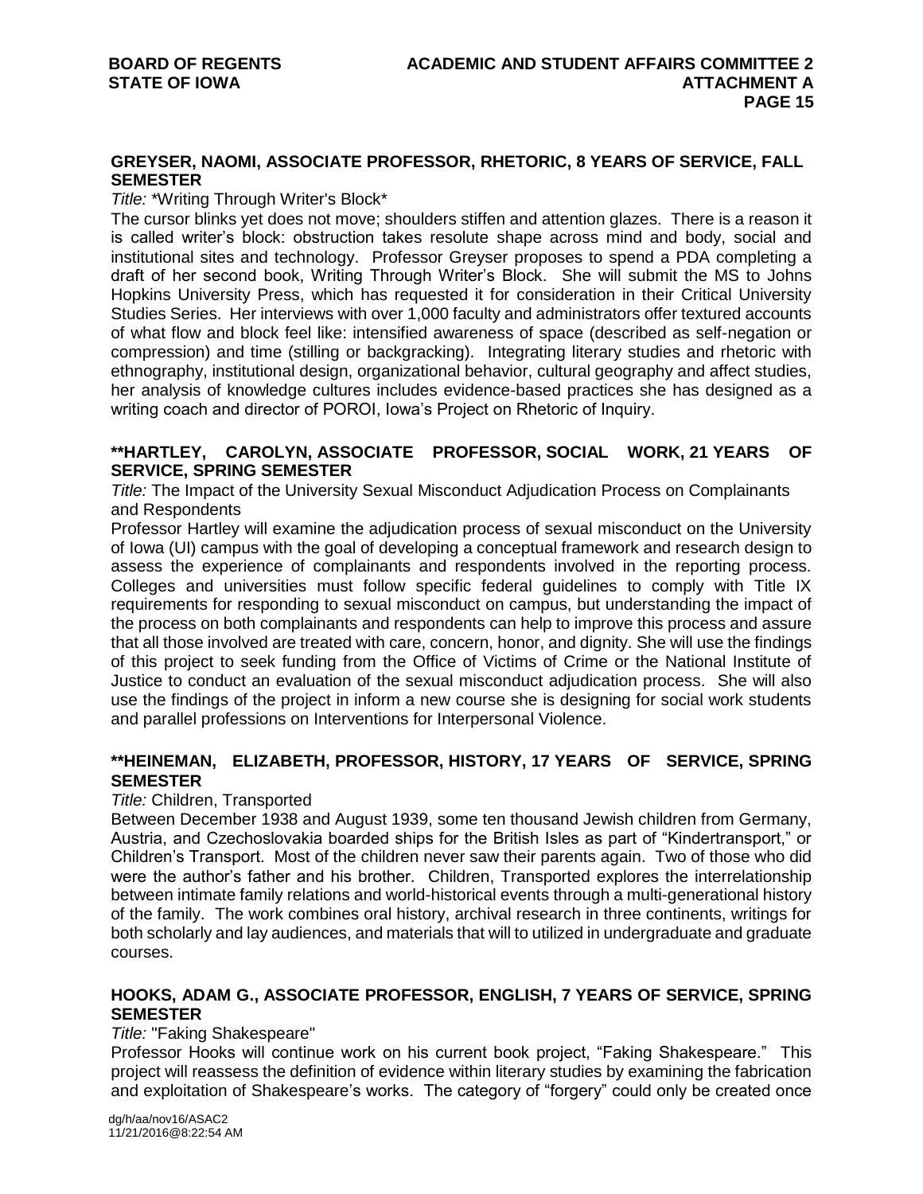### GREYSER, NAOMI, ASSOCIATE PROFESSOR, RHETORIC, 8 YEARS OF SERVICE, FALL SEMESTER

*Title:* *Writing Through Writer's Block*

The cursor blinks yet does not move; shoulders stiffen and attention glazes. There is a reason it is called writer's block: obstruction takes resolute shape across mind and body, social and institutional sites and technology. Professor Greyser proposes to spend a PDA completing a draft of her second book, Writing Through Writer's Block. She will submit the MS to Johns Hopkins University Press, which has requested it for consideration in their Critical University Studies Series. Her interviews with over 1,000 faculty and administrators offer textured accounts of what flow and block feel like: intensified awareness of space (described as self-negation or compression) and time (stilling or backgracking). Integrating literary studies and rhetoric with ethnography, institutional design, organizational behavior, cultural geography and affect studies, her analysis of knowledge cultures includes evidence-based practices she has designed as a writing coach and director of POROI, Iowa's Project on Rhetoric of Inquiry.

### **HARTLEY, CAROLYN, ASSOCIATE PROFESSOR, SOCIAL WORK, 21 YEARS OF SERVICE, SPRING SEMESTER

*Title:* The Impact of the University Sexual Misconduct Adjudication Process on Complainants and Respondents

Professor Hartley will examine the adjudication process of sexual misconduct on the University of Iowa (UI) campus with the goal of developing a conceptual framework and research design to assess the experience of complainants and respondents involved in the reporting process. Colleges and universities must follow specific federal guidelines to comply with Title IX requirements for responding to sexual misconduct on campus, but understanding the impact of the process on both complainants and respondents can help to improve this process and assure that all those involved are treated with care, concern, honor, and dignity. She will use the findings of this project to seek funding from the Office of Victims of Crime or the National Institute of Justice to conduct an evaluation of the sexual misconduct adjudication process. She will also use the findings of the project in inform a new course she is designing for social work students and parallel professions on Interventions for Interpersonal Violence.

### **HEINEMAN, ELIZABETH, PROFESSOR, HISTORY, 17 YEARS OF SERVICE, SPRING SEMESTER

*Title:* Children, Transported

Between December 1938 and August 1939, some ten thousand Jewish children from Germany, Austria, and Czechoslovakia boarded ships for the British Isles as part of "Kindertransport," or Children's Transport. Most of the children never saw their parents again. Two of those who did were the author's father and his brother. Children, Transported explores the interrelationship between intimate family relations and world-historical events through a multi-generational history of the family. The work combines oral history, archival research in three continents, writings for both scholarly and lay audiences, and materials that will to utilized in undergraduate and graduate courses.

### HOOKS, ADAM G., ASSOCIATE PROFESSOR, ENGLISH, 7 YEARS OF SERVICE, SPRING SEMESTER

*Title:* "Faking Shakespeare"

Professor Hooks will continue work on his current book project, "Faking Shakespeare." This project will reassess the definition of evidence within literary studies by examining the fabrication and exploitation of Shakespeare's works. The category of "forgery" could only be created once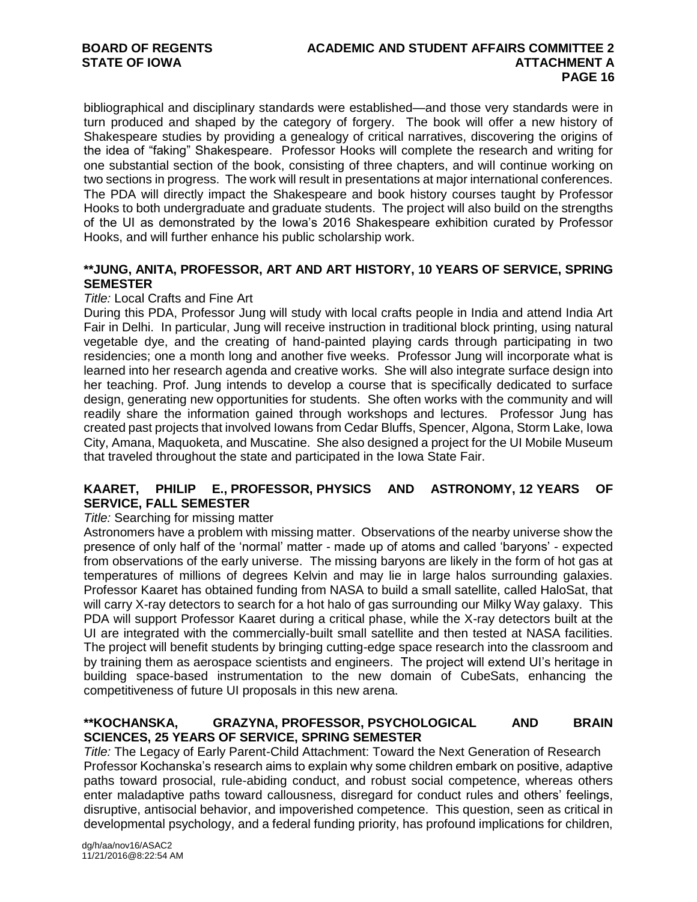bibliographical and disciplinary standards were established—and those very standards were in turn produced and shaped by the category of forgery. The book will offer a new history of Shakespeare studies by providing a genealogy of critical narratives, discovering the origins of the idea of "faking" Shakespeare. Professor Hooks will complete the research and writing for one substantial section of the book, consisting of three chapters, and will continue working on two sections in progress. The work will result in presentations at major international conferences. The PDA will directly impact the Shakespeare and book history courses taught by Professor Hooks to both undergraduate and graduate students. The project will also build on the strengths of the UI as demonstrated by the Iowa's 2016 Shakespeare exhibition curated by Professor Hooks, and will further enhance his public scholarship work.

**\*\*JUNG, ANITA, PROFESSOR, ART AND ART HISTORY, 10 YEARS OF SERVICE, SPRING SEMESTER**

*Title:* Local Crafts and Fine Art

During this PDA, Professor Jung will study with local crafts people in India and attend India Art Fair in Delhi. In particular, Jung will receive instruction in traditional block printing, using natural vegetable dye, and the creating of hand-painted playing cards through participating in two residencies; one a month long and another five weeks. Professor Jung will incorporate what is learned into her research agenda and creative works. She will also integrate surface design into her teaching. Prof. Jung intends to develop a course that is specifically dedicated to surface design, generating new opportunities for students. She often works with the community and will readily share the information gained through workshops and lectures. Professor Jung has created past projects that involved Iowans from Cedar Bluffs, Spencer, Algona, Storm Lake, Iowa City, Amana, Maquoketa, and Muscatine. She also designed a project for the UI Mobile Museum that traveled throughout the state and participated in the Iowa State Fair.

**KAARET, PHILIP E., PROFESSOR, PHYSICS AND ASTRONOMY, 12 YEARS OF SERVICE, FALL SEMESTER**

*Title:* Searching for missing matter

Astronomers have a problem with missing matter. Observations of the nearby universe show the presence of only half of the 'normal' matter - made up of atoms and called 'baryons' - expected from observations of the early universe. The missing baryons are likely in the form of hot gas at temperatures of millions of degrees Kelvin and may lie in large halos surrounding galaxies. Professor Kaaret has obtained funding from NASA to build a small satellite, called HaloSat, that will carry X-ray detectors to search for a hot halo of gas surrounding our Milky Way galaxy. This PDA will support Professor Kaaret during a critical phase, while the X-ray detectors built at the UI are integrated with the commercially-built small satellite and then tested at NASA facilities. The project will benefit students by bringing cutting-edge space research into the classroom and by training them as aerospace scientists and engineers. The project will extend UI's heritage in building space-based instrumentation to the new domain of CubeSats, enhancing the competitiveness of future UI proposals in this new arena.

**\*\*KOCHANSKA, GRAZYNA, PROFESSOR, PSYCHOLOGICAL AND BRAIN SCIENCES, 25 YEARS OF SERVICE, SPRING SEMESTER**

*Title:* The Legacy of Early Parent-Child Attachment: Toward the Next Generation of Research

Professor Kochanska's research aims to explain why some children embark on positive, adaptive paths toward prosocial, rule-abiding conduct, and robust social competence, whereas others enter maladaptive paths toward callousness, disregard for conduct rules and others' feelings, disruptive, antisocial behavior, and impoverished competence. This question, seen as critical in developmental psychology, and a federal funding priority, has profound implications for children,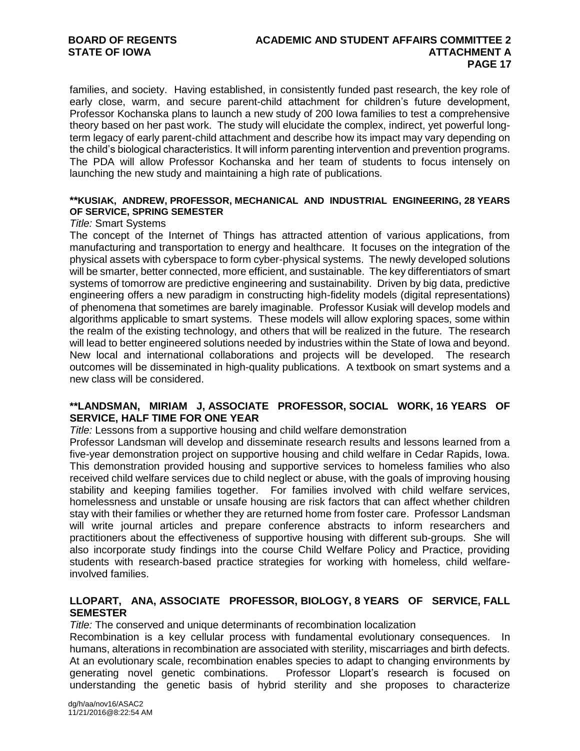families, and society. Having established, in consistently funded past research, the key role of early close, warm, and secure parent-child attachment for children's future development, Professor Kochanska plans to launch a new study of 200 Iowa families to test a comprehensive theory based on her past work. The study will elucidate the complex, indirect, yet powerful long-term legacy of early parent-child attachment and describe how its impact may vary depending on the child's biological characteristics. It will inform parenting intervention and prevention programs. The PDA will allow Professor Kochanska and her team of students to focus intensely on launching the new study and maintaining a high rate of publications.

**\*\*KUSIAK, ANDREW, PROFESSOR, MECHANICAL AND INDUSTRIAL ENGINEERING, 28 YEARS OF SERVICE, SPRING SEMESTER**

*Title:* Smart Systems

The concept of the Internet of Things has attracted attention of various applications, from manufacturing and transportation to energy and healthcare. It focuses on the integration of the physical assets with cyberspace to form cyber-physical systems. The newly developed solutions will be smarter, better connected, more efficient, and sustainable. The key differentiators of smart systems of tomorrow are predictive engineering and sustainability. Driven by big data, predictive engineering offers a new paradigm in constructing high-fidelity models (digital representations) of phenomena that sometimes are barely imaginable. Professor Kusiak will develop models and algorithms applicable to smart systems. These models will allow exploring spaces, some within the realm of the existing technology, and others that will be realized in the future. The research will lead to better engineered solutions needed by industries within the State of Iowa and beyond. New local and international collaborations and projects will be developed. The research outcomes will be disseminated in high-quality publications. A textbook on smart systems and a new class will be considered.

**\*\*LANDSMAN, MIRIAM J, ASSOCIATE PROFESSOR, SOCIAL WORK, 16 YEARS OF SERVICE, HALF TIME FOR ONE YEAR**

*Title:* Lessons from a supportive housing and child welfare demonstration

Professor Landsman will develop and disseminate research results and lessons learned from a five-year demonstration project on supportive housing and child welfare in Cedar Rapids, Iowa. This demonstration provided housing and supportive services to homeless families who also received child welfare services due to child neglect or abuse, with the goals of improving housing stability and keeping families together. For families involved with child welfare services, homelessness and unstable or unsafe housing are risk factors that can affect whether children stay with their families or whether they are returned home from foster care. Professor Landsman will write journal articles and prepare conference abstracts to inform researchers and practitioners about the effectiveness of supportive housing with different sub-groups. She will also incorporate study findings into the course Child Welfare Policy and Practice, providing students with research-based practice strategies for working with homeless, child welfare-involved families.

**LLOPART, ANA, ASSOCIATE PROFESSOR, BIOLOGY, 8 YEARS OF SERVICE, FALL SEMESTER**

*Title:* The conserved and unique determinants of recombination localization

Recombination is a key cellular process with fundamental evolutionary consequences. In humans, alterations in recombination are associated with sterility, miscarriages and birth defects. At an evolutionary scale, recombination enables species to adapt to changing environments by generating novel genetic combinations. Professor Llopart's research is focused on understanding the genetic basis of hybrid sterility and she proposes to characterize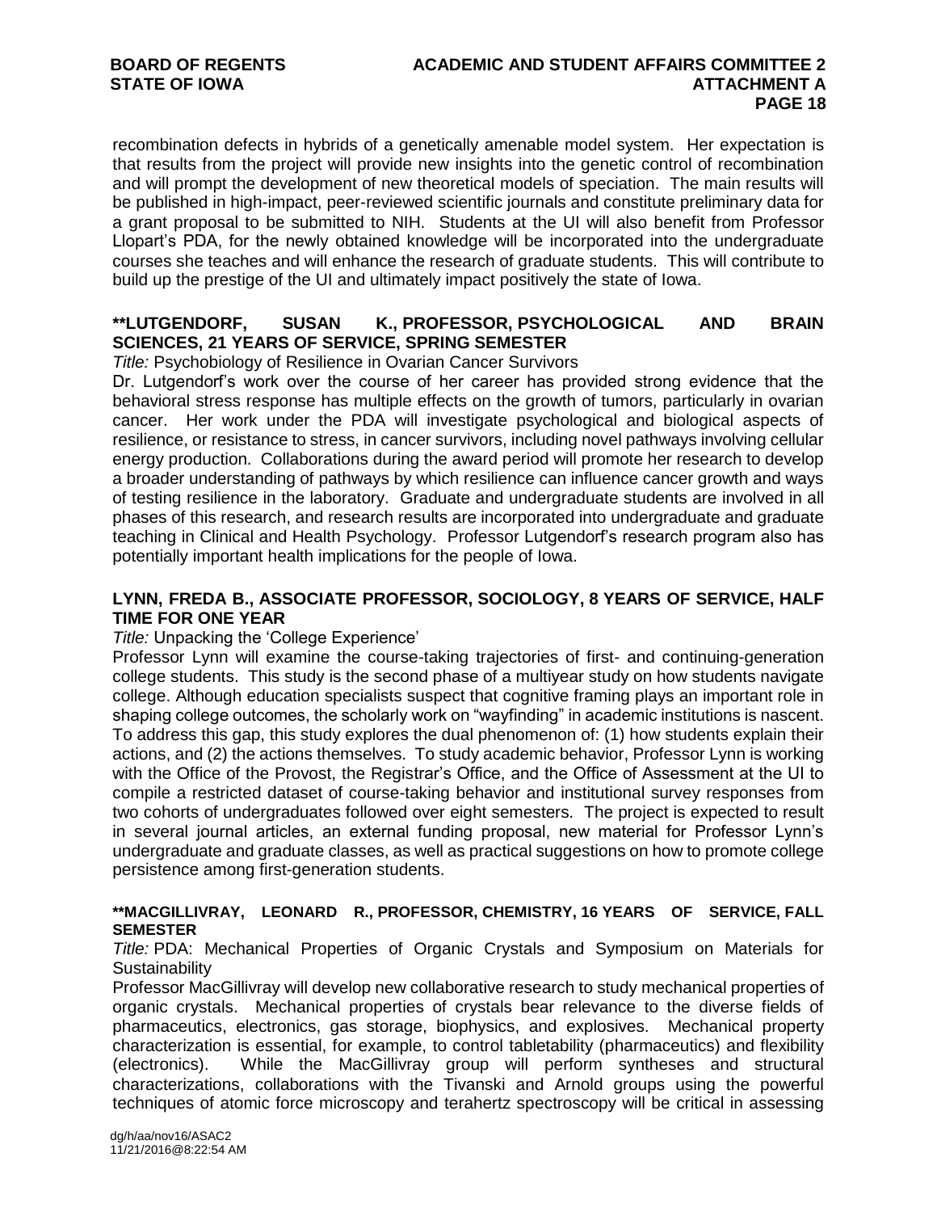recombination defects in hybrids of a genetically amenable model system. Her expectation is that results from the project will provide new insights into the genetic control of recombination and will prompt the development of new theoretical models of speciation. The main results will be published in high-impact, peer-reviewed scientific journals and constitute preliminary data for a grant proposal to be submitted to NIH. Students at the UI will also benefit from Professor Llopart's PDA, for the newly obtained knowledge will be incorporated into the undergraduate courses she teaches and will enhance the research of graduate students. This will contribute to build up the prestige of the UI and ultimately impact positively the state of Iowa.

**\*\*LUTGENDORF, SUSAN K., PROFESSOR, PSYCHOLOGICAL AND BRAIN SCIENCES, 21 YEARS OF SERVICE, SPRING SEMESTER**

*Title:* Psychobiology of Resilience in Ovarian Cancer Survivors

Dr. Lutgendorf's work over the course of her career has provided strong evidence that the behavioral stress response has multiple effects on the growth of tumors, particularly in ovarian cancer. Her work under the PDA will investigate psychological and biological aspects of resilience, or resistance to stress, in cancer survivors, including novel pathways involving cellular energy production. Collaborations during the award period will promote her research to develop a broader understanding of pathways by which resilience can influence cancer growth and ways of testing resilience in the laboratory. Graduate and undergraduate students are involved in all phases of this research, and research results are incorporated into undergraduate and graduate teaching in Clinical and Health Psychology. Professor Lutgendorf's research program also has potentially important health implications for the people of Iowa.

**LYNN, FREDA B., ASSOCIATE PROFESSOR, SOCIOLOGY, 8 YEARS OF SERVICE, HALF TIME FOR ONE YEAR**

*Title:* Unpacking the 'College Experience'

Professor Lynn will examine the course-taking trajectories of first- and continuing-generation college students. This study is the second phase of a multiyear study on how students navigate college. Although education specialists suspect that cognitive framing plays an important role in shaping college outcomes, the scholarly work on "wayfinding" in academic institutions is nascent. To address this gap, this study explores the dual phenomenon of: (1) how students explain their actions, and (2) the actions themselves. To study academic behavior, Professor Lynn is working with the Office of the Provost, the Registrar's Office, and the Office of Assessment at the UI to compile a restricted dataset of course-taking behavior and institutional survey responses from two cohorts of undergraduates followed over eight semesters. The project is expected to result in several journal articles, an external funding proposal, new material for Professor Lynn's undergraduate and graduate classes, as well as practical suggestions on how to promote college persistence among first-generation students.

**\*\*MACGILLIVRAY, LEONARD R., PROFESSOR, CHEMISTRY, 16 YEARS OF SERVICE, FALL SEMESTER**

*Title:* PDA: Mechanical Properties of Organic Crystals and Symposium on Materials for Sustainability

Professor MacGillivray will develop new collaborative research to study mechanical properties of organic crystals. Mechanical properties of crystals bear relevance to the diverse fields of pharmaceutics, electronics, gas storage, biophysics, and explosives. Mechanical property characterization is essential, for example, to control tabletability (pharmaceutics) and flexibility (electronics). While the MacGillivray group will perform syntheses and structural characterizations, collaborations with the Tivanski and Arnold groups using the powerful techniques of atomic force microscopy and terahertz spectroscopy will be critical in assessing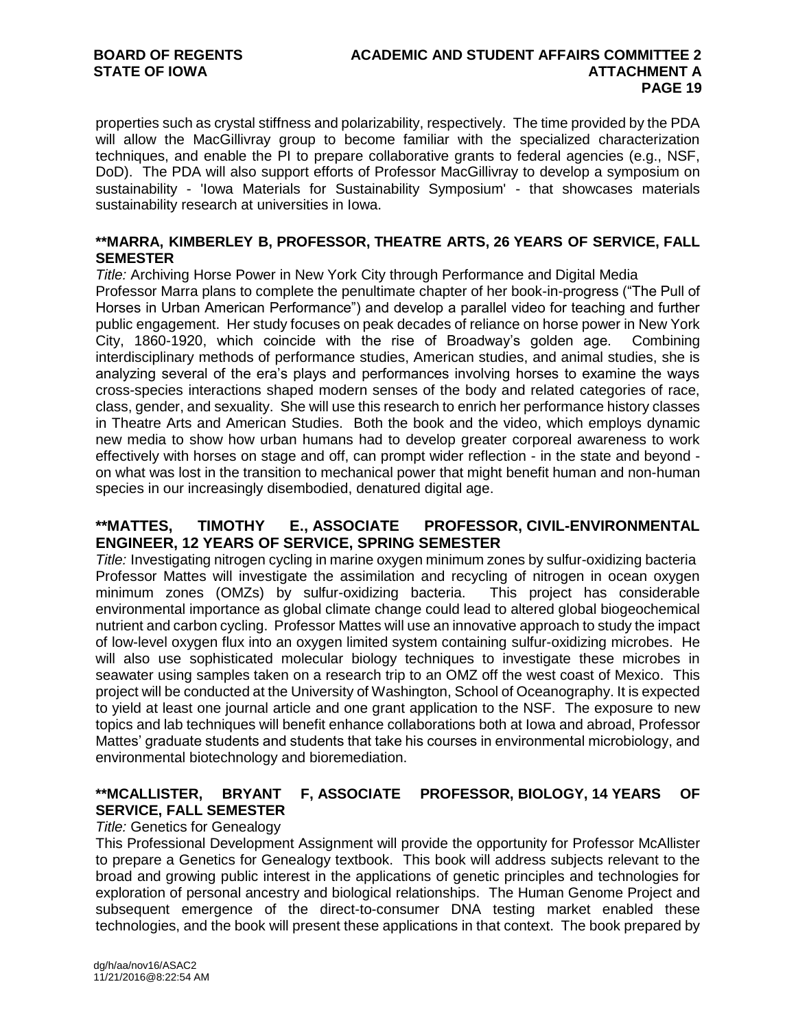properties such as crystal stiffness and polarizability, respectively. The time provided by the PDA will allow the MacGillivray group to become familiar with the specialized characterization techniques, and enable the PI to prepare collaborative grants to federal agencies (e.g., NSF, DoD). The PDA will also support efforts of Professor MacGillivray to develop a symposium on sustainability - 'Iowa Materials for Sustainability Symposium' - that showcases materials sustainability research at universities in Iowa.

**\*\*MARRA, KIMBERLEY B, PROFESSOR, THEATRE ARTS, 26 YEARS OF SERVICE, FALL SEMESTER**

*Title:* Archiving Horse Power in New York City through Performance and Digital Media

Professor Marra plans to complete the penultimate chapter of her book-in-progress ("The Pull of Horses in Urban American Performance") and develop a parallel video for teaching and further public engagement. Her study focuses on peak decades of reliance on horse power in New York City, 1860-1920, which coincide with the rise of Broadway's golden age. Combining interdisciplinary methods of performance studies, American studies, and animal studies, she is analyzing several of the era's plays and performances involving horses to examine the ways cross-species interactions shaped modern senses of the body and related categories of race, class, gender, and sexuality. She will use this research to enrich her performance history classes in Theatre Arts and American Studies. Both the book and the video, which employs dynamic new media to show how urban humans had to develop greater corporeal awareness to work effectively with horses on stage and off, can prompt wider reflection - in the state and beyond - on what was lost in the transition to mechanical power that might benefit human and non-human species in our increasingly disembodied, denatured digital age.

**\*\*MATTES, TIMOTHY E., ASSOCIATE PROFESSOR, CIVIL-ENVIRONMENTAL ENGINEER, 12 YEARS OF SERVICE, SPRING SEMESTER**

*Title:* Investigating nitrogen cycling in marine oxygen minimum zones by sulfur-oxidizing bacteria

Professor Mattes will investigate the assimilation and recycling of nitrogen in ocean oxygen minimum zones (OMZs) by sulfur-oxidizing bacteria. This project has considerable environmental importance as global climate change could lead to altered global biogeochemical nutrient and carbon cycling. Professor Mattes will use an innovative approach to study the impact of low-level oxygen flux into an oxygen limited system containing sulfur-oxidizing microbes. He will also use sophisticated molecular biology techniques to investigate these microbes in seawater using samples taken on a research trip to an OMZ off the west coast of Mexico. This project will be conducted at the University of Washington, School of Oceanography. It is expected to yield at least one journal article and one grant application to the NSF. The exposure to new topics and lab techniques will benefit enhance collaborations both at Iowa and abroad, Professor Mattes' graduate students and students that take his courses in environmental microbiology, and environmental biotechnology and bioremediation.

**\*\*MCALLISTER, BRYANT F, ASSOCIATE PROFESSOR, BIOLOGY, 14 YEARS OF SERVICE, FALL SEMESTER**

*Title:* Genetics for Genealogy

This Professional Development Assignment will provide the opportunity for Professor McAllister to prepare a Genetics for Genealogy textbook. This book will address subjects relevant to the broad and growing public interest in the applications of genetic principles and technologies for exploration of personal ancestry and biological relationships. The Human Genome Project and subsequent emergence of the direct-to-consumer DNA testing market enabled these technologies, and the book will present these applications in that context. The book prepared by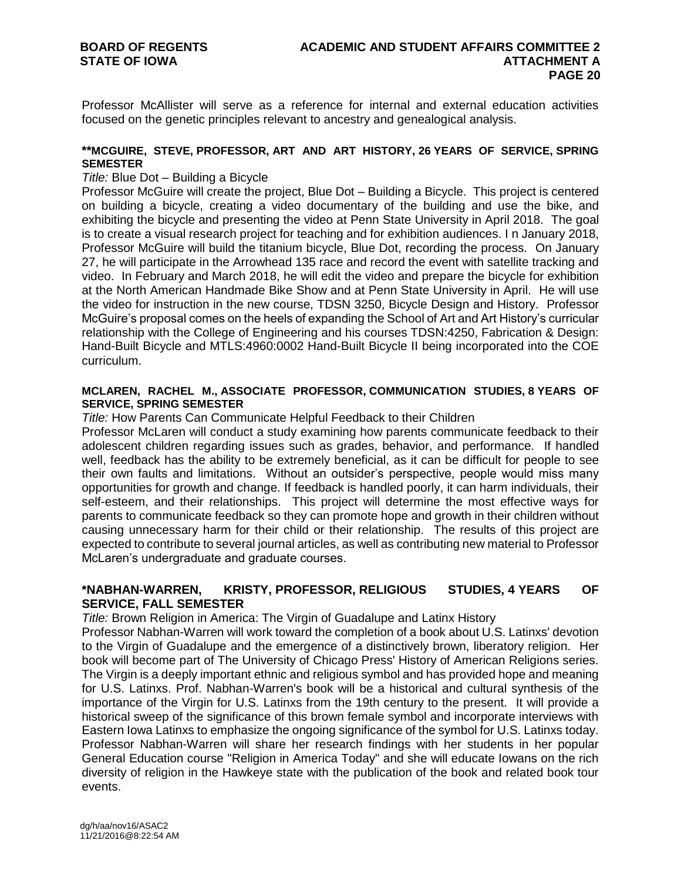Professor McAllister will serve as a reference for internal and external education activities focused on the genetic principles relevant to ancestry and genealogical analysis.

**\*\*MCGUIRE, STEVE, PROFESSOR, ART AND ART HISTORY, 26 YEARS OF SERVICE, SPRING SEMESTER**

*Title:* Blue Dot – Building a Bicycle

Professor McGuire will create the project, Blue Dot – Building a Bicycle. This project is centered on building a bicycle, creating a video documentary of the building and use the bike, and exhibiting the bicycle and presenting the video at Penn State University in April 2018. The goal is to create a visual research project for teaching and for exhibition audiences. I n January 2018, Professor McGuire will build the titanium bicycle, Blue Dot, recording the process. On January 27, he will participate in the Arrowhead 135 race and record the event with satellite tracking and video. In February and March 2018, he will edit the video and prepare the bicycle for exhibition at the North American Handmade Bike Show and at Penn State University in April. He will use the video for instruction in the new course, TDSN 3250, Bicycle Design and History. Professor McGuire's proposal comes on the heels of expanding the School of Art and Art History's curricular relationship with the College of Engineering and his courses TDSN:4250, Fabrication & Design: Hand-Built Bicycle and MTLS:4960:0002 Hand-Built Bicycle II being incorporated into the COE curriculum.

**MCLAREN, RACHEL M., ASSOCIATE PROFESSOR, COMMUNICATION STUDIES, 8 YEARS OF SERVICE, SPRING SEMESTER**

*Title:* How Parents Can Communicate Helpful Feedback to their Children

Professor McLaren will conduct a study examining how parents communicate feedback to their adolescent children regarding issues such as grades, behavior, and performance. If handled well, feedback has the ability to be extremely beneficial, as it can be difficult for people to see their own faults and limitations. Without an outsider's perspective, people would miss many opportunities for growth and change. If feedback is handled poorly, it can harm individuals, their self-esteem, and their relationships. This project will determine the most effective ways for parents to communicate feedback so they can promote hope and growth in their children without causing unnecessary harm for their child or their relationship. The results of this project are expected to contribute to several journal articles, as well as contributing new material to Professor McLaren's undergraduate and graduate courses.

**\*NABHAN-WARREN, KRISTY, PROFESSOR, RELIGIOUS STUDIES, 4 YEARS OF SERVICE, FALL SEMESTER**

*Title:* Brown Religion in America: The Virgin of Guadalupe and Latinx History

Professor Nabhan-Warren will work toward the completion of a book about U.S. Latinxs' devotion to the Virgin of Guadalupe and the emergence of a distinctively brown, liberatory religion. Her book will become part of The University of Chicago Press' History of American Religions series. The Virgin is a deeply important ethnic and religious symbol and has provided hope and meaning for U.S. Latinxs. Prof. Nabhan-Warren's book will be a historical and cultural synthesis of the importance of the Virgin for U.S. Latinxs from the 19th century to the present. It will provide a historical sweep of the significance of this brown female symbol and incorporate interviews with Eastern Iowa Latinxs to emphasize the ongoing significance of the symbol for U.S. Latinxs today. Professor Nabhan-Warren will share her research findings with her students in her popular General Education course "Religion in America Today" and she will educate Iowans on the rich diversity of religion in the Hawkeye state with the publication of the book and related book tour events.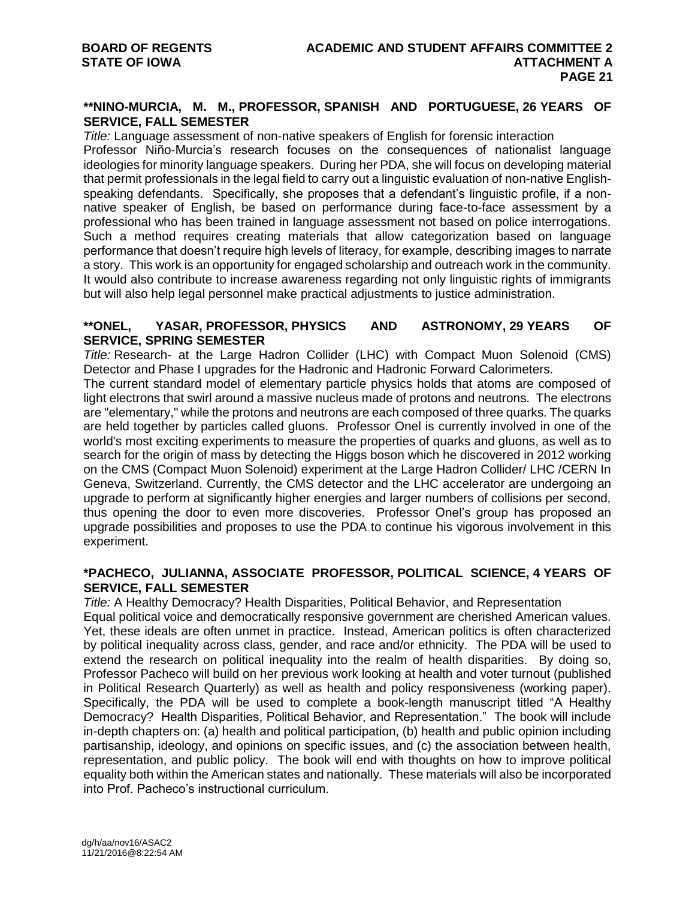### **NINO-MURCIA, M. M., PROFESSOR, SPANISH AND PORTUGUESE, 26 YEARS OF SERVICE, FALL SEMESTER

*Title:* Language assessment of non-native speakers of English for forensic interaction

Professor Niño-Murcia's research focuses on the consequences of nationalist language ideologies for minority language speakers. During her PDA, she will focus on developing material that permit professionals in the legal field to carry out a linguistic evaluation of non-native English-speaking defendants. Specifically, she proposes that a defendant's linguistic profile, if a non-native speaker of English, be based on performance during face-to-face assessment by a professional who has been trained in language assessment not based on police interrogations. Such a method requires creating materials that allow categorization based on language performance that doesn't require high levels of literacy, for example, describing images to narrate a story. This work is an opportunity for engaged scholarship and outreach work in the community. It would also contribute to increase awareness regarding not only linguistic rights of immigrants but will also help legal personnel make practical adjustments to justice administration.

### **ONEL, YASAR, PROFESSOR, PHYSICS AND ASTRONOMY, 29 YEARS OF SERVICE, SPRING SEMESTER

*Title:* Research- at the Large Hadron Collider (LHC) with Compact Muon Solenoid (CMS) Detector and Phase I upgrades for the Hadronic and Hadronic Forward Calorimeters.

The current standard model of elementary particle physics holds that atoms are composed of light electrons that swirl around a massive nucleus made of protons and neutrons. The electrons are "elementary," while the protons and neutrons are each composed of three quarks. The quarks are held together by particles called gluons. Professor Onel is currently involved in one of the world's most exciting experiments to measure the properties of quarks and gluons, as well as to search for the origin of mass by detecting the Higgs boson which he discovered in 2012 working on the CMS (Compact Muon Solenoid) experiment at the Large Hadron Collider/ LHC /CERN In Geneva, Switzerland. Currently, the CMS detector and the LHC accelerator are undergoing an upgrade to perform at significantly higher energies and larger numbers of collisions per second, thus opening the door to even more discoveries. Professor Onel's group has proposed an upgrade possibilities and proposes to use the PDA to continue his vigorous involvement in this experiment.

### *PACHECO, JULIANNA, ASSOCIATE PROFESSOR, POLITICAL SCIENCE, 4 YEARS OF SERVICE, FALL SEMESTER

*Title:* A Healthy Democracy? Health Disparities, Political Behavior, and Representation

Equal political voice and democratically responsive government are cherished American values. Yet, these ideals are often unmet in practice. Instead, American politics is often characterized by political inequality across class, gender, and race and/or ethnicity. The PDA will be used to extend the research on political inequality into the realm of health disparities. By doing so, Professor Pacheco will build on her previous work looking at health and voter turnout (published in Political Research Quarterly) as well as health and policy responsiveness (working paper). Specifically, the PDA will be used to complete a book-length manuscript titled "A Healthy Democracy? Health Disparities, Political Behavior, and Representation." The book will include in-depth chapters on: (a) health and political participation, (b) health and public opinion including partisanship, ideology, and opinions on specific issues, and (c) the association between health, representation, and public policy. The book will end with thoughts on how to improve political equality both within the American states and nationally. These materials will also be incorporated into Prof. Pacheco's instructional curriculum.

dg/h/aa/nov16/ASAC2
11/21/2016@8:22:54 AM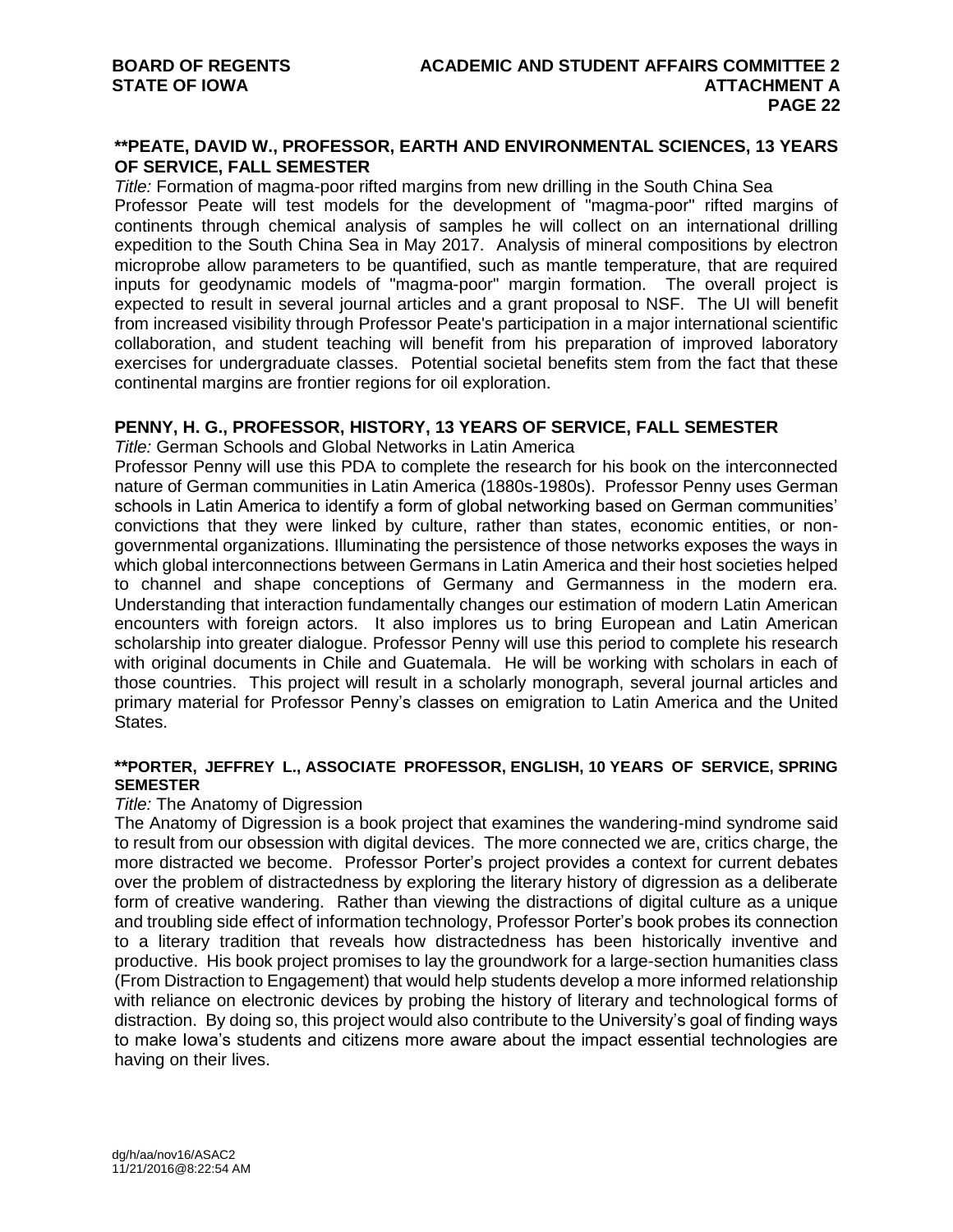**\*\*PEATE, DAVID W., PROFESSOR, EARTH AND ENVIRONMENTAL SCIENCES, 13 YEARS OF SERVICE, FALL SEMESTER**

*Title:* Formation of magma-poor rifted margins from new drilling in the South China Sea

Professor Peate will test models for the development of "magma-poor" rifted margins of continents through chemical analysis of samples he will collect on an international drilling expedition to the South China Sea in May 2017. Analysis of mineral compositions by electron microprobe allow parameters to be quantified, such as mantle temperature, that are required inputs for geodynamic models of "magma-poor" margin formation. The overall project is expected to result in several journal articles and a grant proposal to NSF. The UI will benefit from increased visibility through Professor Peate's participation in a major international scientific collaboration, and student teaching will benefit from his preparation of improved laboratory exercises for undergraduate classes. Potential societal benefits stem from the fact that these continental margins are frontier regions for oil exploration.

**PENNY, H. G., PROFESSOR, HISTORY, 13 YEARS OF SERVICE, FALL SEMESTER**

*Title:* German Schools and Global Networks in Latin America

Professor Penny will use this PDA to complete the research for his book on the interconnected nature of German communities in Latin America (1880s-1980s). Professor Penny uses German schools in Latin America to identify a form of global networking based on German communities' convictions that they were linked by culture, rather than states, economic entities, or non-governmental organizations. Illuminating the persistence of those networks exposes the ways in which global interconnections between Germans in Latin America and their host societies helped to channel and shape conceptions of Germany and Germanness in the modern era. Understanding that interaction fundamentally changes our estimation of modern Latin American encounters with foreign actors. It also implores us to bring European and Latin American scholarship into greater dialogue. Professor Penny will use this period to complete his research with original documents in Chile and Guatemala. He will be working with scholars in each of those countries. This project will result in a scholarly monograph, several journal articles and primary material for Professor Penny's classes on emigration to Latin America and the United States.

**\*\*PORTER, JEFFREY L., ASSOCIATE PROFESSOR, ENGLISH, 10 YEARS OF SERVICE, SPRING SEMESTER**

*Title:* The Anatomy of Digression

The Anatomy of Digression is a book project that examines the wandering-mind syndrome said to result from our obsession with digital devices. The more connected we are, critics charge, the more distracted we become. Professor Porter's project provides a context for current debates over the problem of distractedness by exploring the literary history of digression as a deliberate form of creative wandering. Rather than viewing the distractions of digital culture as a unique and troubling side effect of information technology, Professor Porter's book probes its connection to a literary tradition that reveals how distractedness has been historically inventive and productive. His book project promises to lay the groundwork for a large-section humanities class (From Distraction to Engagement) that would help students develop a more informed relationship with reliance on electronic devices by probing the history of literary and technological forms of distraction. By doing so, this project would also contribute to the University's goal of finding ways to make Iowa's students and citizens more aware about the impact essential technologies are having on their lives.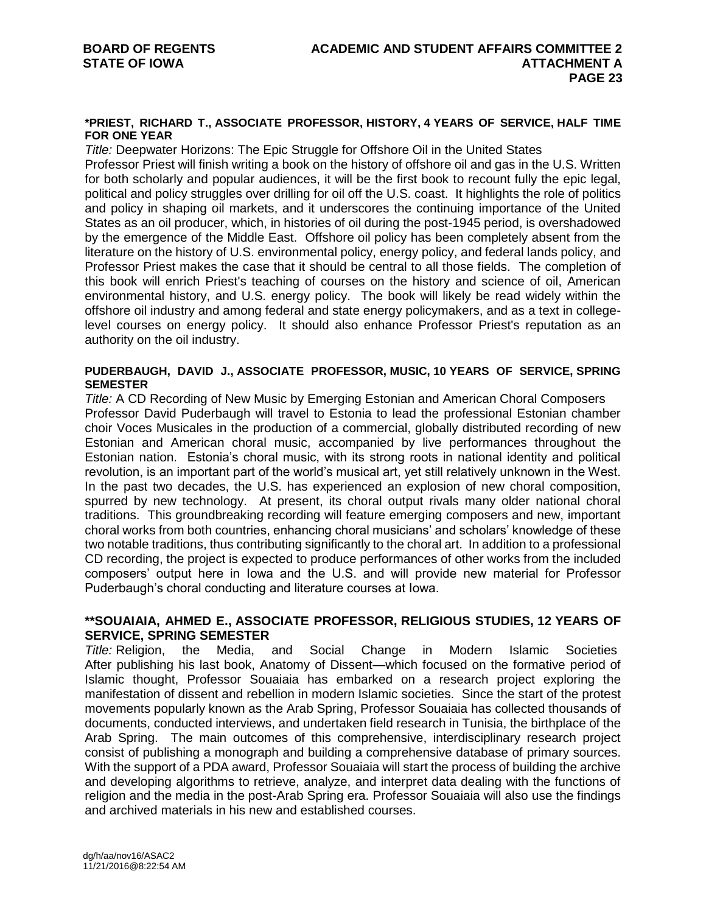**\*PRIEST, RICHARD T., ASSOCIATE PROFESSOR, HISTORY, 4 YEARS OF SERVICE, HALF TIME FOR ONE YEAR**

*Title:* Deepwater Horizons: The Epic Struggle for Offshore Oil in the United States

Professor Priest will finish writing a book on the history of offshore oil and gas in the U.S. Written for both scholarly and popular audiences, it will be the first book to recount fully the epic legal, political and policy struggles over drilling for oil off the U.S. coast. It highlights the role of politics and policy in shaping oil markets, and it underscores the continuing importance of the United States as an oil producer, which, in histories of oil during the post-1945 period, is overshadowed by the emergence of the Middle East. Offshore oil policy has been completely absent from the literature on the history of U.S. environmental policy, energy policy, and federal lands policy, and Professor Priest makes the case that it should be central to all those fields. The completion of this book will enrich Priest's teaching of courses on the history and science of oil, American environmental history, and U.S. energy policy. The book will likely be read widely within the offshore oil industry and among federal and state energy policymakers, and as a text in college-level courses on energy policy. It should also enhance Professor Priest's reputation as an authority on the oil industry.

**PUDERBAUGH, DAVID J., ASSOCIATE PROFESSOR, MUSIC, 10 YEARS OF SERVICE, SPRING SEMESTER**

*Title:* A CD Recording of New Music by Emerging Estonian and American Choral Composers

Professor David Puderbaugh will travel to Estonia to lead the professional Estonian chamber choir Voces Musicales in the production of a commercial, globally distributed recording of new Estonian and American choral music, accompanied by live performances throughout the Estonian nation. Estonia's choral music, with its strong roots in national identity and political revolution, is an important part of the world's musical art, yet still relatively unknown in the West. In the past two decades, the U.S. has experienced an explosion of new choral composition, spurred by new technology. At present, its choral output rivals many older national choral traditions. This groundbreaking recording will feature emerging composers and new, important choral works from both countries, enhancing choral musicians' and scholars' knowledge of these two notable traditions, thus contributing significantly to the choral art. In addition to a professional CD recording, the project is expected to produce performances of other works from the included composers' output here in Iowa and the U.S. and will provide new material for Professor Puderbaugh's choral conducting and literature courses at Iowa.

**\*\*SOUAIAIA, AHMED E., ASSOCIATE PROFESSOR, RELIGIOUS STUDIES, 12 YEARS OF SERVICE, SPRING SEMESTER**

*Title:* Religion, the Media, and Social Change in Modern Islamic Societies

After publishing his last book, Anatomy of Dissent—which focused on the formative period of Islamic thought, Professor Souaiaia has embarked on a research project exploring the manifestation of dissent and rebellion in modern Islamic societies. Since the start of the protest movements popularly known as the Arab Spring, Professor Souaiaia has collected thousands of documents, conducted interviews, and undertaken field research in Tunisia, the birthplace of the Arab Spring. The main outcomes of this comprehensive, interdisciplinary research project consist of publishing a monograph and building a comprehensive database of primary sources. With the support of a PDA award, Professor Souaiaia will start the process of building the archive and developing algorithms to retrieve, analyze, and interpret data dealing with the functions of religion and the media in the post-Arab Spring era. Professor Souaiaia will also use the findings and archived materials in his new and established courses.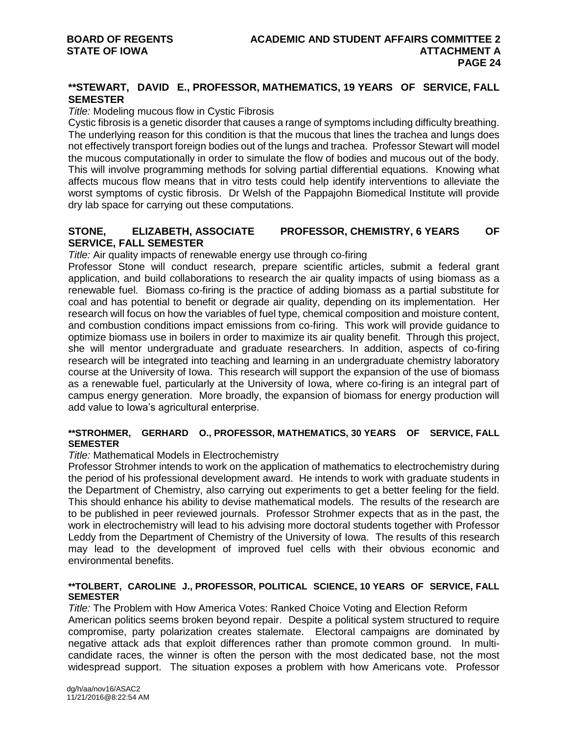**\*\*STEWART, DAVID E., PROFESSOR, MATHEMATICS, 19 YEARS OF SERVICE, FALL SEMESTER**

*Title:* Modeling mucous flow in Cystic Fibrosis

Cystic fibrosis is a genetic disorder that causes a range of symptoms including difficulty breathing. The underlying reason for this condition is that the mucous that lines the trachea and lungs does not effectively transport foreign bodies out of the lungs and trachea. Professor Stewart will model the mucous computationally in order to simulate the flow of bodies and mucous out of the body. This will involve programming methods for solving partial differential equations. Knowing what affects mucous flow means that in vitro tests could help identify interventions to alleviate the worst symptoms of cystic fibrosis. Dr Welsh of the Pappajohn Biomedical Institute will provide dry lab space for carrying out these computations.

**STONE, ELIZABETH, ASSOCIATE PROFESSOR, CHEMISTRY, 6 YEARS OF SERVICE, FALL SEMESTER**

*Title:* Air quality impacts of renewable energy use through co-firing

Professor Stone will conduct research, prepare scientific articles, submit a federal grant application, and build collaborations to research the air quality impacts of using biomass as a renewable fuel. Biomass co-firing is the practice of adding biomass as a partial substitute for coal and has potential to benefit or degrade air quality, depending on its implementation. Her research will focus on how the variables of fuel type, chemical composition and moisture content, and combustion conditions impact emissions from co-firing. This work will provide guidance to optimize biomass use in boilers in order to maximize its air quality benefit. Through this project, she will mentor undergraduate and graduate researchers. In addition, aspects of co-firing research will be integrated into teaching and learning in an undergraduate chemistry laboratory course at the University of Iowa. This research will support the expansion of the use of biomass as a renewable fuel, particularly at the University of Iowa, where co-firing is an integral part of campus energy generation. More broadly, the expansion of biomass for energy production will add value to Iowa's agricultural enterprise.

**\*\*STROHMER, GERHARD O., PROFESSOR, MATHEMATICS, 30 YEARS OF SERVICE, FALL SEMESTER**

*Title:* Mathematical Models in Electrochemistry

Professor Strohmer intends to work on the application of mathematics to electrochemistry during the period of his professional development award. He intends to work with graduate students in the Department of Chemistry, also carrying out experiments to get a better feeling for the field. This should enhance his ability to devise mathematical models. The results of the research are to be published in peer reviewed journals. Professor Strohmer expects that as in the past, the work in electrochemistry will lead to his advising more doctoral students together with Professor Leddy from the Department of Chemistry of the University of Iowa. The results of this research may lead to the development of improved fuel cells with their obvious economic and environmental benefits.

**\*\*TOLBERT, CAROLINE J., PROFESSOR, POLITICAL SCIENCE, 10 YEARS OF SERVICE, FALL SEMESTER**

*Title:* The Problem with How America Votes: Ranked Choice Voting and Election Reform

American politics seems broken beyond repair. Despite a political system structured to require compromise, party polarization creates stalemate. Electoral campaigns are dominated by negative attack ads that exploit differences rather than promote common ground. In multi-candidate races, the winner is often the person with the most dedicated base, not the most widespread support. The situation exposes a problem with how Americans vote. Professor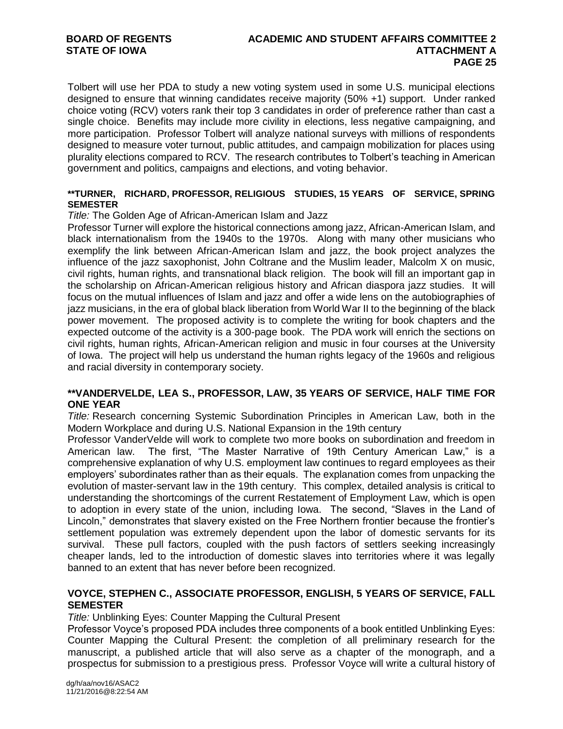Tolbert will use her PDA to study a new voting system used in some U.S. municipal elections designed to ensure that winning candidates receive majority (50% +1) support. Under ranked choice voting (RCV) voters rank their top 3 candidates in order of preference rather than cast a single choice. Benefits may include more civility in elections, less negative campaigning, and more participation. Professor Tolbert will analyze national surveys with millions of respondents designed to measure voter turnout, public attitudes, and campaign mobilization for places using plurality elections compared to RCV. The research contributes to Tolbert's teaching in American government and politics, campaigns and elections, and voting behavior.

**\*\*TURNER, RICHARD, PROFESSOR, RELIGIOUS STUDIES, 15 YEARS OF SERVICE, SPRING SEMESTER**

*Title:* The Golden Age of African-American Islam and Jazz

Professor Turner will explore the historical connections among jazz, African-American Islam, and black internationalism from the 1940s to the 1970s. Along with many other musicians who exemplify the link between African-American Islam and jazz, the book project analyzes the influence of the jazz saxophonist, John Coltrane and the Muslim leader, Malcolm X on music, civil rights, human rights, and transnational black religion. The book will fill an important gap in the scholarship on African-American religious history and African diaspora jazz studies. It will focus on the mutual influences of Islam and jazz and offer a wide lens on the autobiographies of jazz musicians, in the era of global black liberation from World War II to the beginning of the black power movement. The proposed activity is to complete the writing for book chapters and the expected outcome of the activity is a 300-page book. The PDA work will enrich the sections on civil rights, human rights, African-American religion and music in four courses at the University of Iowa. The project will help us understand the human rights legacy of the 1960s and religious and racial diversity in contemporary society.

**\*\*VANDERVELDE, LEA S., PROFESSOR, LAW, 35 YEARS OF SERVICE, HALF TIME FOR ONE YEAR**

*Title:* Research concerning Systemic Subordination Principles in American Law, both in the Modern Workplace and during U.S. National Expansion in the 19th century

Professor VanderVelde will work to complete two more books on subordination and freedom in American law. The first, "The Master Narrative of 19th Century American Law," is a comprehensive explanation of why U.S. employment law continues to regard employees as their employers' subordinates rather than as their equals. The explanation comes from unpacking the evolution of master-servant law in the 19th century. This complex, detailed analysis is critical to understanding the shortcomings of the current Restatement of Employment Law, which is open to adoption in every state of the union, including Iowa. The second, "Slaves in the Land of Lincoln," demonstrates that slavery existed on the Free Northern frontier because the frontier's settlement population was extremely dependent upon the labor of domestic servants for its survival. These pull factors, coupled with the push factors of settlers seeking increasingly cheaper lands, led to the introduction of domestic slaves into territories where it was legally banned to an extent that has never before been recognized.

**VOYCE, STEPHEN C., ASSOCIATE PROFESSOR, ENGLISH, 5 YEARS OF SERVICE, FALL SEMESTER**

*Title:* Unblinking Eyes: Counter Mapping the Cultural Present

Professor Voyce's proposed PDA includes three components of a book entitled Unblinking Eyes: Counter Mapping the Cultural Present: the completion of all preliminary research for the manuscript, a published article that will also serve as a chapter of the monograph, and a prospectus for submission to a prestigious press. Professor Voyce will write a cultural history of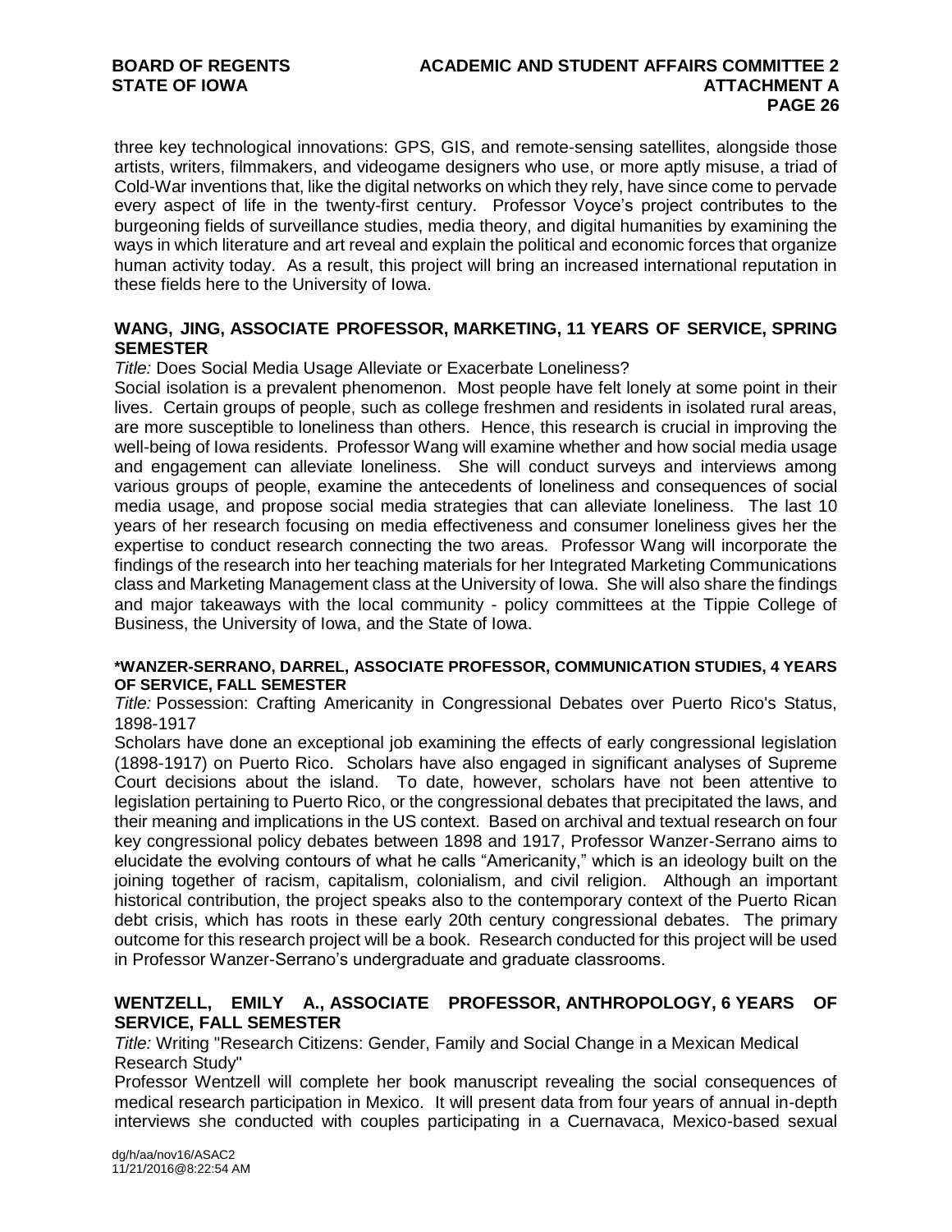three key technological innovations: GPS, GIS, and remote-sensing satellites, alongside those artists, writers, filmmakers, and videogame designers who use, or more aptly misuse, a triad of Cold-War inventions that, like the digital networks on which they rely, have since come to pervade every aspect of life in the twenty-first century. Professor Voyce's project contributes to the burgeoning fields of surveillance studies, media theory, and digital humanities by examining the ways in which literature and art reveal and explain the political and economic forces that organize human activity today. As a result, this project will bring an increased international reputation in these fields here to the University of Iowa.

**WANG, JING, ASSOCIATE PROFESSOR, MARKETING, 11 YEARS OF SERVICE, SPRING SEMESTER**

*Title:* Does Social Media Usage Alleviate or Exacerbate Loneliness?

Social isolation is a prevalent phenomenon. Most people have felt lonely at some point in their lives. Certain groups of people, such as college freshmen and residents in isolated rural areas, are more susceptible to loneliness than others. Hence, this research is crucial in improving the well-being of Iowa residents. Professor Wang will examine whether and how social media usage and engagement can alleviate loneliness. She will conduct surveys and interviews among various groups of people, examine the antecedents of loneliness and consequences of social media usage, and propose social media strategies that can alleviate loneliness. The last 10 years of her research focusing on media effectiveness and consumer loneliness gives her the expertise to conduct research connecting the two areas. Professor Wang will incorporate the findings of the research into her teaching materials for her Integrated Marketing Communications class and Marketing Management class at the University of Iowa. She will also share the findings and major takeaways with the local community - policy committees at the Tippie College of Business, the University of Iowa, and the State of Iowa.

**\*WANZER-SERRANO, DARREL, ASSOCIATE PROFESSOR, COMMUNICATION STUDIES, 4 YEARS OF SERVICE, FALL SEMESTER**

*Title:* Possession: Crafting Americanity in Congressional Debates over Puerto Rico's Status, 1898-1917

Scholars have done an exceptional job examining the effects of early congressional legislation (1898-1917) on Puerto Rico. Scholars have also engaged in significant analyses of Supreme Court decisions about the island. To date, however, scholars have not been attentive to legislation pertaining to Puerto Rico, or the congressional debates that precipitated the laws, and their meaning and implications in the US context. Based on archival and textual research on four key congressional policy debates between 1898 and 1917, Professor Wanzer-Serrano aims to elucidate the evolving contours of what he calls "Americanity," which is an ideology built on the joining together of racism, capitalism, colonialism, and civil religion. Although an important historical contribution, the project speaks also to the contemporary context of the Puerto Rican debt crisis, which has roots in these early 20th century congressional debates. The primary outcome for this research project will be a book. Research conducted for this project will be used in Professor Wanzer-Serrano's undergraduate and graduate classrooms.

**WENTZELL, EMILY A., ASSOCIATE PROFESSOR, ANTHROPOLOGY, 6 YEARS OF SERVICE, FALL SEMESTER**

*Title:* Writing "Research Citizens: Gender, Family and Social Change in a Mexican Medical Research Study"

Professor Wentzell will complete her book manuscript revealing the social consequences of medical research participation in Mexico. It will present data from four years of annual in-depth interviews she conducted with couples participating in a Cuernavaca, Mexico-based sexual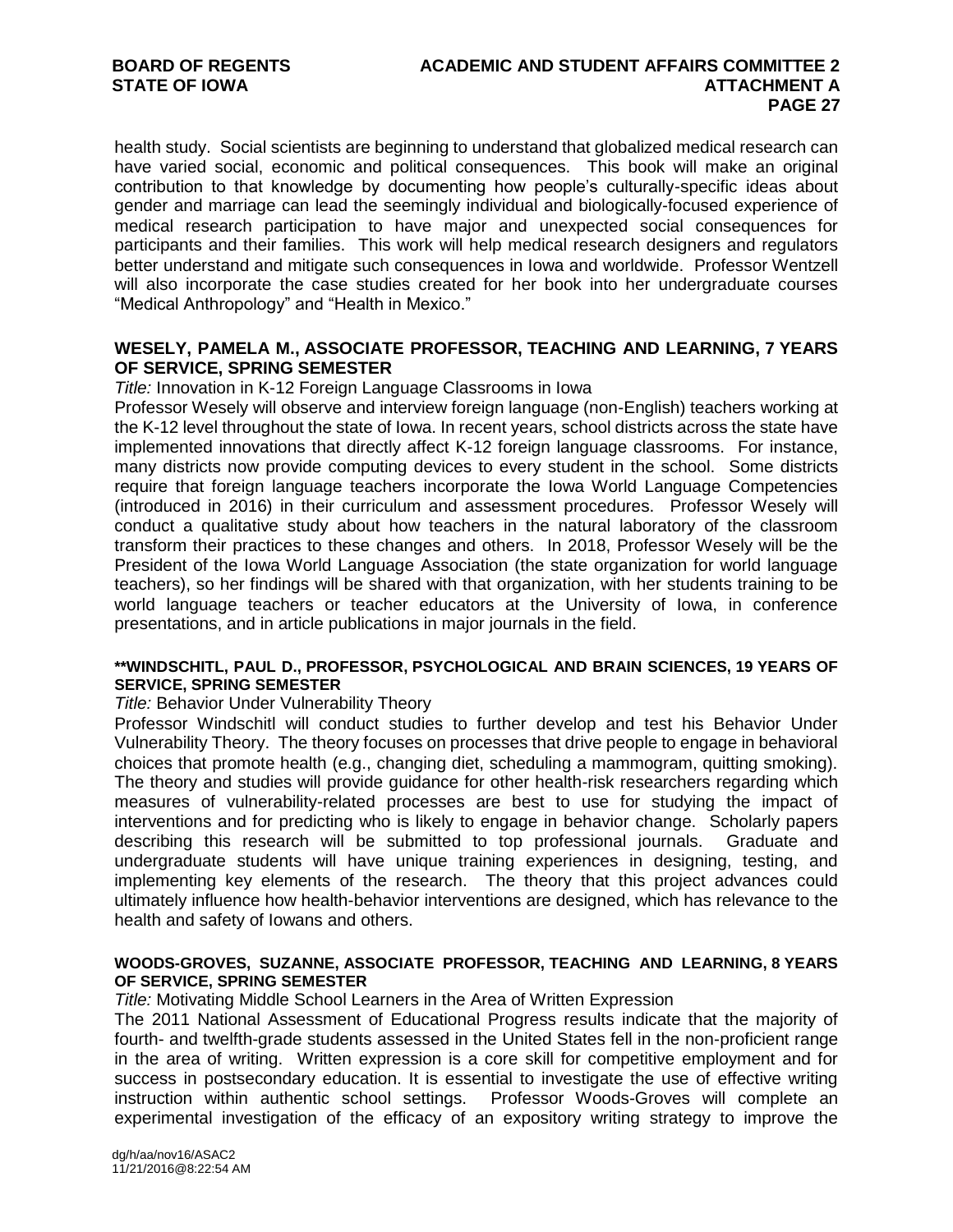health study. Social scientists are beginning to understand that globalized medical research can have varied social, economic and political consequences. This book will make an original contribution to that knowledge by documenting how people's culturally-specific ideas about gender and marriage can lead the seemingly individual and biologically-focused experience of medical research participation to have major and unexpected social consequences for participants and their families. This work will help medical research designers and regulators better understand and mitigate such consequences in Iowa and worldwide. Professor Wentzell will also incorporate the case studies created for her book into her undergraduate courses "Medical Anthropology" and "Health in Mexico."

**WESELY, PAMELA M., ASSOCIATE PROFESSOR, TEACHING AND LEARNING, 7 YEARS OF SERVICE, SPRING SEMESTER**

*Title:* Innovation in K-12 Foreign Language Classrooms in Iowa

Professor Wesely will observe and interview foreign language (non-English) teachers working at the K-12 level throughout the state of Iowa. In recent years, school districts across the state have implemented innovations that directly affect K-12 foreign language classrooms. For instance, many districts now provide computing devices to every student in the school. Some districts require that foreign language teachers incorporate the Iowa World Language Competencies (introduced in 2016) in their curriculum and assessment procedures. Professor Wesely will conduct a qualitative study about how teachers in the natural laboratory of the classroom transform their practices to these changes and others. In 2018, Professor Wesely will be the President of the Iowa World Language Association (the state organization for world language teachers), so her findings will be shared with that organization, with her students training to be world language teachers or teacher educators at the University of Iowa, in conference presentations, and in article publications in major journals in the field.

**\*\*WINDSCHITL, PAUL D., PROFESSOR, PSYCHOLOGICAL AND BRAIN SCIENCES, 19 YEARS OF SERVICE, SPRING SEMESTER**

*Title:* Behavior Under Vulnerability Theory

Professor Windschitl will conduct studies to further develop and test his Behavior Under Vulnerability Theory. The theory focuses on processes that drive people to engage in behavioral choices that promote health (e.g., changing diet, scheduling a mammogram, quitting smoking). The theory and studies will provide guidance for other health-risk researchers regarding which measures of vulnerability-related processes are best to use for studying the impact of interventions and for predicting who is likely to engage in behavior change. Scholarly papers describing this research will be submitted to top professional journals. Graduate and undergraduate students will have unique training experiences in designing, testing, and implementing key elements of the research. The theory that this project advances could ultimately influence how health-behavior interventions are designed, which has relevance to the health and safety of Iowans and others.

**WOODS-GROVES, SUZANNE, ASSOCIATE PROFESSOR, TEACHING AND LEARNING, 8 YEARS OF SERVICE, SPRING SEMESTER**

*Title:* Motivating Middle School Learners in the Area of Written Expression

The 2011 National Assessment of Educational Progress results indicate that the majority of fourth- and twelfth-grade students assessed in the United States fell in the non-proficient range in the area of writing. Written expression is a core skill for competitive employment and for success in postsecondary education. It is essential to investigate the use of effective writing instruction within authentic school settings. Professor Woods-Groves will complete an experimental investigation of the efficacy of an expository writing strategy to improve the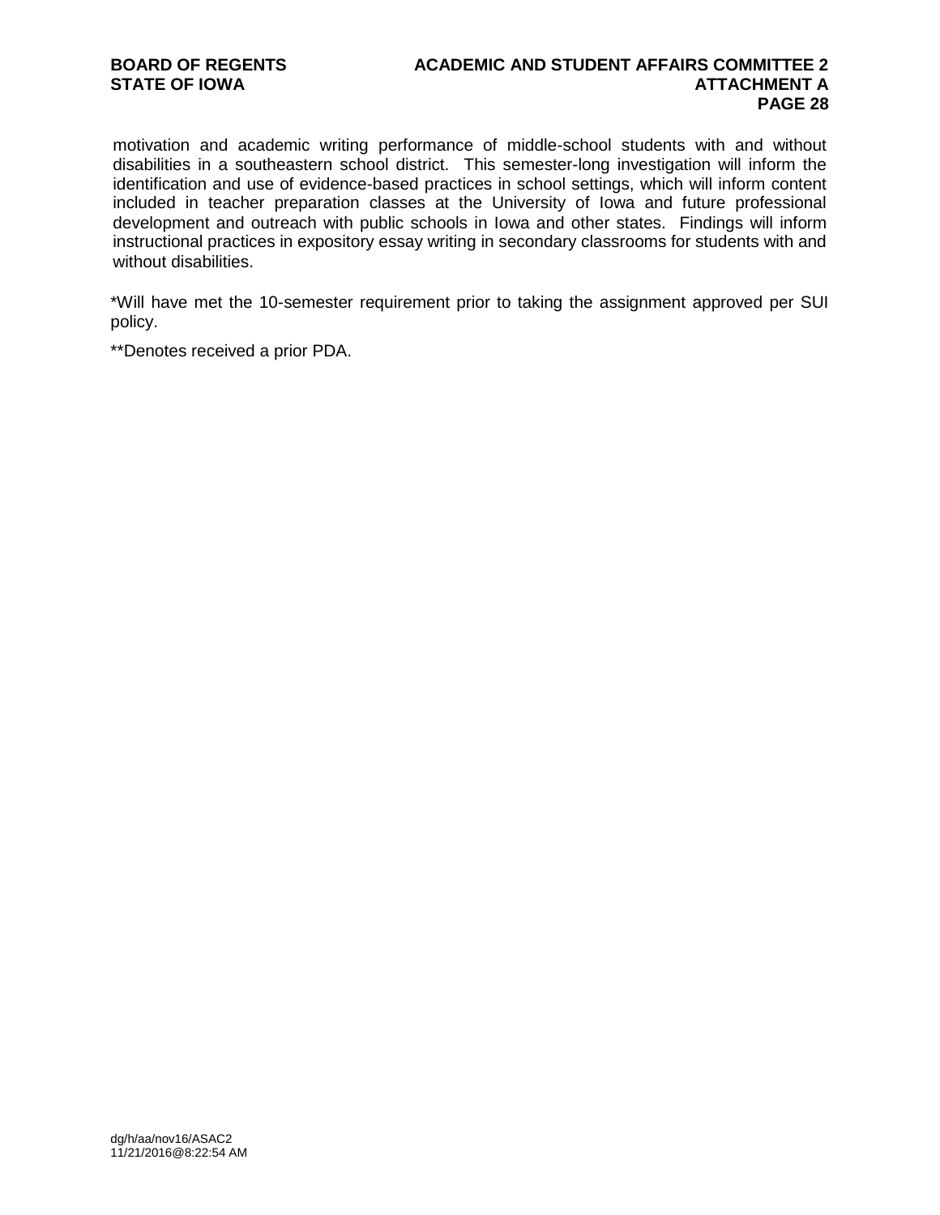motivation and academic writing performance of middle-school students with and without disabilities in a southeastern school district. This semester-long investigation will inform the identification and use of evidence-based practices in school settings, which will inform content included in teacher preparation classes at the University of Iowa and future professional development and outreach with public schools in Iowa and other states. Findings will inform instructional practices in expository essay writing in secondary classrooms for students with and without disabilities.

*Will have met the 10-semester requirement prior to taking the assignment approved per SUI policy.

**Denotes received a prior PDA.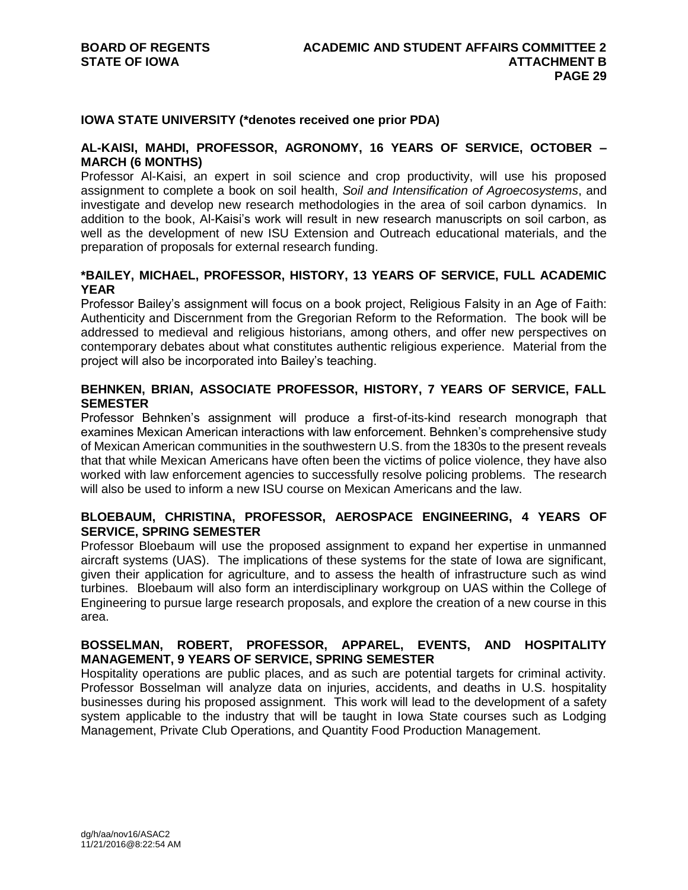## IOWA STATE UNIVERSITY (*denotes received one prior PDA)

### AL-KAISI, MAHDI, PROFESSOR, AGRONOMY, 16 YEARS OF SERVICE, OCTOBER – MARCH (6 MONTHS)

Professor Al-Kaisi, an expert in soil science and crop productivity, will use his proposed assignment to complete a book on soil health, *Soil and Intensification of Agroecosystems*, and investigate and develop new research methodologies in the area of soil carbon dynamics. In addition to the book, Al-Kaisi's work will result in new research manuscripts on soil carbon, as well as the development of new ISU Extension and Outreach educational materials, and the preparation of proposals for external research funding.

### *BAILEY, MICHAEL, PROFESSOR, HISTORY, 13 YEARS OF SERVICE, FULL ACADEMIC YEAR

Professor Bailey's assignment will focus on a book project, Religious Falsity in an Age of Faith: Authenticity and Discernment from the Gregorian Reform to the Reformation. The book will be addressed to medieval and religious historians, among others, and offer new perspectives on contemporary debates about what constitutes authentic religious experience. Material from the project will also be incorporated into Bailey's teaching.

### BEHNKEN, BRIAN, ASSOCIATE PROFESSOR, HISTORY, 7 YEARS OF SERVICE, FALL SEMESTER

Professor Behnken's assignment will produce a first-of-its-kind research monograph that examines Mexican American interactions with law enforcement. Behnken's comprehensive study of Mexican American communities in the southwestern U.S. from the 1830s to the present reveals that that while Mexican Americans have often been the victims of police violence, they have also worked with law enforcement agencies to successfully resolve policing problems. The research will also be used to inform a new ISU course on Mexican Americans and the law.

### BLOEBAUM, CHRISTINA, PROFESSOR, AEROSPACE ENGINEERING, 4 YEARS OF SERVICE, SPRING SEMESTER

Professor Bloebaum will use the proposed assignment to expand her expertise in unmanned aircraft systems (UAS). The implications of these systems for the state of Iowa are significant, given their application for agriculture, and to assess the health of infrastructure such as wind turbines. Bloebaum will also form an interdisciplinary workgroup on UAS within the College of Engineering to pursue large research proposals, and explore the creation of a new course in this area.

### BOSSELMAN, ROBERT, PROFESSOR, APPAREL, EVENTS, AND HOSPITALITY MANAGEMENT, 9 YEARS OF SERVICE, SPRING SEMESTER

Hospitality operations are public places, and as such are potential targets for criminal activity. Professor Bosselman will analyze data on injuries, accidents, and deaths in U.S. hospitality businesses during his proposed assignment. This work will lead to the development of a safety system applicable to the industry that will be taught in Iowa State courses such as Lodging Management, Private Club Operations, and Quantity Food Production Management.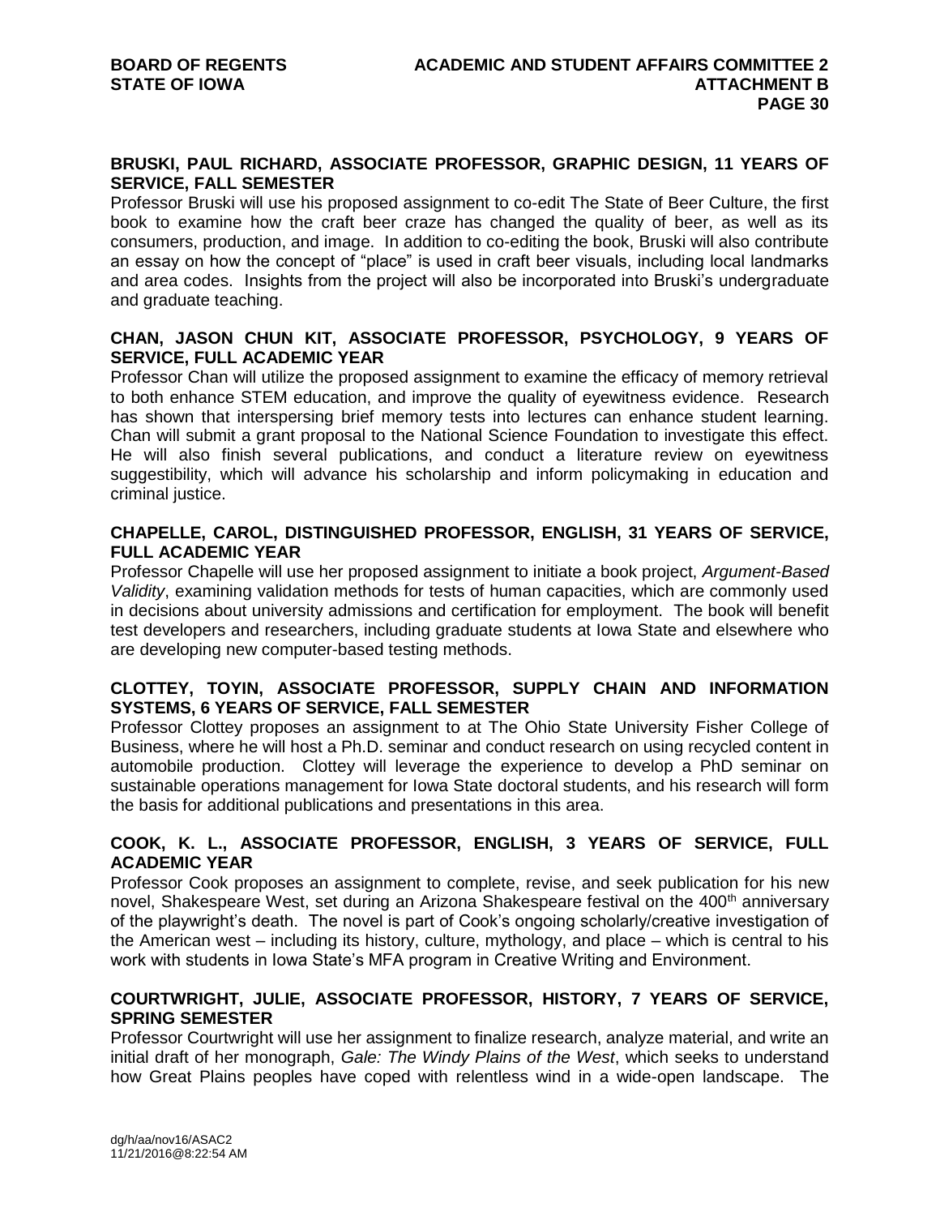**BRUSKI, PAUL RICHARD, ASSOCIATE PROFESSOR, GRAPHIC DESIGN, 11 YEARS OF SERVICE, FALL SEMESTER**

Professor Bruski will use his proposed assignment to co-edit The State of Beer Culture, the first book to examine how the craft beer craze has changed the quality of beer, as well as its consumers, production, and image. In addition to co-editing the book, Bruski will also contribute an essay on how the concept of "place" is used in craft beer visuals, including local landmarks and area codes. Insights from the project will also be incorporated into Bruski's undergraduate and graduate teaching.

**CHAN, JASON CHUN KIT, ASSOCIATE PROFESSOR, PSYCHOLOGY, 9 YEARS OF SERVICE, FULL ACADEMIC YEAR**

Professor Chan will utilize the proposed assignment to examine the efficacy of memory retrieval to both enhance STEM education, and improve the quality of eyewitness evidence. Research has shown that interspersing brief memory tests into lectures can enhance student learning. Chan will submit a grant proposal to the National Science Foundation to investigate this effect. He will also finish several publications, and conduct a literature review on eyewitness suggestibility, which will advance his scholarship and inform policymaking in education and criminal justice.

**CHAPELLE, CAROL, DISTINGUISHED PROFESSOR, ENGLISH, 31 YEARS OF SERVICE, FULL ACADEMIC YEAR**

Professor Chapelle will use her proposed assignment to initiate a book project, *Argument-Based Validity*, examining validation methods for tests of human capacities, which are commonly used in decisions about university admissions and certification for employment. The book will benefit test developers and researchers, including graduate students at Iowa State and elsewhere who are developing new computer-based testing methods.

**CLOTTEY, TOYIN, ASSOCIATE PROFESSOR, SUPPLY CHAIN AND INFORMATION SYSTEMS, 6 YEARS OF SERVICE, FALL SEMESTER**

Professor Clottey proposes an assignment to at The Ohio State University Fisher College of Business, where he will host a Ph.D. seminar and conduct research on using recycled content in automobile production. Clottey will leverage the experience to develop a PhD seminar on sustainable operations management for Iowa State doctoral students, and his research will form the basis for additional publications and presentations in this area.

**COOK, K. L., ASSOCIATE PROFESSOR, ENGLISH, 3 YEARS OF SERVICE, FULL ACADEMIC YEAR**

Professor Cook proposes an assignment to complete, revise, and seek publication for his new novel, Shakespeare West, set during an Arizona Shakespeare festival on the 400th anniversary of the playwright's death. The novel is part of Cook's ongoing scholarly/creative investigation of the American west – including its history, culture, mythology, and place – which is central to his work with students in Iowa State's MFA program in Creative Writing and Environment.

**COURTWRIGHT, JULIE, ASSOCIATE PROFESSOR, HISTORY, 7 YEARS OF SERVICE, SPRING SEMESTER**

Professor Courtwright will use her assignment to finalize research, analyze material, and write an initial draft of her monograph, *Gale: The Windy Plains of the West*, which seeks to understand how Great Plains peoples have coped with relentless wind in a wide-open landscape. The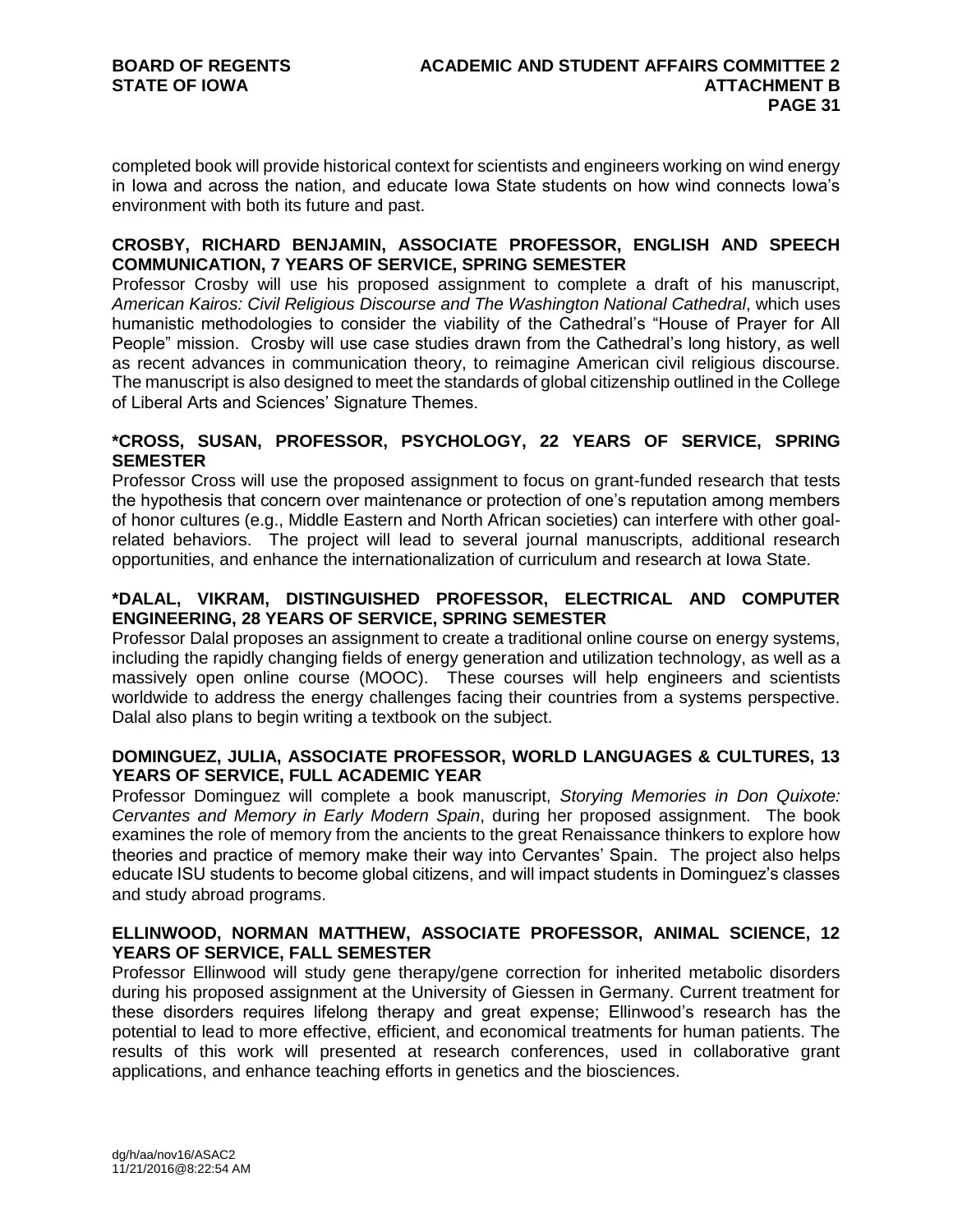completed book will provide historical context for scientists and engineers working on wind energy in Iowa and across the nation, and educate Iowa State students on how wind connects Iowa's environment with both its future and past.

**CROSBY, RICHARD BENJAMIN, ASSOCIATE PROFESSOR, ENGLISH AND SPEECH COMMUNICATION, 7 YEARS OF SERVICE, SPRING SEMESTER**

Professor Crosby will use his proposed assignment to complete a draft of his manuscript, *American Kairos: Civil Religious Discourse and The Washington National Cathedral*, which uses humanistic methodologies to consider the viability of the Cathedral's "House of Prayer for All People" mission. Crosby will use case studies drawn from the Cathedral's long history, as well as recent advances in communication theory, to reimagine American civil religious discourse. The manuscript is also designed to meet the standards of global citizenship outlined in the College of Liberal Arts and Sciences' Signature Themes.

**\*CROSS, SUSAN, PROFESSOR, PSYCHOLOGY, 22 YEARS OF SERVICE, SPRING SEMESTER**

Professor Cross will use the proposed assignment to focus on grant-funded research that tests the hypothesis that concern over maintenance or protection of one's reputation among members of honor cultures (e.g., Middle Eastern and North African societies) can interfere with other goal-related behaviors. The project will lead to several journal manuscripts, additional research opportunities, and enhance the internationalization of curriculum and research at Iowa State.

**\*DALAL, VIKRAM, DISTINGUISHED PROFESSOR, ELECTRICAL AND COMPUTER ENGINEERING, 28 YEARS OF SERVICE, SPRING SEMESTER**

Professor Dalal proposes an assignment to create a traditional online course on energy systems, including the rapidly changing fields of energy generation and utilization technology, as well as a massively open online course (MOOC). These courses will help engineers and scientists worldwide to address the energy challenges facing their countries from a systems perspective. Dalal also plans to begin writing a textbook on the subject.

**DOMINGUEZ, JULIA, ASSOCIATE PROFESSOR, WORLD LANGUAGES & CULTURES, 13 YEARS OF SERVICE, FULL ACADEMIC YEAR**

Professor Dominguez will complete a book manuscript, *Storying Memories in Don Quixote: Cervantes and Memory in Early Modern Spain*, during her proposed assignment. The book examines the role of memory from the ancients to the great Renaissance thinkers to explore how theories and practice of memory make their way into Cervantes' Spain. The project also helps educate ISU students to become global citizens, and will impact students in Dominguez's classes and study abroad programs.

**ELLINWOOD, NORMAN MATTHEW, ASSOCIATE PROFESSOR, ANIMAL SCIENCE, 12 YEARS OF SERVICE, FALL SEMESTER**

Professor Ellinwood will study gene therapy/gene correction for inherited metabolic disorders during his proposed assignment at the University of Giessen in Germany. Current treatment for these disorders requires lifelong therapy and great expense; Ellinwood's research has the potential to lead to more effective, efficient, and economical treatments for human patients. The results of this work will presented at research conferences, used in collaborative grant applications, and enhance teaching efforts in genetics and the biosciences.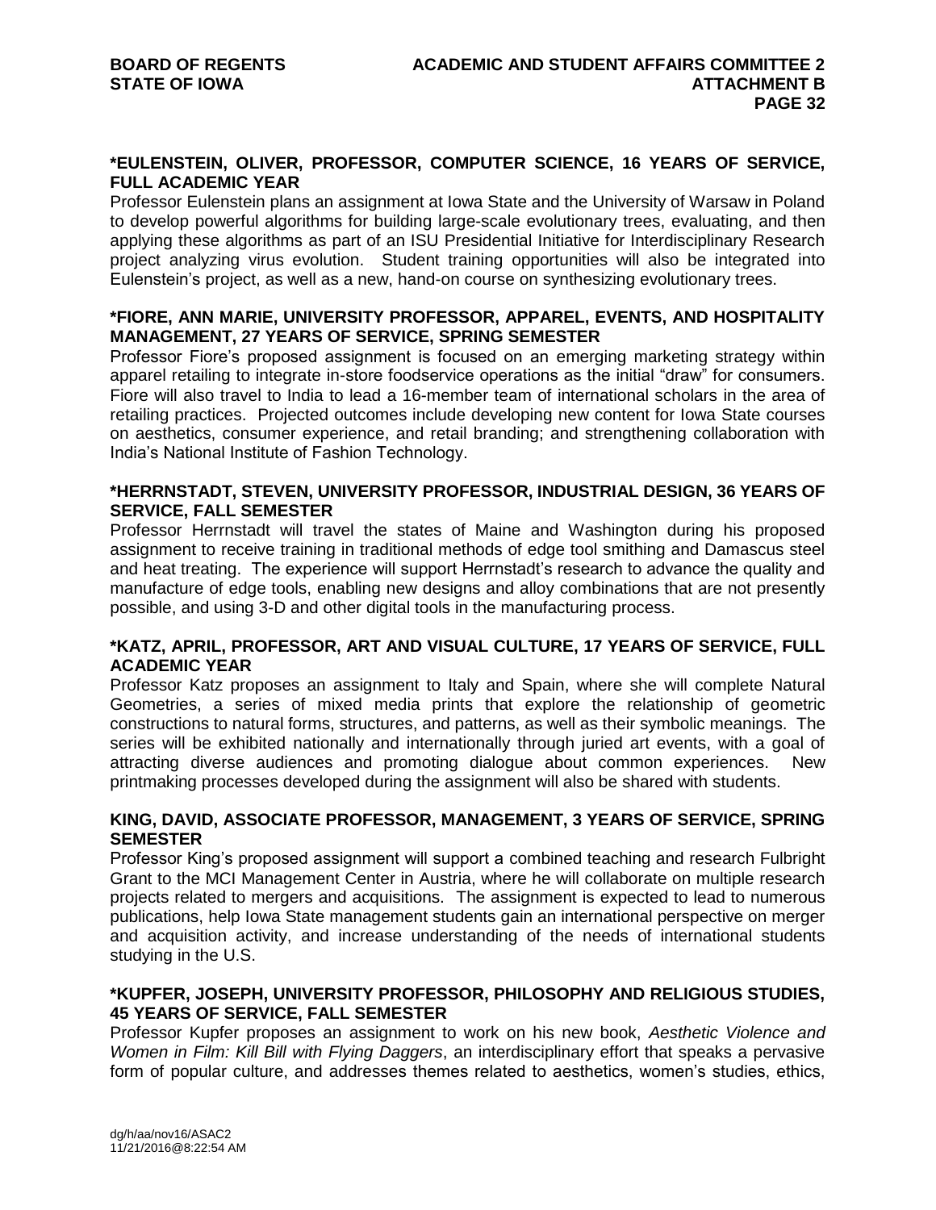**\*EULENSTEIN, OLIVER, PROFESSOR, COMPUTER SCIENCE, 16 YEARS OF SERVICE, FULL ACADEMIC YEAR**

Professor Eulenstein plans an assignment at Iowa State and the University of Warsaw in Poland to develop powerful algorithms for building large-scale evolutionary trees, evaluating, and then applying these algorithms as part of an ISU Presidential Initiative for Interdisciplinary Research project analyzing virus evolution. Student training opportunities will also be integrated into Eulenstein's project, as well as a new, hand-on course on synthesizing evolutionary trees.

**\*FIORE, ANN MARIE, UNIVERSITY PROFESSOR, APPAREL, EVENTS, AND HOSPITALITY MANAGEMENT, 27 YEARS OF SERVICE, SPRING SEMESTER**

Professor Fiore's proposed assignment is focused on an emerging marketing strategy within apparel retailing to integrate in-store foodservice operations as the initial "draw" for consumers. Fiore will also travel to India to lead a 16-member team of international scholars in the area of retailing practices. Projected outcomes include developing new content for Iowa State courses on aesthetics, consumer experience, and retail branding; and strengthening collaboration with India's National Institute of Fashion Technology.

**\*HERRNSTADT, STEVEN, UNIVERSITY PROFESSOR, INDUSTRIAL DESIGN, 36 YEARS OF SERVICE, FALL SEMESTER**

Professor Herrnstadt will travel the states of Maine and Washington during his proposed assignment to receive training in traditional methods of edge tool smithing and Damascus steel and heat treating. The experience will support Herrnstadt's research to advance the quality and manufacture of edge tools, enabling new designs and alloy combinations that are not presently possible, and using 3-D and other digital tools in the manufacturing process.

**\*KATZ, APRIL, PROFESSOR, ART AND VISUAL CULTURE, 17 YEARS OF SERVICE, FULL ACADEMIC YEAR**

Professor Katz proposes an assignment to Italy and Spain, where she will complete Natural Geometries, a series of mixed media prints that explore the relationship of geometric constructions to natural forms, structures, and patterns, as well as their symbolic meanings. The series will be exhibited nationally and internationally through juried art events, with a goal of attracting diverse audiences and promoting dialogue about common experiences. New printmaking processes developed during the assignment will also be shared with students.

**KING, DAVID, ASSOCIATE PROFESSOR, MANAGEMENT, 3 YEARS OF SERVICE, SPRING SEMESTER**

Professor King's proposed assignment will support a combined teaching and research Fulbright Grant to the MCI Management Center in Austria, where he will collaborate on multiple research projects related to mergers and acquisitions. The assignment is expected to lead to numerous publications, help Iowa State management students gain an international perspective on merger and acquisition activity, and increase understanding of the needs of international students studying in the U.S.

**\*KUPFER, JOSEPH, UNIVERSITY PROFESSOR, PHILOSOPHY AND RELIGIOUS STUDIES, 45 YEARS OF SERVICE, FALL SEMESTER**

Professor Kupfer proposes an assignment to work on his new book, *Aesthetic Violence and Women in Film: Kill Bill with Flying Daggers*, an interdisciplinary effort that speaks a pervasive form of popular culture, and addresses themes related to aesthetics, women's studies, ethics,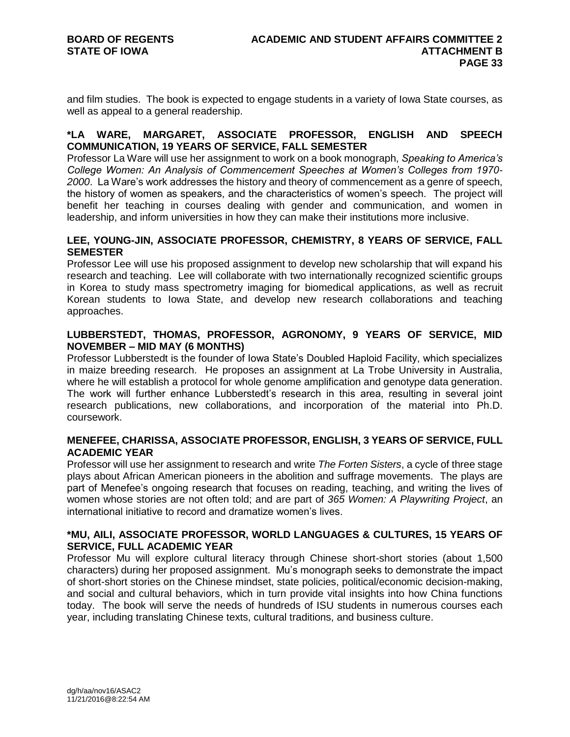and film studies. The book is expected to engage students in a variety of Iowa State courses, as well as appeal to a general readership.

**\*LA WARE, MARGARET, ASSOCIATE PROFESSOR, ENGLISH AND SPEECH COMMUNICATION, 19 YEARS OF SERVICE, FALL SEMESTER**

Professor La Ware will use her assignment to work on a book monograph, *Speaking to America's College Women: An Analysis of Commencement Speeches at Women's Colleges from 1970-2000*. La Ware's work addresses the history and theory of commencement as a genre of speech, the history of women as speakers, and the characteristics of women's speech. The project will benefit her teaching in courses dealing with gender and communication, and women in leadership, and inform universities in how they can make their institutions more inclusive.

**LEE, YOUNG-JIN, ASSOCIATE PROFESSOR, CHEMISTRY, 8 YEARS OF SERVICE, FALL SEMESTER**

Professor Lee will use his proposed assignment to develop new scholarship that will expand his research and teaching. Lee will collaborate with two internationally recognized scientific groups in Korea to study mass spectrometry imaging for biomedical applications, as well as recruit Korean students to Iowa State, and develop new research collaborations and teaching approaches.

**LUBBERSTEDT, THOMAS, PROFESSOR, AGRONOMY, 9 YEARS OF SERVICE, MID NOVEMBER – MID MAY (6 MONTHS)**

Professor Lubberstedt is the founder of Iowa State's Doubled Haploid Facility, which specializes in maize breeding research. He proposes an assignment at La Trobe University in Australia, where he will establish a protocol for whole genome amplification and genotype data generation. The work will further enhance Lubberstedt's research in this area, resulting in several joint research publications, new collaborations, and incorporation of the material into Ph.D. coursework.

**MENEFEE, CHARISSA, ASSOCIATE PROFESSOR, ENGLISH, 3 YEARS OF SERVICE, FULL ACADEMIC YEAR**

Professor will use her assignment to research and write *The Forten Sisters*, a cycle of three stage plays about African American pioneers in the abolition and suffrage movements. The plays are part of Menefee's ongoing research that focuses on reading, teaching, and writing the lives of women whose stories are not often told; and are part of *365 Women: A Playwriting Project*, an international initiative to record and dramatize women's lives.

**\*MU, AILI, ASSOCIATE PROFESSOR, WORLD LANGUAGES & CULTURES, 15 YEARS OF SERVICE, FULL ACADEMIC YEAR**

Professor Mu will explore cultural literacy through Chinese short-short stories (about 1,500 characters) during her proposed assignment. Mu's monograph seeks to demonstrate the impact of short-short stories on the Chinese mindset, state policies, political/economic decision-making, and social and cultural behaviors, which in turn provide vital insights into how China functions today. The book will serve the needs of hundreds of ISU students in numerous courses each year, including translating Chinese texts, cultural traditions, and business culture.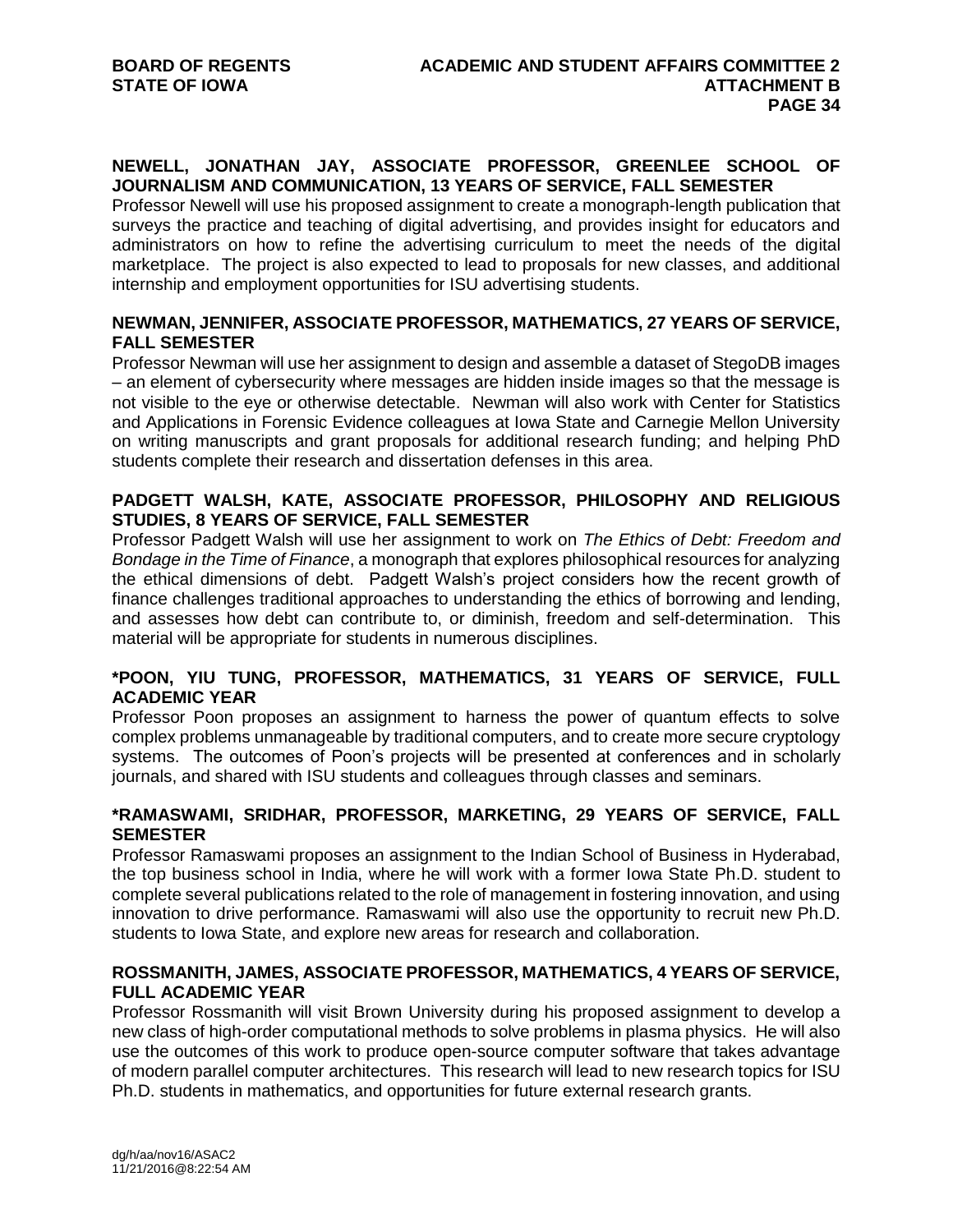**NEWELL, JONATHAN JAY, ASSOCIATE PROFESSOR, GREENLEE SCHOOL OF JOURNALISM AND COMMUNICATION, 13 YEARS OF SERVICE, FALL SEMESTER**

Professor Newell will use his proposed assignment to create a monograph-length publication that surveys the practice and teaching of digital advertising, and provides insight for educators and administrators on how to refine the advertising curriculum to meet the needs of the digital marketplace. The project is also expected to lead to proposals for new classes, and additional internship and employment opportunities for ISU advertising students.

**NEWMAN, JENNIFER, ASSOCIATE PROFESSOR, MATHEMATICS, 27 YEARS OF SERVICE, FALL SEMESTER**

Professor Newman will use her assignment to design and assemble a dataset of StegoDB images – an element of cybersecurity where messages are hidden inside images so that the message is not visible to the eye or otherwise detectable. Newman will also work with Center for Statistics and Applications in Forensic Evidence colleagues at Iowa State and Carnegie Mellon University on writing manuscripts and grant proposals for additional research funding; and helping PhD students complete their research and dissertation defenses in this area.

**PADGETT WALSH, KATE, ASSOCIATE PROFESSOR, PHILOSOPHY AND RELIGIOUS STUDIES, 8 YEARS OF SERVICE, FALL SEMESTER**

Professor Padgett Walsh will use her assignment to work on *The Ethics of Debt: Freedom and Bondage in the Time of Finance*, a monograph that explores philosophical resources for analyzing the ethical dimensions of debt. Padgett Walsh's project considers how the recent growth of finance challenges traditional approaches to understanding the ethics of borrowing and lending, and assesses how debt can contribute to, or diminish, freedom and self-determination. This material will be appropriate for students in numerous disciplines.

**\*POON, YIU TUNG, PROFESSOR, MATHEMATICS, 31 YEARS OF SERVICE, FULL ACADEMIC YEAR**

Professor Poon proposes an assignment to harness the power of quantum effects to solve complex problems unmanageable by traditional computers, and to create more secure cryptology systems. The outcomes of Poon's projects will be presented at conferences and in scholarly journals, and shared with ISU students and colleagues through classes and seminars.

**\*RAMASWAMI, SRIDHAR, PROFESSOR, MARKETING, 29 YEARS OF SERVICE, FALL SEMESTER**

Professor Ramaswami proposes an assignment to the Indian School of Business in Hyderabad, the top business school in India, where he will work with a former Iowa State Ph.D. student to complete several publications related to the role of management in fostering innovation, and using innovation to drive performance. Ramaswami will also use the opportunity to recruit new Ph.D. students to Iowa State, and explore new areas for research and collaboration.

**ROSSMANITH, JAMES, ASSOCIATE PROFESSOR, MATHEMATICS, 4 YEARS OF SERVICE, FULL ACADEMIC YEAR**

Professor Rossmanith will visit Brown University during his proposed assignment to develop a new class of high-order computational methods to solve problems in plasma physics. He will also use the outcomes of this work to produce open-source computer software that takes advantage of modern parallel computer architectures. This research will lead to new research topics for ISU Ph.D. students in mathematics, and opportunities for future external research grants.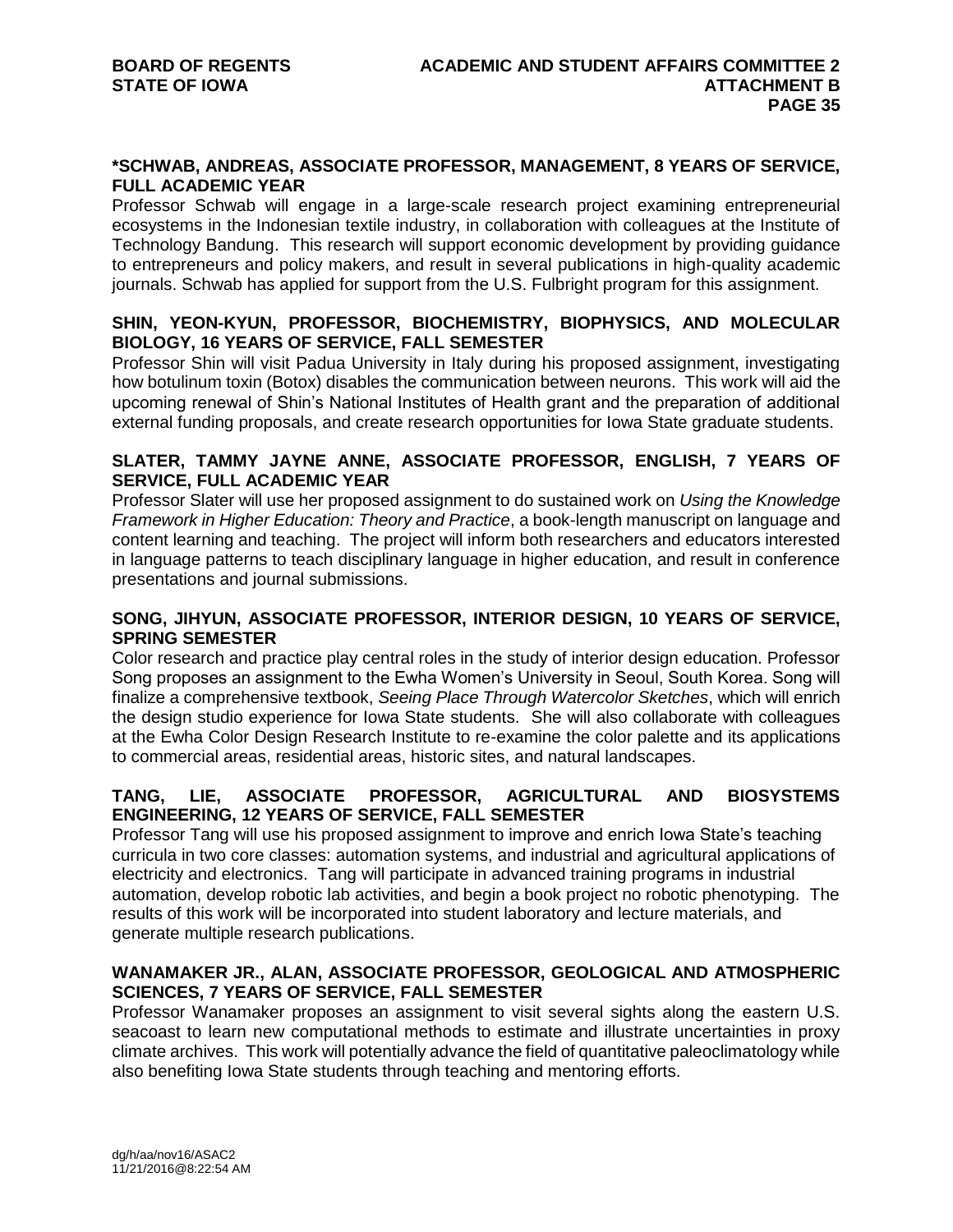**\*SCHWAB, ANDREAS, ASSOCIATE PROFESSOR, MANAGEMENT, 8 YEARS OF SERVICE, FULL ACADEMIC YEAR**

Professor Schwab will engage in a large-scale research project examining entrepreneurial ecosystems in the Indonesian textile industry, in collaboration with colleagues at the Institute of Technology Bandung. This research will support economic development by providing guidance to entrepreneurs and policy makers, and result in several publications in high-quality academic journals. Schwab has applied for support from the U.S. Fulbright program for this assignment.

**SHIN, YEON-KYUN, PROFESSOR, BIOCHEMISTRY, BIOPHYSICS, AND MOLECULAR BIOLOGY, 16 YEARS OF SERVICE, FALL SEMESTER**

Professor Shin will visit Padua University in Italy during his proposed assignment, investigating how botulinum toxin (Botox) disables the communication between neurons. This work will aid the upcoming renewal of Shin's National Institutes of Health grant and the preparation of additional external funding proposals, and create research opportunities for Iowa State graduate students.

**SLATER, TAMMY JAYNE ANNE, ASSOCIATE PROFESSOR, ENGLISH, 7 YEARS OF SERVICE, FULL ACADEMIC YEAR**

Professor Slater will use her proposed assignment to do sustained work on *Using the Knowledge Framework in Higher Education: Theory and Practice*, a book-length manuscript on language and content learning and teaching. The project will inform both researchers and educators interested in language patterns to teach disciplinary language in higher education, and result in conference presentations and journal submissions.

**SONG, JIHYUN, ASSOCIATE PROFESSOR, INTERIOR DESIGN, 10 YEARS OF SERVICE, SPRING SEMESTER**

Color research and practice play central roles in the study of interior design education. Professor Song proposes an assignment to the Ewha Women's University in Seoul, South Korea. Song will finalize a comprehensive textbook, *Seeing Place Through Watercolor Sketches*, which will enrich the design studio experience for Iowa State students. She will also collaborate with colleagues at the Ewha Color Design Research Institute to re-examine the color palette and its applications to commercial areas, residential areas, historic sites, and natural landscapes.

**TANG, LIE, ASSOCIATE PROFESSOR, AGRICULTURAL AND BIOSYSTEMS ENGINEERING, 12 YEARS OF SERVICE, FALL SEMESTER**

Professor Tang will use his proposed assignment to improve and enrich Iowa State's teaching curricula in two core classes: automation systems, and industrial and agricultural applications of electricity and electronics. Tang will participate in advanced training programs in industrial automation, develop robotic lab activities, and begin a book project no robotic phenotyping. The results of this work will be incorporated into student laboratory and lecture materials, and generate multiple research publications.

**WANAMAKER JR., ALAN, ASSOCIATE PROFESSOR, GEOLOGICAL AND ATMOSPHERIC SCIENCES, 7 YEARS OF SERVICE, FALL SEMESTER**

Professor Wanamaker proposes an assignment to visit several sights along the eastern U.S. seacoast to learn new computational methods to estimate and illustrate uncertainties in proxy climate archives. This work will potentially advance the field of quantitative paleoclimatology while also benefiting Iowa State students through teaching and mentoring efforts.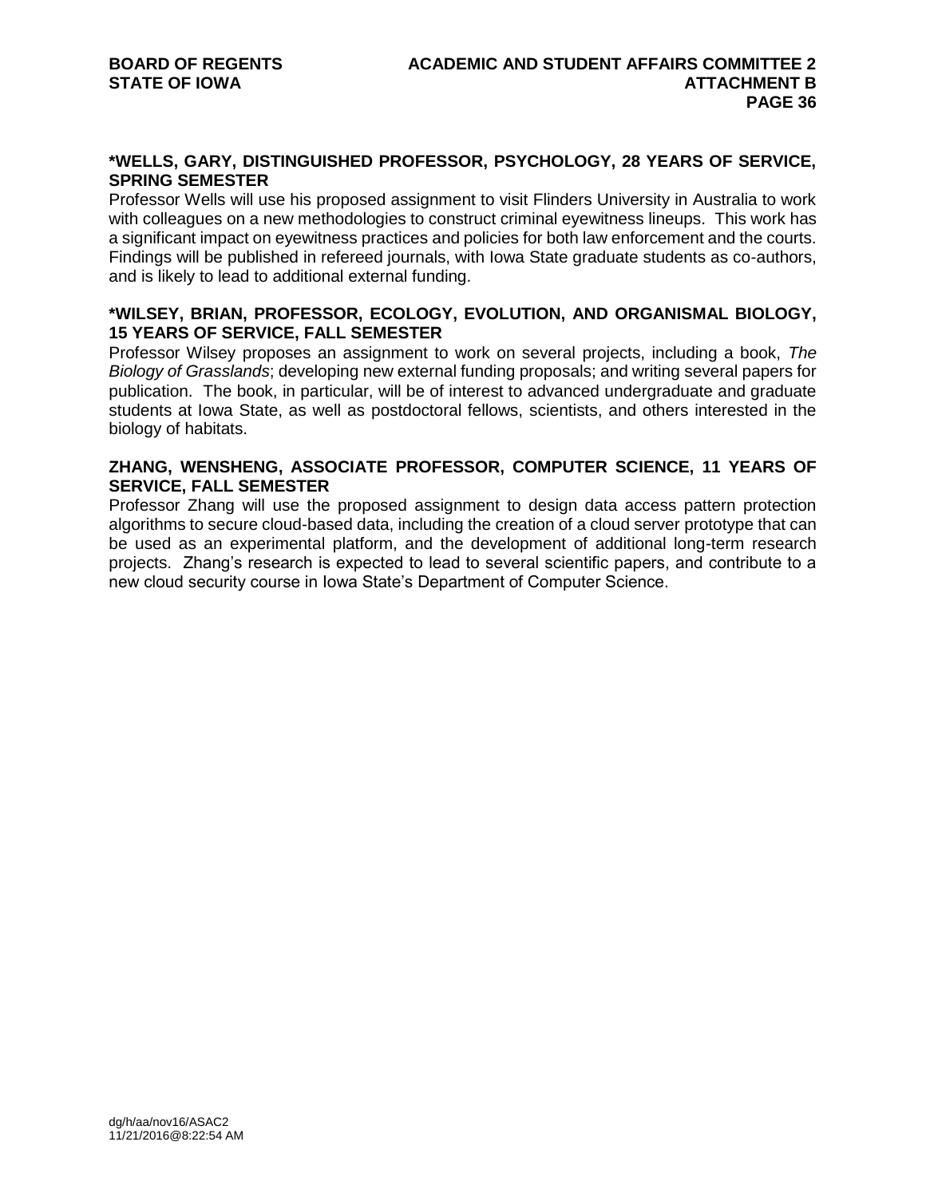**\*WELLS, GARY, DISTINGUISHED PROFESSOR, PSYCHOLOGY, 28 YEARS OF SERVICE, SPRING SEMESTER**

Professor Wells will use his proposed assignment to visit Flinders University in Australia to work with colleagues on a new methodologies to construct criminal eyewitness lineups. This work has a significant impact on eyewitness practices and policies for both law enforcement and the courts. Findings will be published in refereed journals, with Iowa State graduate students as co-authors, and is likely to lead to additional external funding.

**\*WILSEY, BRIAN, PROFESSOR, ECOLOGY, EVOLUTION, AND ORGANISMAL BIOLOGY, 15 YEARS OF SERVICE, FALL SEMESTER**

Professor Wilsey proposes an assignment to work on several projects, including a book, *The Biology of Grasslands*; developing new external funding proposals; and writing several papers for publication. The book, in particular, will be of interest to advanced undergraduate and graduate students at Iowa State, as well as postdoctoral fellows, scientists, and others interested in the biology of habitats.

**ZHANG, WENSHENG, ASSOCIATE PROFESSOR, COMPUTER SCIENCE, 11 YEARS OF SERVICE, FALL SEMESTER**

Professor Zhang will use the proposed assignment to design data access pattern protection algorithms to secure cloud-based data, including the creation of a cloud server prototype that can be used as an experimental platform, and the development of additional long-term research projects. Zhang's research is expected to lead to several scientific papers, and contribute to a new cloud security course in Iowa State's Department of Computer Science.

dg/h/aa/nov16/ASAC2
11/21/2016@8:22:54 AM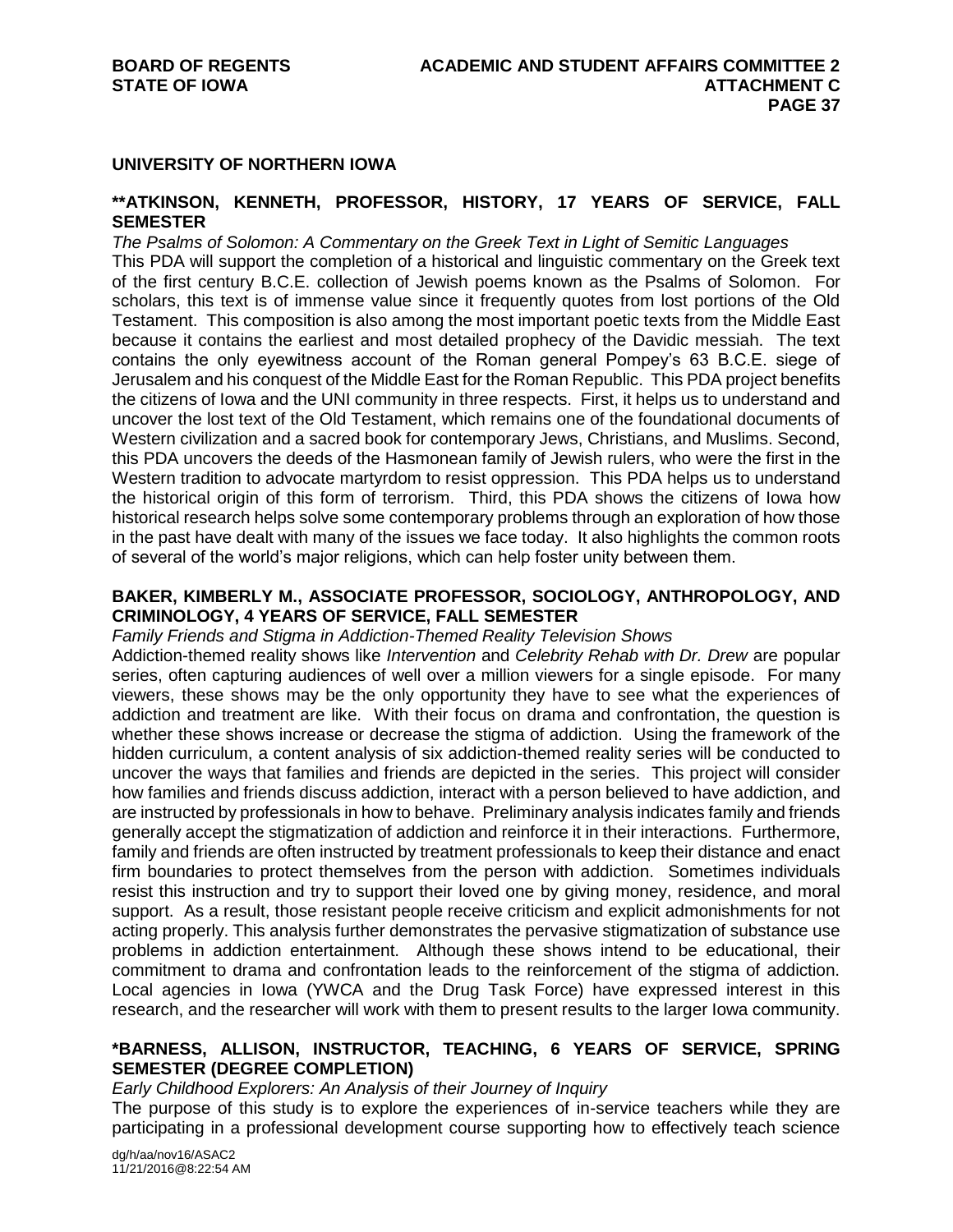## UNIVERSITY OF NORTHERN IOWA

### **ATKINSON, KENNETH, PROFESSOR, HISTORY, 17 YEARS OF SERVICE, FALL SEMESTER

*The Psalms of Solomon: A Commentary on the Greek Text in Light of Semitic Languages*

This PDA will support the completion of a historical and linguistic commentary on the Greek text of the first century B.C.E. collection of Jewish poems known as the Psalms of Solomon. For scholars, this text is of immense value since it frequently quotes from lost portions of the Old Testament. This composition is also among the most important poetic texts from the Middle East because it contains the earliest and most detailed prophecy of the Davidic messiah. The text contains the only eyewitness account of the Roman general Pompey's 63 B.C.E. siege of Jerusalem and his conquest of the Middle East for the Roman Republic. This PDA project benefits the citizens of Iowa and the UNI community in three respects. First, it helps us to understand and uncover the lost text of the Old Testament, which remains one of the foundational documents of Western civilization and a sacred book for contemporary Jews, Christians, and Muslims. Second, this PDA uncovers the deeds of the Hasmonean family of Jewish rulers, who were the first in the Western tradition to advocate martyrdom to resist oppression. This PDA helps us to understand the historical origin of this form of terrorism. Third, this PDA shows the citizens of Iowa how historical research helps solve some contemporary problems through an exploration of how those in the past have dealt with many of the issues we face today. It also highlights the common roots of several of the world's major religions, which can help foster unity between them.

### BAKER, KIMBERLY M., ASSOCIATE PROFESSOR, SOCIOLOGY, ANTHROPOLOGY, AND CRIMINOLOGY, 4 YEARS OF SERVICE, FALL SEMESTER

*Family Friends and Stigma in Addiction-Themed Reality Television Shows*

Addiction-themed reality shows like *Intervention* and *Celebrity Rehab with Dr. Drew* are popular series, often capturing audiences of well over a million viewers for a single episode. For many viewers, these shows may be the only opportunity they have to see what the experiences of addiction and treatment are like. With their focus on drama and confrontation, the question is whether these shows increase or decrease the stigma of addiction. Using the framework of the hidden curriculum, a content analysis of six addiction-themed reality series will be conducted to uncover the ways that families and friends are depicted in the series. This project will consider how families and friends discuss addiction, interact with a person believed to have addiction, and are instructed by professionals in how to behave. Preliminary analysis indicates family and friends generally accept the stigmatization of addiction and reinforce it in their interactions. Furthermore, family and friends are often instructed by treatment professionals to keep their distance and enact firm boundaries to protect themselves from the person with addiction. Sometimes individuals resist this instruction and try to support their loved one by giving money, residence, and moral support. As a result, those resistant people receive criticism and explicit admonishments for not acting properly. This analysis further demonstrates the pervasive stigmatization of substance use problems in addiction entertainment. Although these shows intend to be educational, their commitment to drama and confrontation leads to the reinforcement of the stigma of addiction. Local agencies in Iowa (YWCA and the Drug Task Force) have expressed interest in this research, and the researcher will work with them to present results to the larger Iowa community.

### *BARNESS, ALLISON, INSTRUCTOR, TEACHING, 6 YEARS OF SERVICE, SPRING SEMESTER (DEGREE COMPLETION)

*Early Childhood Explorers: An Analysis of their Journey of Inquiry*

The purpose of this study is to explore the experiences of in-service teachers while they are participating in a professional development course supporting how to effectively teach science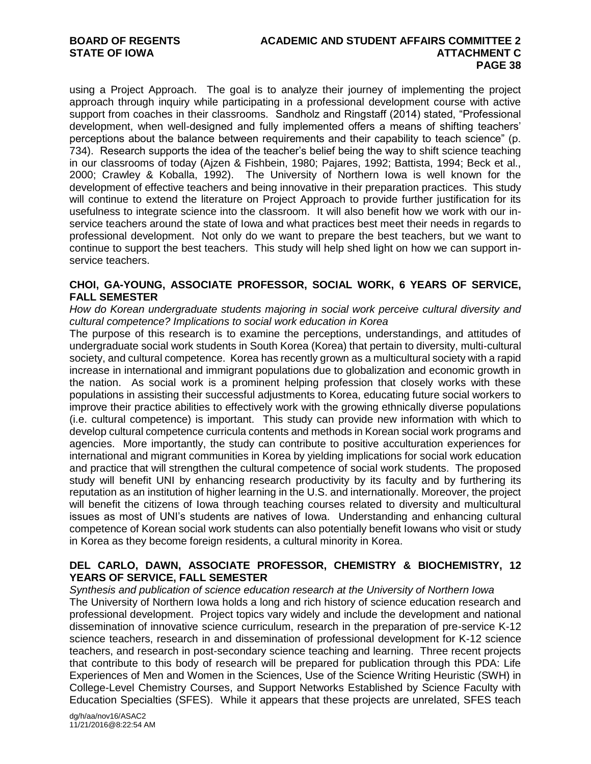using a Project Approach. The goal is to analyze their journey of implementing the project approach through inquiry while participating in a professional development course with active support from coaches in their classrooms. Sandholz and Ringstaff (2014) stated, "Professional development, when well-designed and fully implemented offers a means of shifting teachers' perceptions about the balance between requirements and their capability to teach science" (p. 734). Research supports the idea of the teacher's belief being the way to shift science teaching in our classrooms of today (Ajzen & Fishbein, 1980; Pajares, 1992; Battista, 1994; Beck et al., 2000; Crawley & Koballa, 1992). The University of Northern Iowa is well known for the development of effective teachers and being innovative in their preparation practices. This study will continue to extend the literature on Project Approach to provide further justification for its usefulness to integrate science into the classroom. It will also benefit how we work with our in-service teachers around the state of Iowa and what practices best meet their needs in regards to professional development. Not only do we want to prepare the best teachers, but we want to continue to support the best teachers. This study will help shed light on how we can support in-service teachers.

**CHOI, GA-YOUNG, ASSOCIATE PROFESSOR, SOCIAL WORK, 6 YEARS OF SERVICE, FALL SEMESTER**

*How do Korean undergraduate students majoring in social work perceive cultural diversity and cultural competence? Implications to social work education in Korea*

The purpose of this research is to examine the perceptions, understandings, and attitudes of undergraduate social work students in South Korea (Korea) that pertain to diversity, multi-cultural society, and cultural competence. Korea has recently grown as a multicultural society with a rapid increase in international and immigrant populations due to globalization and economic growth in the nation. As social work is a prominent helping profession that closely works with these populations in assisting their successful adjustments to Korea, educating future social workers to improve their practice abilities to effectively work with the growing ethnically diverse populations (i.e. cultural competence) is important. This study can provide new information with which to develop cultural competence curricula contents and methods in Korean social work programs and agencies. More importantly, the study can contribute to positive acculturation experiences for international and migrant communities in Korea by yielding implications for social work education and practice that will strengthen the cultural competence of social work students. The proposed study will benefit UNI by enhancing research productivity by its faculty and by furthering its reputation as an institution of higher learning in the U.S. and internationally. Moreover, the project will benefit the citizens of Iowa through teaching courses related to diversity and multicultural issues as most of UNI's students are natives of Iowa. Understanding and enhancing cultural competence of Korean social work students can also potentially benefit Iowans who visit or study in Korea as they become foreign residents, a cultural minority in Korea.

**DEL CARLO, DAWN, ASSOCIATE PROFESSOR, CHEMISTRY & BIOCHEMISTRY, 12 YEARS OF SERVICE, FALL SEMESTER**

*Synthesis and publication of science education research at the University of Northern Iowa*

The University of Northern Iowa holds a long and rich history of science education research and professional development. Project topics vary widely and include the development and national dissemination of innovative science curriculum, research in the preparation of pre-service K-12 science teachers, research in and dissemination of professional development for K-12 science teachers, and research in post-secondary science teaching and learning. Three recent projects that contribute to this body of research will be prepared for publication through this PDA: Life Experiences of Men and Women in the Sciences, Use of the Science Writing Heuristic (SWH) in College-Level Chemistry Courses, and Support Networks Established by Science Faculty with Education Specialties (SFES). While it appears that these projects are unrelated, SFES teach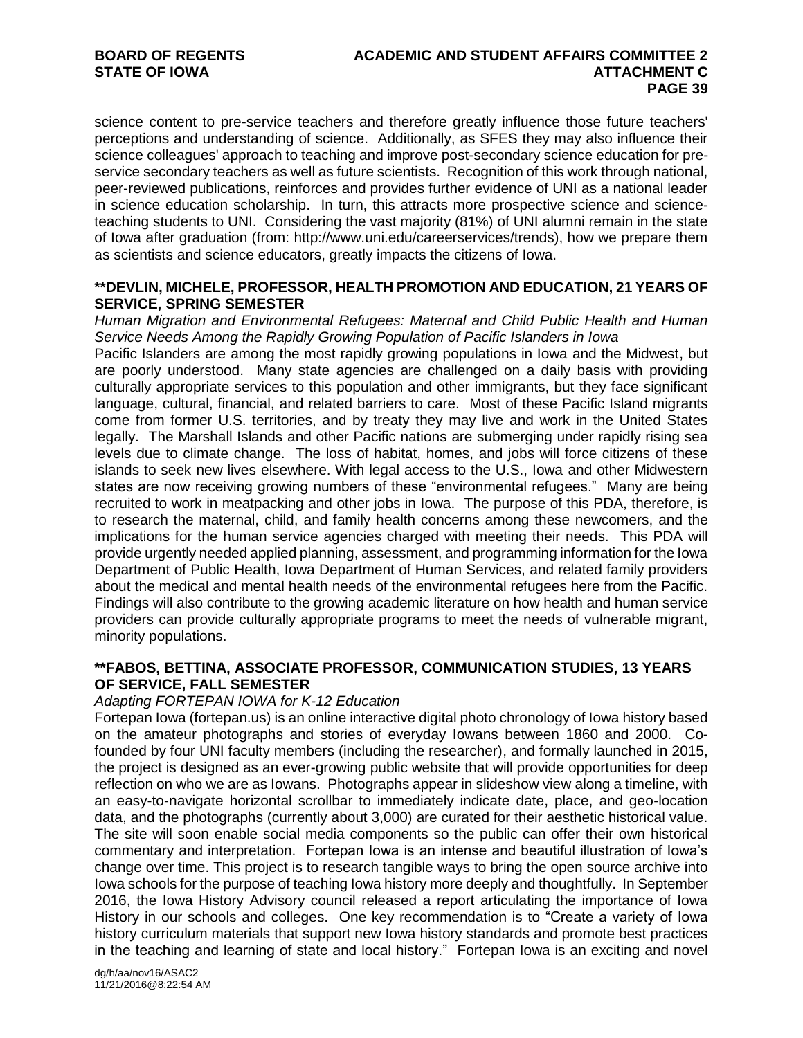science content to pre-service teachers and therefore greatly influence those future teachers' perceptions and understanding of science. Additionally, as SFES they may also influence their science colleagues' approach to teaching and improve post-secondary science education for pre-service secondary teachers as well as future scientists. Recognition of this work through national, peer-reviewed publications, reinforces and provides further evidence of UNI as a national leader in science education scholarship. In turn, this attracts more prospective science and science-teaching students to UNI. Considering the vast majority (81%) of UNI alumni remain in the state of Iowa after graduation (from: http://www.uni.edu/careerservices/trends), how we prepare them as scientists and science educators, greatly impacts the citizens of Iowa.

**\*\*DEVLIN, MICHELE, PROFESSOR, HEALTH PROMOTION AND EDUCATION, 21 YEARS OF SERVICE, SPRING SEMESTER**

*Human Migration and Environmental Refugees: Maternal and Child Public Health and Human Service Needs Among the Rapidly Growing Population of Pacific Islanders in Iowa*

Pacific Islanders are among the most rapidly growing populations in Iowa and the Midwest, but are poorly understood. Many state agencies are challenged on a daily basis with providing culturally appropriate services to this population and other immigrants, but they face significant language, cultural, financial, and related barriers to care. Most of these Pacific Island migrants come from former U.S. territories, and by treaty they may live and work in the United States legally. The Marshall Islands and other Pacific nations are submerging under rapidly rising sea levels due to climate change. The loss of habitat, homes, and jobs will force citizens of these islands to seek new lives elsewhere. With legal access to the U.S., Iowa and other Midwestern states are now receiving growing numbers of these "environmental refugees." Many are being recruited to work in meatpacking and other jobs in Iowa. The purpose of this PDA, therefore, is to research the maternal, child, and family health concerns among these newcomers, and the implications for the human service agencies charged with meeting their needs. This PDA will provide urgently needed applied planning, assessment, and programming information for the Iowa Department of Public Health, Iowa Department of Human Services, and related family providers about the medical and mental health needs of the environmental refugees here from the Pacific. Findings will also contribute to the growing academic literature on how health and human service providers can provide culturally appropriate programs to meet the needs of vulnerable migrant, minority populations.

**\*\*FABOS, BETTINA, ASSOCIATE PROFESSOR, COMMUNICATION STUDIES, 13 YEARS OF SERVICE, FALL SEMESTER**

*Adapting FORTEPAN IOWA for K-12 Education*

Fortepan Iowa (fortepan.us) is an online interactive digital photo chronology of Iowa history based on the amateur photographs and stories of everyday Iowans between 1860 and 2000. Co-founded by four UNI faculty members (including the researcher), and formally launched in 2015, the project is designed as an ever-growing public website that will provide opportunities for deep reflection on who we are as Iowans. Photographs appear in slideshow view along a timeline, with an easy-to-navigate horizontal scrollbar to immediately indicate date, place, and geo-location data, and the photographs (currently about 3,000) are curated for their aesthetic historical value. The site will soon enable social media components so the public can offer their own historical commentary and interpretation. Fortepan Iowa is an intense and beautiful illustration of Iowa's change over time. This project is to research tangible ways to bring the open source archive into Iowa schools for the purpose of teaching Iowa history more deeply and thoughtfully. In September 2016, the Iowa History Advisory council released a report articulating the importance of Iowa History in our schools and colleges. One key recommendation is to "Create a variety of Iowa history curriculum materials that support new Iowa history standards and promote best practices in the teaching and learning of state and local history." Fortepan Iowa is an exciting and novel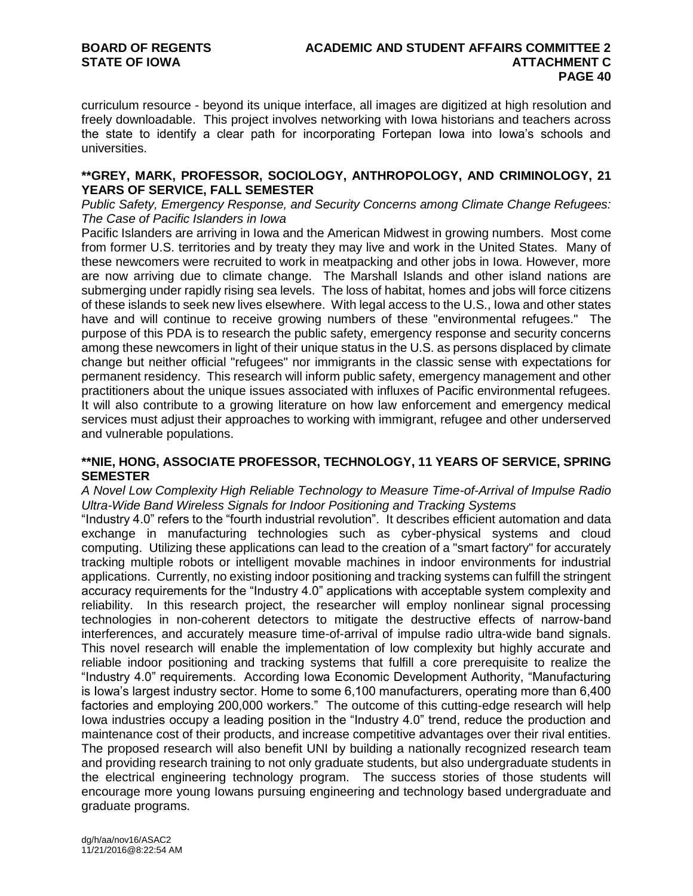curriculum resource - beyond its unique interface, all images are digitized at high resolution and freely downloadable. This project involves networking with Iowa historians and teachers across the state to identify a clear path for incorporating Fortepan Iowa into Iowa's schools and universities.

**\*\*GREY, MARK, PROFESSOR, SOCIOLOGY, ANTHROPOLOGY, AND CRIMINOLOGY, 21 YEARS OF SERVICE, FALL SEMESTER**

*Public Safety, Emergency Response, and Security Concerns among Climate Change Refugees: The Case of Pacific Islanders in Iowa*

Pacific Islanders are arriving in Iowa and the American Midwest in growing numbers. Most come from former U.S. territories and by treaty they may live and work in the United States. Many of these newcomers were recruited to work in meatpacking and other jobs in Iowa. However, more are now arriving due to climate change. The Marshall Islands and other island nations are submerging under rapidly rising sea levels. The loss of habitat, homes and jobs will force citizens of these islands to seek new lives elsewhere. With legal access to the U.S., Iowa and other states have and will continue to receive growing numbers of these "environmental refugees." The purpose of this PDA is to research the public safety, emergency response and security concerns among these newcomers in light of their unique status in the U.S. as persons displaced by climate change but neither official "refugees" nor immigrants in the classic sense with expectations for permanent residency. This research will inform public safety, emergency management and other practitioners about the unique issues associated with influxes of Pacific environmental refugees. It will also contribute to a growing literature on how law enforcement and emergency medical services must adjust their approaches to working with immigrant, refugee and other underserved and vulnerable populations.

**\*\*NIE, HONG, ASSOCIATE PROFESSOR, TECHNOLOGY, 11 YEARS OF SERVICE, SPRING SEMESTER**

*A Novel Low Complexity High Reliable Technology to Measure Time-of-Arrival of Impulse Radio Ultra-Wide Band Wireless Signals for Indoor Positioning and Tracking Systems*

"Industry 4.0" refers to the "fourth industrial revolution". It describes efficient automation and data exchange in manufacturing technologies such as cyber-physical systems and cloud computing. Utilizing these applications can lead to the creation of a "smart factory" for accurately tracking multiple robots or intelligent movable machines in indoor environments for industrial applications. Currently, no existing indoor positioning and tracking systems can fulfill the stringent accuracy requirements for the "Industry 4.0" applications with acceptable system complexity and reliability. In this research project, the researcher will employ nonlinear signal processing technologies in non-coherent detectors to mitigate the destructive effects of narrow-band interferences, and accurately measure time-of-arrival of impulse radio ultra-wide band signals. This novel research will enable the implementation of low complexity but highly accurate and reliable indoor positioning and tracking systems that fulfill a core prerequisite to realize the "Industry 4.0" requirements. According Iowa Economic Development Authority, "Manufacturing is Iowa's largest industry sector. Home to some 6,100 manufacturers, operating more than 6,400 factories and employing 200,000 workers." The outcome of this cutting-edge research will help Iowa industries occupy a leading position in the "Industry 4.0" trend, reduce the production and maintenance cost of their products, and increase competitive advantages over their rival entities. The proposed research will also benefit UNI by building a nationally recognized research team and providing research training to not only graduate students, but also undergraduate students in the electrical engineering technology program. The success stories of those students will encourage more young Iowans pursuing engineering and technology based undergraduate and graduate programs.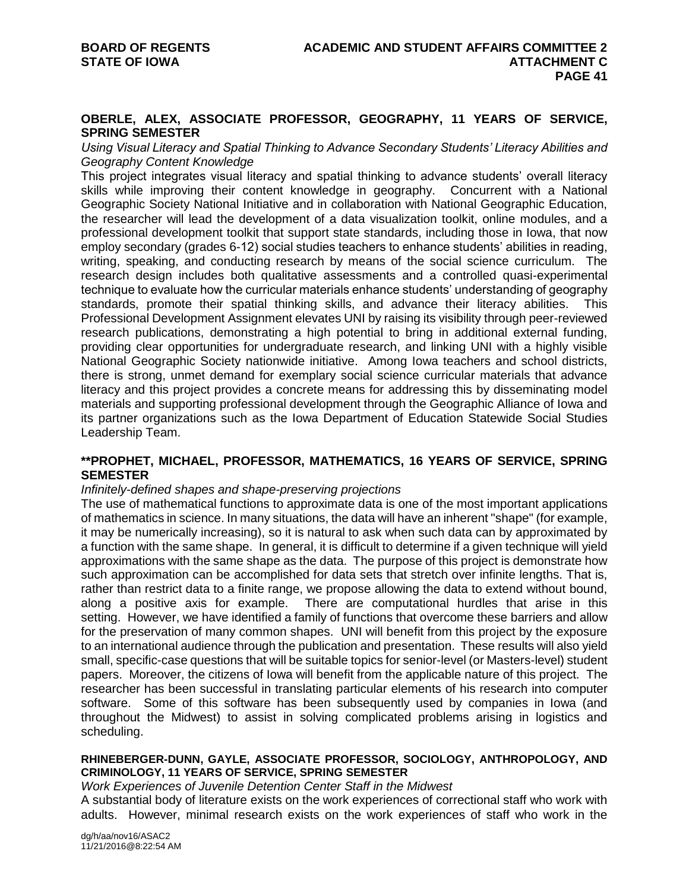**OBERLE, ALEX, ASSOCIATE PROFESSOR, GEOGRAPHY, 11 YEARS OF SERVICE, SPRING SEMESTER**

*Using Visual Literacy and Spatial Thinking to Advance Secondary Students' Literacy Abilities and Geography Content Knowledge*

This project integrates visual literacy and spatial thinking to advance students' overall literacy skills while improving their content knowledge in geography. Concurrent with a National Geographic Society National Initiative and in collaboration with National Geographic Education, the researcher will lead the development of a data visualization toolkit, online modules, and a professional development toolkit that support state standards, including those in Iowa, that now employ secondary (grades 6-12) social studies teachers to enhance students' abilities in reading, writing, speaking, and conducting research by means of the social science curriculum. The research design includes both qualitative assessments and a controlled quasi-experimental technique to evaluate how the curricular materials enhance students' understanding of geography standards, promote their spatial thinking skills, and advance their literacy abilities. This Professional Development Assignment elevates UNI by raising its visibility through peer-reviewed research publications, demonstrating a high potential to bring in additional external funding, providing clear opportunities for undergraduate research, and linking UNI with a highly visible National Geographic Society nationwide initiative. Among Iowa teachers and school districts, there is strong, unmet demand for exemplary social science curricular materials that advance literacy and this project provides a concrete means for addressing this by disseminating model materials and supporting professional development through the Geographic Alliance of Iowa and its partner organizations such as the Iowa Department of Education Statewide Social Studies Leadership Team.

**\*\*PROPHET, MICHAEL, PROFESSOR, MATHEMATICS, 16 YEARS OF SERVICE, SPRING SEMESTER**

*Infinitely-defined shapes and shape-preserving projections*

The use of mathematical functions to approximate data is one of the most important applications of mathematics in science. In many situations, the data will have an inherent "shape" (for example, it may be numerically increasing), so it is natural to ask when such data can by approximated by a function with the same shape. In general, it is difficult to determine if a given technique will yield approximations with the same shape as the data. The purpose of this project is demonstrate how such approximation can be accomplished for data sets that stretch over infinite lengths. That is, rather than restrict data to a finite range, we propose allowing the data to extend without bound, along a positive axis for example. There are computational hurdles that arise in this setting. However, we have identified a family of functions that overcome these barriers and allow for the preservation of many common shapes. UNI will benefit from this project by the exposure to an international audience through the publication and presentation. These results will also yield small, specific-case questions that will be suitable topics for senior-level (or Masters-level) student papers. Moreover, the citizens of Iowa will benefit from the applicable nature of this project. The researcher has been successful in translating particular elements of his research into computer software. Some of this software has been subsequently used by companies in Iowa (and throughout the Midwest) to assist in solving complicated problems arising in logistics and scheduling.

**RHINEBERGER-DUNN, GAYLE, ASSOCIATE PROFESSOR, SOCIOLOGY, ANTHROPOLOGY, AND CRIMINOLOGY, 11 YEARS OF SERVICE, SPRING SEMESTER**

*Work Experiences of Juvenile Detention Center Staff in the Midwest*

A substantial body of literature exists on the work experiences of correctional staff who work with adults. However, minimal research exists on the work experiences of staff who work in the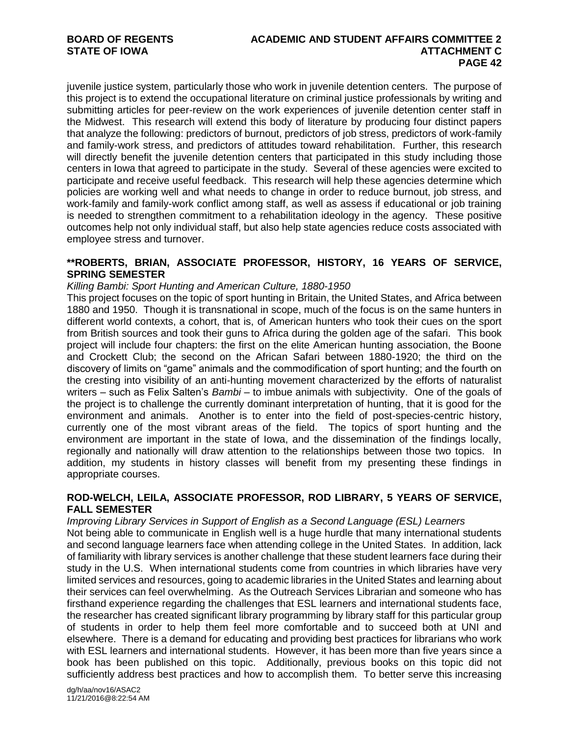juvenile justice system, particularly those who work in juvenile detention centers. The purpose of this project is to extend the occupational literature on criminal justice professionals by writing and submitting articles for peer-review on the work experiences of juvenile detention center staff in the Midwest. This research will extend this body of literature by producing four distinct papers that analyze the following: predictors of burnout, predictors of job stress, predictors of work-family and family-work stress, and predictors of attitudes toward rehabilitation. Further, this research will directly benefit the juvenile detention centers that participated in this study including those centers in Iowa that agreed to participate in the study. Several of these agencies were excited to participate and receive useful feedback. This research will help these agencies determine which policies are working well and what needs to change in order to reduce burnout, job stress, and work-family and family-work conflict among staff, as well as assess if educational or job training is needed to strengthen commitment to a rehabilitation ideology in the agency. These positive outcomes help not only individual staff, but also help state agencies reduce costs associated with employee stress and turnover.

**\*\*ROBERTS, BRIAN, ASSOCIATE PROFESSOR, HISTORY, 16 YEARS OF SERVICE, SPRING SEMESTER**

*Killing Bambi: Sport Hunting and American Culture, 1880-1950*

This project focuses on the topic of sport hunting in Britain, the United States, and Africa between 1880 and 1950. Though it is transnational in scope, much of the focus is on the same hunters in different world contexts, a cohort, that is, of American hunters who took their cues on the sport from British sources and took their guns to Africa during the golden age of the safari. This book project will include four chapters: the first on the elite American hunting association, the Boone and Crockett Club; the second on the African Safari between 1880-1920; the third on the discovery of limits on "game" animals and the commodification of sport hunting; and the fourth on the cresting into visibility of an anti-hunting movement characterized by the efforts of naturalist writers – such as Felix Salten's *Bambi* – to imbue animals with subjectivity. One of the goals of the project is to challenge the currently dominant interpretation of hunting, that it is good for the environment and animals. Another is to enter into the field of post-species-centric history, currently one of the most vibrant areas of the field. The topics of sport hunting and the environment are important in the state of Iowa, and the dissemination of the findings locally, regionally and nationally will draw attention to the relationships between those two topics. In addition, my students in history classes will benefit from my presenting these findings in appropriate courses.

**ROD-WELCH, LEILA, ASSOCIATE PROFESSOR, ROD LIBRARY, 5 YEARS OF SERVICE, FALL SEMESTER**

*Improving Library Services in Support of English as a Second Language (ESL) Learners*

Not being able to communicate in English well is a huge hurdle that many international students and second language learners face when attending college in the United States. In addition, lack of familiarity with library services is another challenge that these student learners face during their study in the U.S. When international students come from countries in which libraries have very limited services and resources, going to academic libraries in the United States and learning about their services can feel overwhelming. As the Outreach Services Librarian and someone who has firsthand experience regarding the challenges that ESL learners and international students face, the researcher has created significant library programming by library staff for this particular group of students in order to help them feel more comfortable and to succeed both at UNI and elsewhere. There is a demand for educating and providing best practices for librarians who work with ESL learners and international students. However, it has been more than five years since a book has been published on this topic. Additionally, previous books on this topic did not sufficiently address best practices and how to accomplish them. To better serve this increasing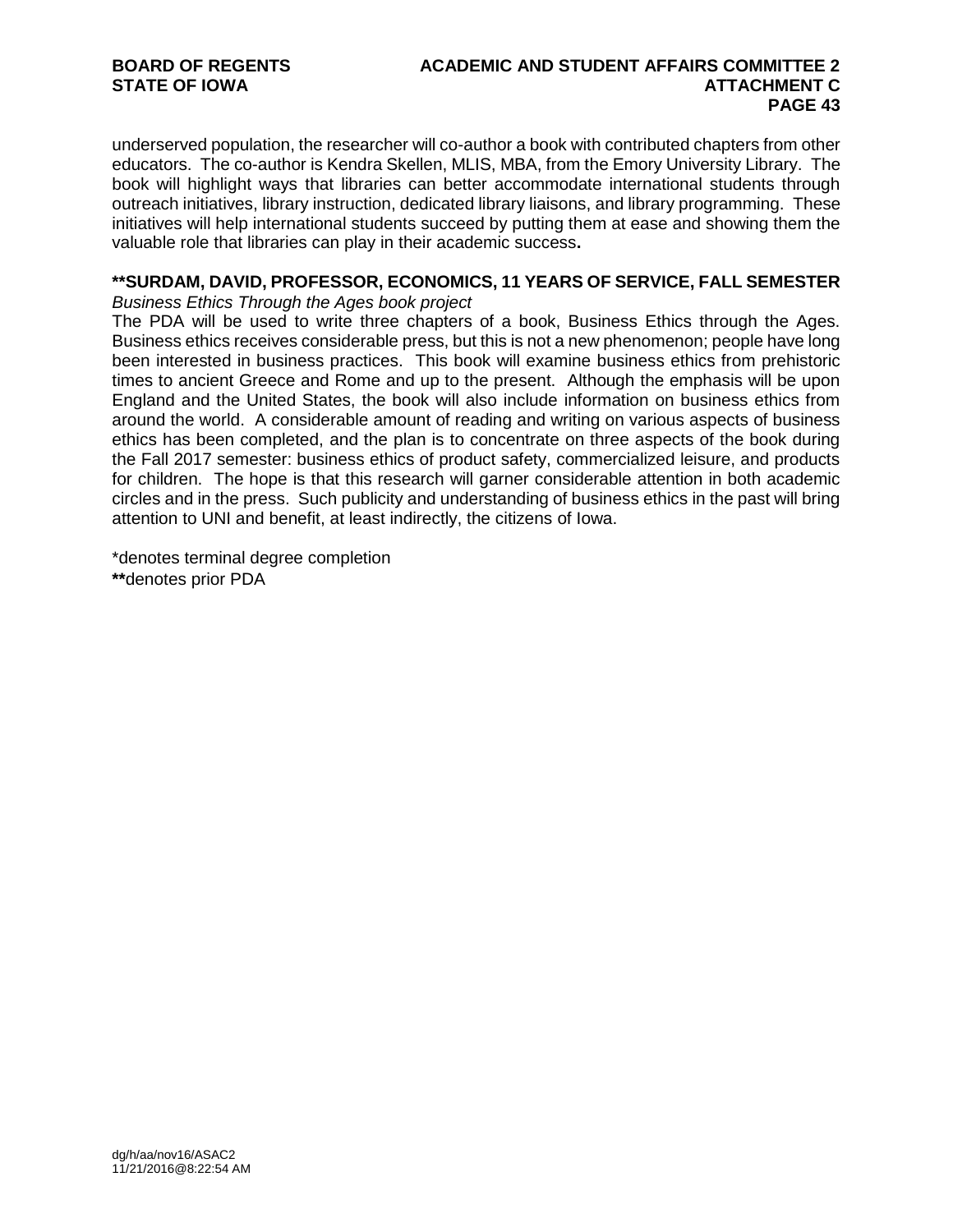underserved population, the researcher will co-author a book with contributed chapters from other educators. The co-author is Kendra Skellen, MLIS, MBA, from the Emory University Library. The book will highlight ways that libraries can better accommodate international students through outreach initiatives, library instruction, dedicated library liaisons, and library programming. These initiatives will help international students succeed by putting them at ease and showing them the valuable role that libraries can play in their academic success**.**

**\*\*SURDAM, DAVID, PROFESSOR, ECONOMICS, 11 YEARS OF SERVICE, FALL SEMESTER**
*Business Ethics Through the Ages book project*
The PDA will be used to write three chapters of a book, Business Ethics through the Ages. Business ethics receives considerable press, but this is not a new phenomenon; people have long been interested in business practices. This book will examine business ethics from prehistoric times to ancient Greece and Rome and up to the present. Although the emphasis will be upon England and the United States, the book will also include information on business ethics from around the world. A considerable amount of reading and writing on various aspects of business ethics has been completed, and the plan is to concentrate on three aspects of the book during the Fall 2017 semester: business ethics of product safety, commercialized leisure, and products for children. The hope is that this research will garner considerable attention in both academic circles and in the press. Such publicity and understanding of business ethics in the past will bring attention to UNI and benefit, at least indirectly, the citizens of Iowa.

*denotes terminal degree completion
**\*\***denotes prior PDA

dg/h/aa/nov16/ASAC2
11/21/2016@8:22:54 AM